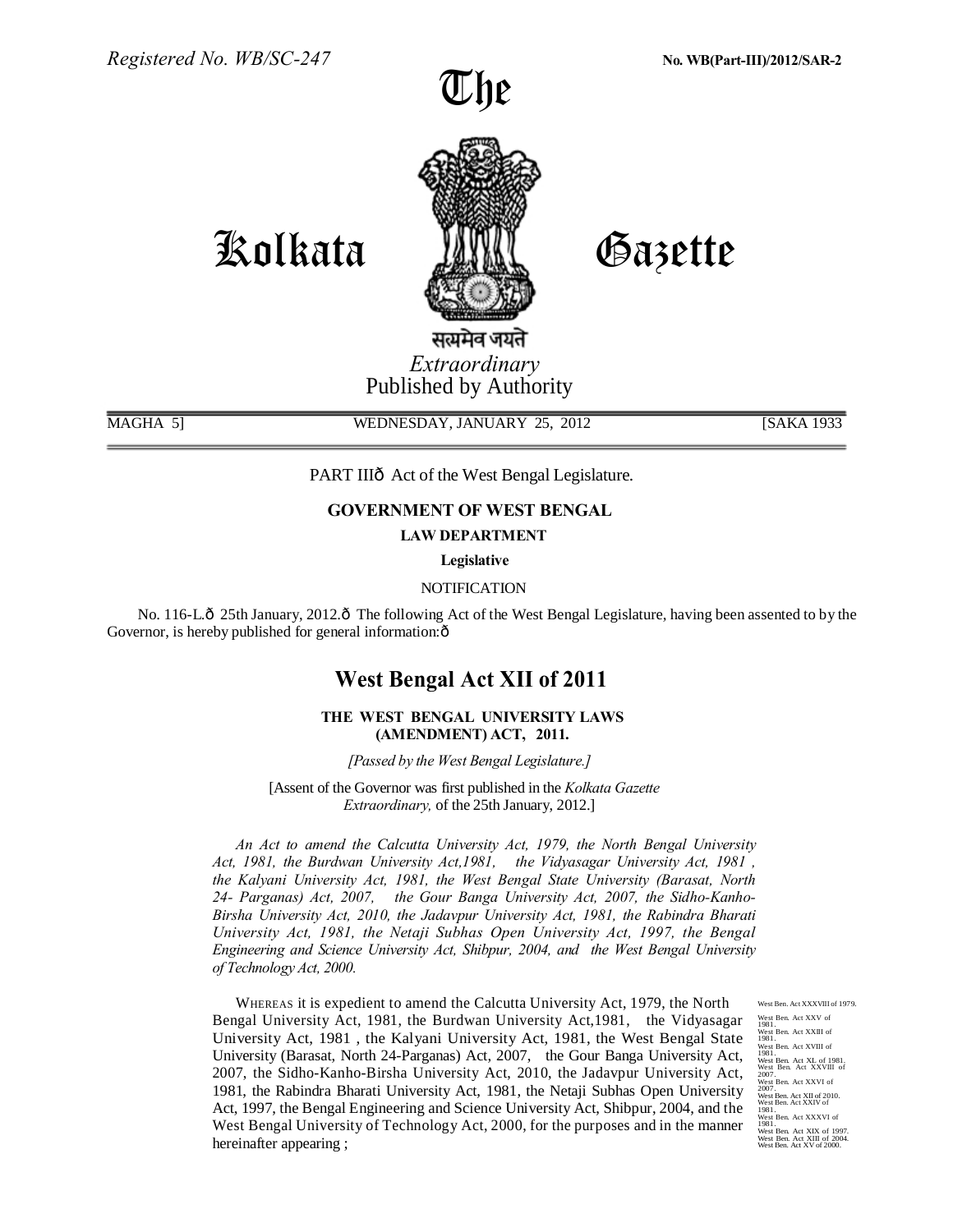Registered No. WB/SC-247 **No. WB(Part-III)/2012/SAR-2**

# The Kolkata Gazette

सत्यमेव जयते

*Extraordinary*
Published by Authority

MAGHA 5] WEDNESDAY, JANUARY 25, 2012 [SAKA 1933

PART IIIô Act of the West Bengal Legislature.

**GOVERNMENT OF WEST BENGAL**

**LAW DEPARTMENT**

**Legislative**

NOTIFICATION

No. 116-L.ô 25th January, 2012.ô The following Act of the West Bengal Legislature, having been assented to by the Governor, is hereby published for general information:ô

## West Bengal Act XII of 2011

**THE WEST BENGAL UNIVERSITY LAWS (AMENDMENT) ACT, 2011.**

*[Passed by the West Bengal Legislature.]*

[Assent of the Governor was first published in the *Kolkata Gazette Extraordinary,* of the 25th January, 2012.]

*An Act to amend the Calcutta University Act, 1979, the North Bengal University Act, 1981, the Burdwan University Act,1981, the Vidyasagar University Act, 1981 , the Kalyani University Act, 1981, the West Bengal State University (Barasat, North 24- Parganas) Act, 2007, the Gour Banga University Act, 2007, the Sidho-Kanho-Birsha University Act, 2010, the Jadavpur University Act, 1981, the Rabindra Bharati University Act, 1981, the Netaji Subhas Open University Act, 1997, the Bengal Engineering and Science University Act, Shibpur, 2004, and the West Bengal University of Technology Act, 2000.*

WHEREAS it is expedient to amend the Calcutta University Act, 1979, the North Bengal University Act, 1981, the Burdwan University Act,1981, the Vidyasagar University Act, 1981 , the Kalyani University Act, 1981, the West Bengal State University (Barasat, North 24-Parganas) Act, 2007, the Gour Banga University Act, 2007, the Sidho-Kanho-Birsha University Act, 2010, the Jadavpur University Act, 1981, the Rabindra Bharati University Act, 1981, the Netaji Subhas Open University Act, 1997, the Bengal Engineering and Science University Act, Shibpur, 2004, and the West Bengal University of Technology Act, 2000, for the purposes and in the manner hereinafter appearing ;

West Ben. Act XXXVIII of 1979.
West Ben. Act XXV of 1981.
West Ben. Act XXIII of 1981.
West Ben. Act XVIII of 1981.
West Ben. Act XL of 1981.
West Ben. Act XXVIII of 2007.
West Ben. Act XXVI of 2007.
West Ben. Act XII of 2010.
West Ben. Act XXIV of 1981.
West Ben. Act XXXVI of 1981.
West Ben. Act XIX of 1997.
West Ben. Act XIII of 2004.
West Ben. Act XV of 2000.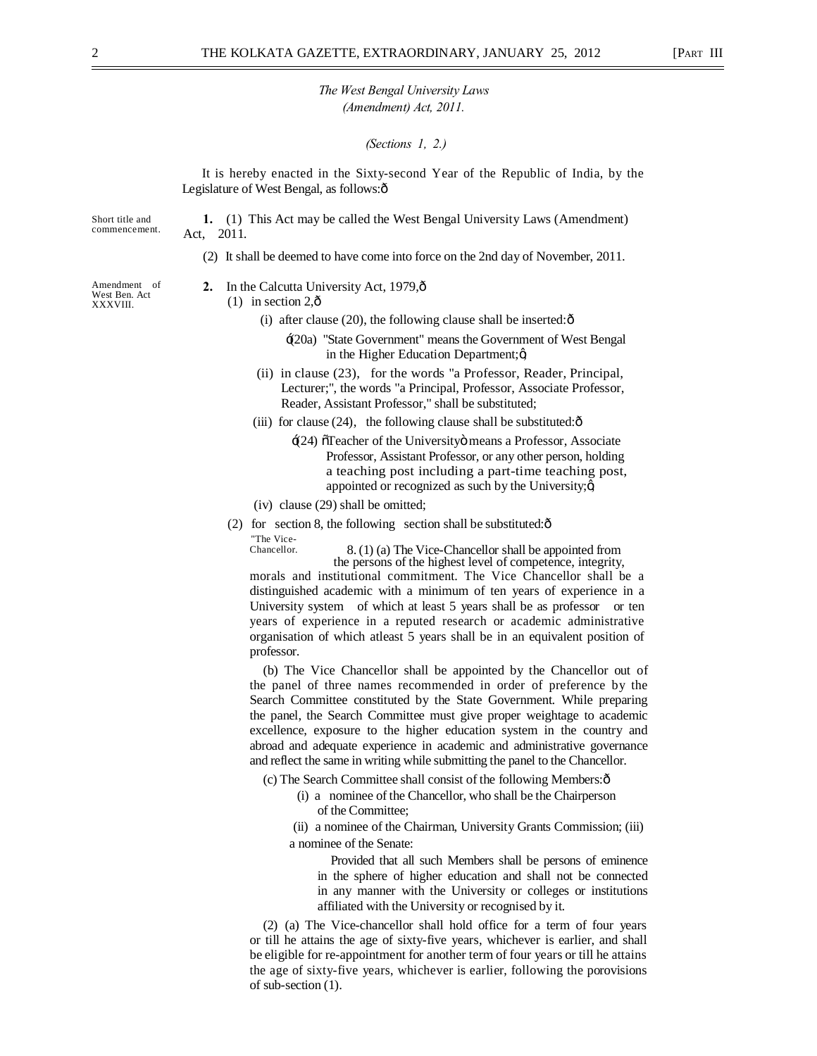*The West Bengal University Laws (Amendment) Act, 2011.*

*(Sections 1, 2.)*

It is hereby enacted in the Sixty-second Year of the Republic of India, by the Legislature of West Bengal, as follows:—

Short title and commencement.

**1.** (1) This Act may be called the West Bengal University Laws (Amendment) Act, 2011.

(2) It shall be deemed to have come into force on the 2nd day of November, 2011.

Amendment of West Ben. Act XXXVIII.

**2.** In the Calcutta University Act, 1979,—

(1) in section 2,—

(i) after clause (20), the following clause shall be inserted:—

'(20a) "State Government" means the Government of West Bengal in the Higher Education Department;';

(ii) in clause (23), for the words "a Professor, Reader, Principal, Lecturer;", the words "a Principal, Professor, Associate Professor, Reader, Assistant Professor," shall be substituted;

(iii) for clause (24), the following clause shall be substituted:—

'(24) "Teacher of the University" means a Professor, Associate Professor, Assistant Professor, or any other person, holding a teaching post including a part-time teaching post, appointed or recognized as such by the University;';

(iv) clause (29) shall be omitted;

(2) for section 8, the following section shall be substituted:—

"The Vice-Chancellor.

8. (1) (a) The Vice-Chancellor shall be appointed from the persons of the highest level of competence, integrity, morals and institutional commitment. The Vice Chancellor shall be a distinguished academic with a minimum of ten years of experience in a University system of which at least 5 years shall be as professor or ten years of experience in a reputed research or academic administrative organisation of which atleast 5 years shall be in an equivalent position of professor.

(b) The Vice Chancellor shall be appointed by the Chancellor out of the panel of three names recommended in order of preference by the Search Committee constituted by the State Government. While preparing the panel, the Search Committee must give proper weightage to academic excellence, exposure to the higher education system in the country and abroad and adequate experience in academic and administrative governance and reflect the same in writing while submitting the panel to the Chancellor.

(c) The Search Committee shall consist of the following Members:—

(i) a nominee of the Chancellor, who shall be the Chairperson of the Committee;

(ii) a nominee of the Chairman, University Grants Commission;

(iii) a nominee of the Senate:

Provided that all such Members shall be persons of eminence in the sphere of higher education and shall not be connected in any manner with the University or colleges or institutions affiliated with the University or recognised by it.

(2) (a) The Vice-chancellor shall hold office for a term of four years or till he attains the age of sixty-five years, whichever is earlier, and shall be eligible for re-appointment for another term of four years or till he attains the age of sixty-five years, whichever is earlier, following the porovisions of sub-section (1).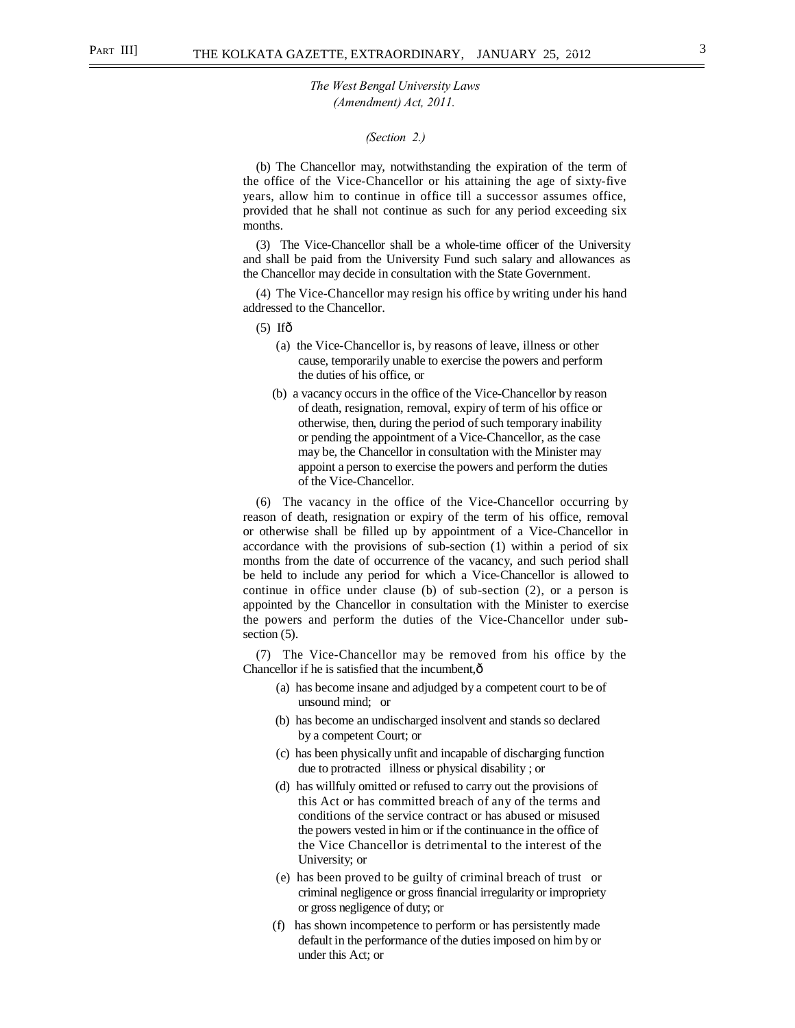*The West Bengal University Laws (Amendment) Act, 2011.*

*(Section 2.)*

(b) The Chancellor may, notwithstanding the expiration of the term of the office of the Vice-Chancellor or his attaining the age of sixty-five years, allow him to continue in office till a successor assumes office, provided that he shall not continue as such for any period exceeding six months.

(3) The Vice-Chancellor shall be a whole-time officer of the University and shall be paid from the University Fund such salary and allowances as the Chancellor may decide in consultation with the State Government.

(4) The Vice-Chancellor may resign his office by writing under his hand addressed to the Chancellor.

(5) Ifô

(a) the Vice-Chancellor is, by reasons of leave, illness or other cause, temporarily unable to exercise the powers and perform the duties of his office, or

(b) a vacancy occurs in the office of the Vice-Chancellor by reason of death, resignation, removal, expiry of term of his office or otherwise, then, during the period of such temporary inability or pending the appointment of a Vice-Chancellor, as the case may be, the Chancellor in consultation with the Minister may appoint a person to exercise the powers and perform the duties of the Vice-Chancellor.

(6) The vacancy in the office of the Vice-Chancellor occurring by reason of death, resignation or expiry of the term of his office, removal or otherwise shall be filled up by appointment of a Vice-Chancellor in accordance with the provisions of sub-section (1) within a period of six months from the date of occurrence of the vacancy, and such period shall be held to include any period for which a Vice-Chancellor is allowed to continue in office under clause (b) of sub-section (2), or a person is appointed by the Chancellor in consultation with the Minister to exercise the powers and perform the duties of the Vice-Chancellor under sub-section (5).

(7) The Vice-Chancellor may be removed from his office by the Chancellor if he is satisfied that the incumbent,ô

(a) has become insane and adjudged by a competent court to be of unsound mind; or

(b) has become an undischarged insolvent and stands so declared by a competent Court; or

(c) has been physically unfit and incapable of discharging function due to protracted illness or physical disability ; or

(d) has willfuly omitted or refused to carry out the provisions of this Act or has committed breach of any of the terms and conditions of the service contract or has abused or misused the powers vested in him or if the continuance in the office of the Vice Chancellor is detrimental to the interest of the University; or

(e) has been proved to be guilty of criminal breach of trust or criminal negligence or gross financial irregularity or impropriety or gross negligence of duty; or

(f) has shown incompetence to perform or has persistently made default in the performance of the duties imposed on him by or under this Act; or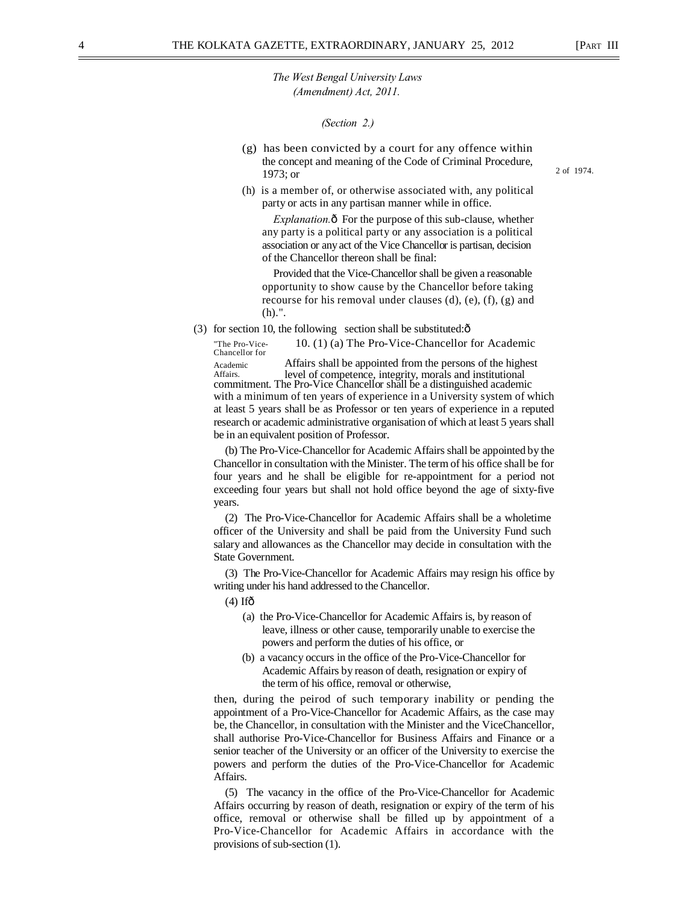*The West Bengal University Laws (Amendment) Act, 2011.*

*(Section 2.)*

(g) has been convicted by a court for any offence within the concept and meaning of the Code of Criminal Procedure, 1973; or 2 of 1974.

(h) is a member of, or otherwise associated with, any political party or acts in any partisan manner while in office.

*Explanation.*ô For the purpose of this sub-clause, whether any party is a political party or any association is a political association or any act of the Vice Chancellor is partisan, decision of the Chancellor thereon shall be final:

Provided that the Vice-Chancellor shall be given a reasonable opportunity to show cause by the Chancellor before taking recourse for his removal under clauses (d), (e), (f), (g) and (h).".

(3) for section 10, the following section shall be substituted:ô

"The Pro-Vice-Chancellor for Academic Affairs.

10. (1) (a) The Pro-Vice-Chancellor for Academic Affairs shall be appointed from the persons of the highest level of competence, integrity, morals and institutional commitment. The Pro-Vice Chancellor shall be a distinguished academic with a minimum of ten years of experience in a University system of which at least 5 years shall be as Professor or ten years of experience in a reputed research or academic administrative organisation of which at least 5 years shall be in an equivalent position of Professor.

(b) The Pro-Vice-Chancellor for Academic Affairs shall be appointed by the Chancellor in consultation with the Minister. The term of his office shall be for four years and he shall be eligible for re-appointment for a period not exceeding four years but shall not hold office beyond the age of sixty-five years.

(2) The Pro-Vice-Chancellor for Academic Affairs shall be a wholetime officer of the University and shall be paid from the University Fund such salary and allowances as the Chancellor may decide in consultation with the State Government.

(3) The Pro-Vice-Chancellor for Academic Affairs may resign his office by writing under his hand addressed to the Chancellor.

(4) Ifô

(a) the Pro-Vice-Chancellor for Academic Affairs is, by reason of leave, illness or other cause, temporarily unable to exercise the powers and perform the duties of his office, or

(b) a vacancy occurs in the office of the Pro-Vice-Chancellor for Academic Affairs by reason of death, resignation or expiry of the term of his office, removal or otherwise,

then, during the peirod of such temporary inability or pending the appointment of a Pro-Vice-Chancellor for Academic Affairs, as the case may be, the Chancellor, in consultation with the Minister and the ViceChancellor, shall authorise Pro-Vice-Chancellor for Business Affairs and Finance or a senior teacher of the University or an officer of the University to exercise the powers and perform the duties of the Pro-Vice-Chancellor for Academic Affairs.

(5) The vacancy in the office of the Pro-Vice-Chancellor for Academic Affairs occurring by reason of death, resignation or expiry of the term of his office, removal or otherwise shall be filled up by appointment of a Pro-Vice-Chancellor for Academic Affairs in accordance with the provisions of sub-section (1).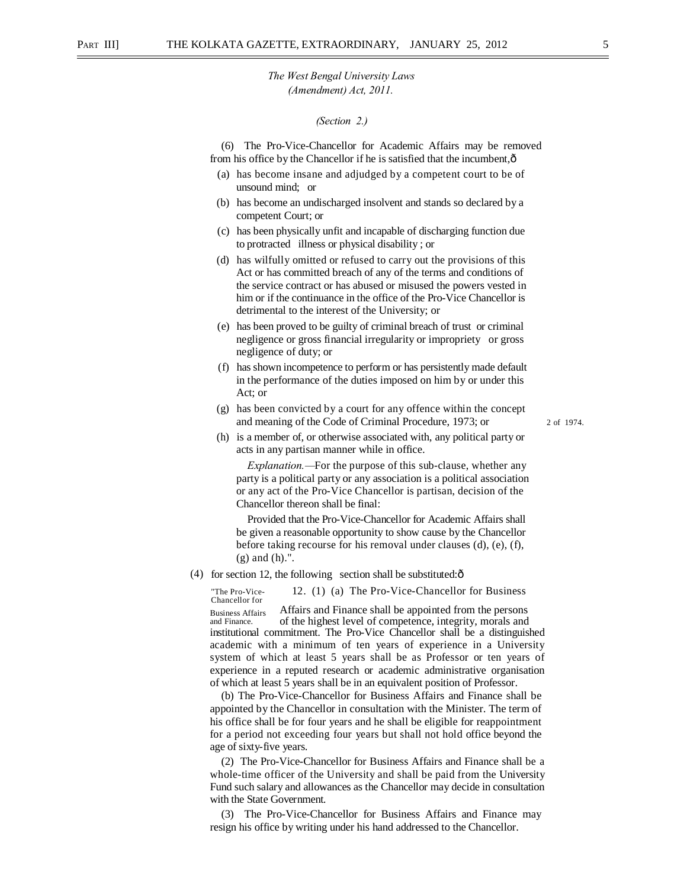*The West Bengal University Laws (Amendment) Act, 2011.*

*(Section 2.)*

(6) The Pro-Vice-Chancellor for Academic Affairs may be removed from his office by the Chancellor if he is satisfied that the incumbent,ð

(a) has become insane and adjudged by a competent court to be of unsound mind; or

(b) has become an undischarged insolvent and stands so declared by a competent Court; or

(c) has been physically unfit and incapable of discharging function due to protracted illness or physical disability ; or

(d) has wilfully omitted or refused to carry out the provisions of this Act or has committed breach of any of the terms and conditions of the service contract or has abused or misused the powers vested in him or if the continuance in the office of the Pro-Vice Chancellor is detrimental to the interest of the University; or

(e) has been proved to be guilty of criminal breach of trust or criminal negligence or gross financial irregularity or impropriety or gross negligence of duty; or

(f) has shown incompetence to perform or has persistently made default in the performance of the duties imposed on him by or under this Act; or

(g) has been convicted by a court for any offence within the concept and meaning of the Code of Criminal Procedure, 1973; or — 2 of 1974.

(h) is a member of, or otherwise associated with, any political party or acts in any partisan manner while in office.

*Explanation.*—For the purpose of this sub-clause, whether any party is a political party or any association is a political association or any act of the Pro-Vice Chancellor is partisan, decision of the Chancellor thereon shall be final:

Provided that the Pro-Vice-Chancellor for Academic Affairs shall be given a reasonable opportunity to show cause by the Chancellor before taking recourse for his removal under clauses (d), (e), (f), (g) and (h).".

(4) for section 12, the following section shall be substituted:ð

"The Pro-Vice-Chancellor for Business Affairs and Finance.

12. (1) (a) The Pro-Vice-Chancellor for Business Affairs and Finance shall be appointed from the persons of the highest level of competence, integrity, morals and institutional commitment. The Pro-Vice Chancellor shall be a distinguished academic with a minimum of ten years of experience in a University system of which at least 5 years shall be as Professor or ten years of experience in a reputed research or academic administrative organisation of which at least 5 years shall be in an equivalent position of Professor.

(b) The Pro-Vice-Chancellor for Business Affairs and Finance shall be appointed by the Chancellor in consultation with the Minister. The term of his office shall be for four years and he shall be eligible for reappointment for a period not exceeding four years but shall not hold office beyond the age of sixty-five years.

(2) The Pro-Vice-Chancellor for Business Affairs and Finance shall be a whole-time officer of the University and shall be paid from the University Fund such salary and allowances as the Chancellor may decide in consultation with the State Government.

(3) The Pro-Vice-Chancellor for Business Affairs and Finance may resign his office by writing under his hand addressed to the Chancellor.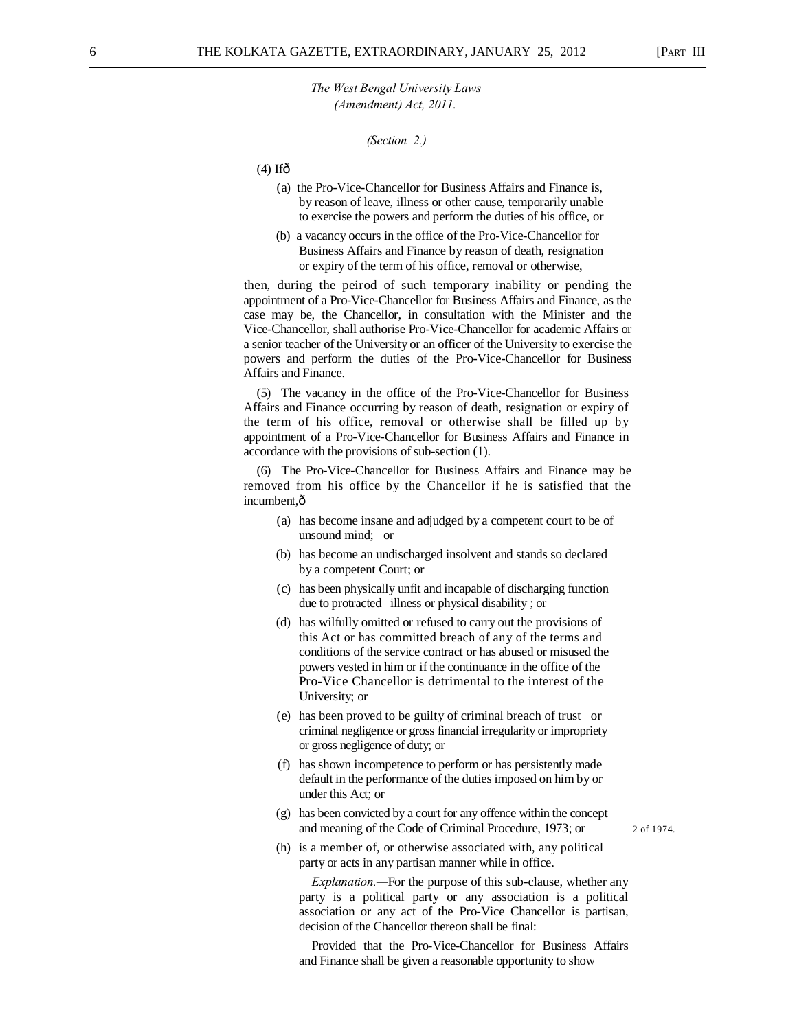*The West Bengal University Laws (Amendment) Act, 2011.*

*(Section 2.)*

(4) Ifð

(a) the Pro-Vice-Chancellor for Business Affairs and Finance is, by reason of leave, illness or other cause, temporarily unable to exercise the powers and perform the duties of his office, or

(b) a vacancy occurs in the office of the Pro-Vice-Chancellor for Business Affairs and Finance by reason of death, resignation or expiry of the term of his office, removal or otherwise,

then, during the peirod of such temporary inability or pending the appointment of a Pro-Vice-Chancellor for Business Affairs and Finance, as the case may be, the Chancellor, in consultation with the Minister and the Vice-Chancellor, shall authorise Pro-Vice-Chancellor for academic Affairs or a senior teacher of the University or an officer of the University to exercise the powers and perform the duties of the Pro-Vice-Chancellor for Business Affairs and Finance.

(5) The vacancy in the office of the Pro-Vice-Chancellor for Business Affairs and Finance occurring by reason of death, resignation or expiry of the term of his office, removal or otherwise shall be filled up by appointment of a Pro-Vice-Chancellor for Business Affairs and Finance in accordance with the provisions of sub-section (1).

(6) The Pro-Vice-Chancellor for Business Affairs and Finance may be removed from his office by the Chancellor if he is satisfied that the incumbent,ð

(a) has become insane and adjudged by a competent court to be of unsound mind; or

(b) has become an undischarged insolvent and stands so declared by a competent Court; or

(c) has been physically unfit and incapable of discharging function due to protracted illness or physical disability ; or

(d) has wilfully omitted or refused to carry out the provisions of this Act or has committed breach of any of the terms and conditions of the service contract or has abused or misused the powers vested in him or if the continuance in the office of the Pro-Vice Chancellor is detrimental to the interest of the University; or

(e) has been proved to be guilty of criminal breach of trust or criminal negligence or gross financial irregularity or impropriety or gross negligence of duty; or

(f) has shown incompetence to perform or has persistently made default in the performance of the duties imposed on him by or under this Act; or

(g) has been convicted by a court for any offence within the concept and meaning of the Code of Criminal Procedure, 1973; or

2 of 1974.

(h) is a member of, or otherwise associated with, any political party or acts in any partisan manner while in office.

*Explanation.*—For the purpose of this sub-clause, whether any party is a political party or any association is a political association or any act of the Pro-Vice Chancellor is partisan, decision of the Chancellor thereon shall be final:

Provided that the Pro-Vice-Chancellor for Business Affairs and Finance shall be given a reasonable opportunity to show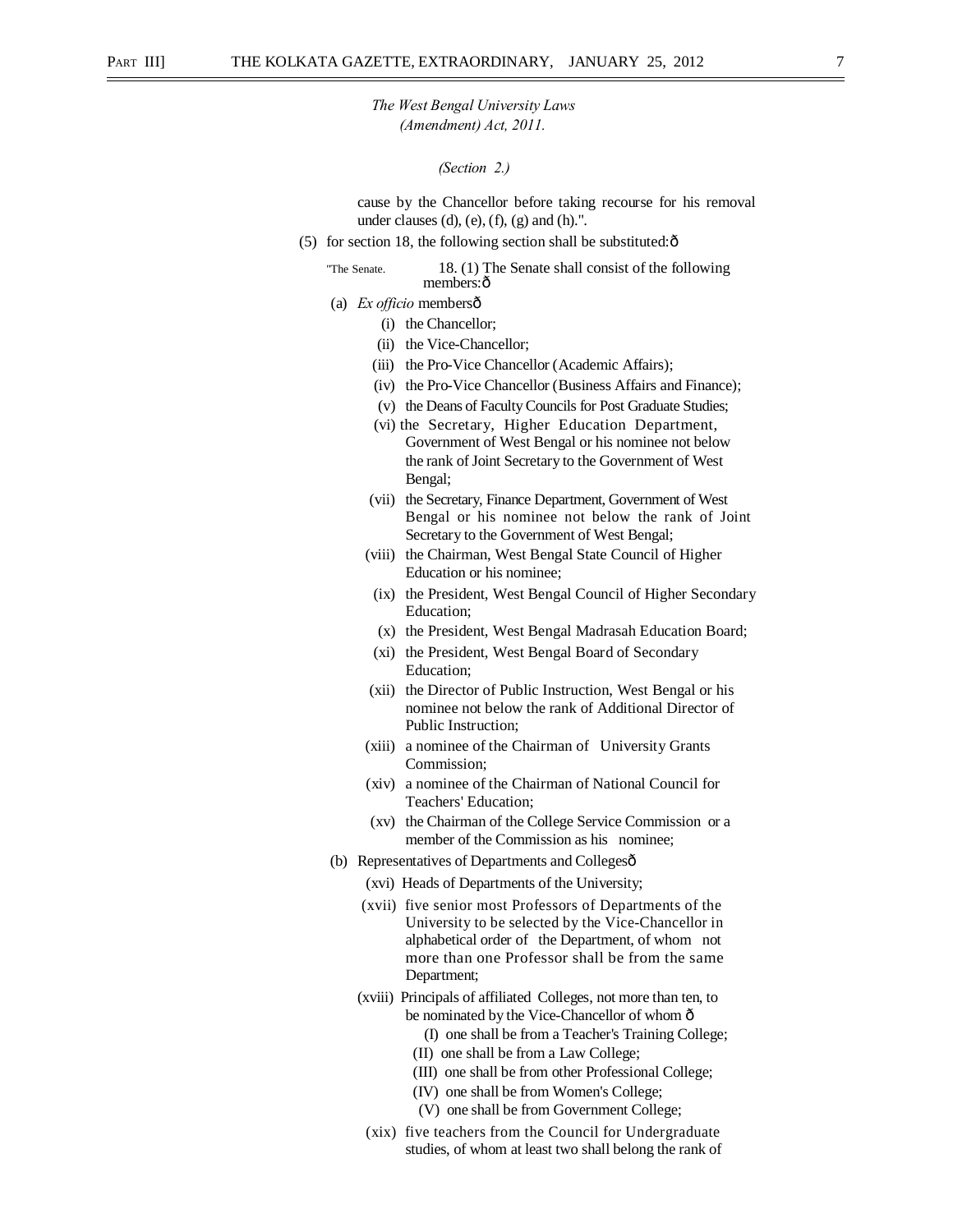*The West Bengal University Laws (Amendment) Act, 2011.*

*(Section 2.)*

cause by the Chancellor before taking recourse for his removal under clauses (d), (e), (f), (g) and (h).".

(5) for section 18, the following section shall be substituted:ô

"The Senate. 18. (1) The Senate shall consist of the following members:ô

(a) *Ex officio* membersô

(i) the Chancellor;

(ii) the Vice-Chancellor;

(iii) the Pro-Vice Chancellor (Academic Affairs);

(iv) the Pro-Vice Chancellor (Business Affairs and Finance);

(v) the Deans of Faculty Councils for Post Graduate Studies;

(vi) the Secretary, Higher Education Department, Government of West Bengal or his nominee not below the rank of Joint Secretary to the Government of West Bengal;

(vii) the Secretary, Finance Department, Government of West Bengal or his nominee not below the rank of Joint Secretary to the Government of West Bengal;

(viii) the Chairman, West Bengal State Council of Higher Education or his nominee;

(ix) the President, West Bengal Council of Higher Secondary Education;

(x) the President, West Bengal Madrasah Education Board;

(xi) the President, West Bengal Board of Secondary Education;

(xii) the Director of Public Instruction, West Bengal or his nominee not below the rank of Additional Director of Public Instruction;

(xiii) a nominee of the Chairman of University Grants Commission;

(xiv) a nominee of the Chairman of National Council for Teachers' Education;

(xv) the Chairman of the College Service Commission or a member of the Commission as his nominee;

(b) Representatives of Departments and Collegesô

(xvi) Heads of Departments of the University;

(xvii) five senior most Professors of Departments of the University to be selected by the Vice-Chancellor in alphabetical order of the Department, of whom not more than one Professor shall be from the same Department;

(xviii) Principals of affiliated Colleges, not more than ten, to be nominated by the Vice-Chancellor of whom ô

(I) one shall be from a Teacher's Training College;

(II) one shall be from a Law College;

(III) one shall be from other Professional College;

(IV) one shall be from Women's College;

(V) one shall be from Government College;

(xix) five teachers from the Council for Undergraduate studies, of whom at least two shall belong the rank of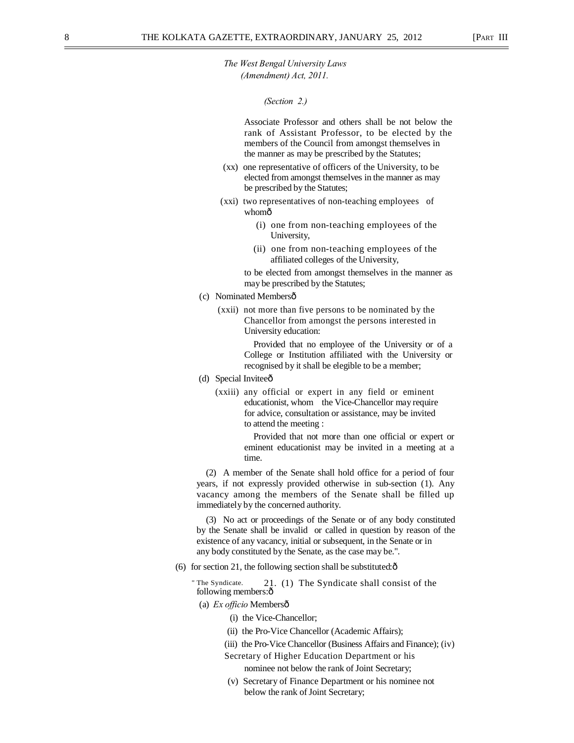*The West Bengal University Laws (Amendment) Act, 2011.*

*(Section 2.)*

Associate Professor and others shall be not below the rank of Assistant Professor, to be elected by the members of the Council from amongst themselves in the manner as may be prescribed by the Statutes;

(xx) one representative of officers of the University, to be elected from amongst themselves in the manner as may be prescribed by the Statutes;

(xxi) two representatives of non-teaching employees of whomô

(i) one from non-teaching employees of the University,

(ii) one from non-teaching employees of the affiliated colleges of the University,

to be elected from amongst themselves in the manner as may be prescribed by the Statutes;

(c) Nominated Membersô

(xxii) not more than five persons to be nominated by the Chancellor from amongst the persons interested in University education:

Provided that no employee of the University or of a College or Institution affiliated with the University or recognised by it shall be elegible to be a member;

(d) Special Inviteeô

(xxiii) any official or expert in any field or eminent educationist, whom the Vice-Chancellor may require for advice, consultation or assistance, may be invited to attend the meeting :

Provided that not more than one official or expert or eminent educationist may be invited in a meeting at a time.

(2) A member of the Senate shall hold office for a period of four years, if not expressly provided otherwise in sub-section (1). Any vacancy among the members of the Senate shall be filled up immediately by the concerned authority.

(3) No act or proceedings of the Senate or of any body constituted by the Senate shall be invalid or called in question by reason of the existence of any vacancy, initial or subsequent, in the Senate or in any body constituted by the Senate, as the case may be.".

(6) for section 21, the following section shall be substituted:ô

" The Syndicate. 21. (1) The Syndicate shall consist of the following members:ô

(a) *Ex officio* Membersô

(i) the Vice-Chancellor;

(ii) the Pro-Vice Chancellor (Academic Affairs);

(iii) the Pro-Vice Chancellor (Business Affairs and Finance);

(iv) Secretary of Higher Education Department or his nominee not below the rank of Joint Secretary;

(v) Secretary of Finance Department or his nominee not below the rank of Joint Secretary;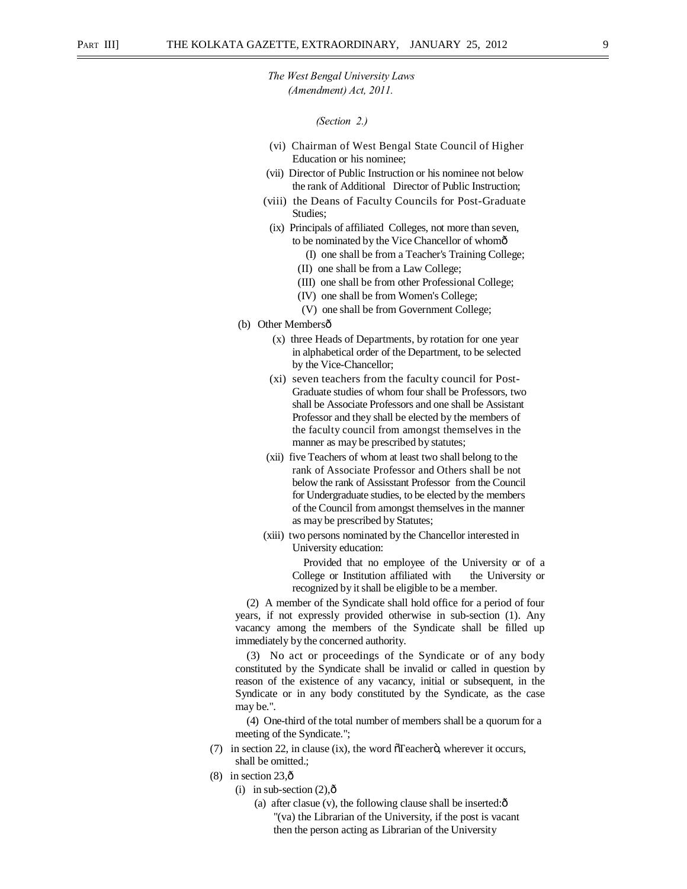*The West Bengal University Laws (Amendment) Act, 2011.*

*(Section 2.)*

(vi) Chairman of West Bengal State Council of Higher Education or his nominee;

(vii) Director of Public Instruction or his nominee not below the rank of Additional Director of Public Instruction;

(viii) the Deans of Faculty Councils for Post-Graduate Studies;

(ix) Principals of affiliated Colleges, not more than seven, to be nominated by the Vice Chancellor of whomô

(I) one shall be from a Teacher's Training College;

(II) one shall be from a Law College;

(III) one shall be from other Professional College;

(IV) one shall be from Women's College;

(V) one shall be from Government College;

(b) Other Membersô

(x) three Heads of Departments, by rotation for one year in alphabetical order of the Department, to be selected by the Vice-Chancellor;

(xi) seven teachers from the faculty council for Post-Graduate studies of whom four shall be Professors, two shall be Associate Professors and one shall be Assistant Professor and they shall be elected by the members of the faculty council from amongst themselves in the manner as may be prescribed by statutes;

(xii) five Teachers of whom at least two shall belong to the rank of Associate Professor and Others shall be not below the rank of Assisstant Professor from the Council for Undergraduate studies, to be elected by the members of the Council from amongst themselves in the manner as may be prescribed by Statutes;

(xiii) two persons nominated by the Chancellor interested in University education:

Provided that no employee of the University or of a College or Institution affiliated with the University or recognized by it shall be eligible to be a member.

(2) A member of the Syndicate shall hold office for a period of four years, if not expressly provided otherwise in sub-section (1). Any vacancy among the members of the Syndicate shall be filled up immediately by the concerned authority.

(3) No act or proceedings of the Syndicate or of any body constituted by the Syndicate shall be invalid or called in question by reason of the existence of any vacancy, initial or subsequent, in the Syndicate or in any body constituted by the Syndicate, as the case may be.".

(4) One-third of the total number of members shall be a quorum for a meeting of the Syndicate.";

(7) in section 22, in clause (ix), the word õTeacherö, wherever it occurs, shall be omitted.;

(8) in section 23,ô

(i) in sub-section (2),ô

(a) after clasue (v), the following clause shall be inserted:ô

"(va) the Librarian of the University, if the post is vacant then the person acting as Librarian of the University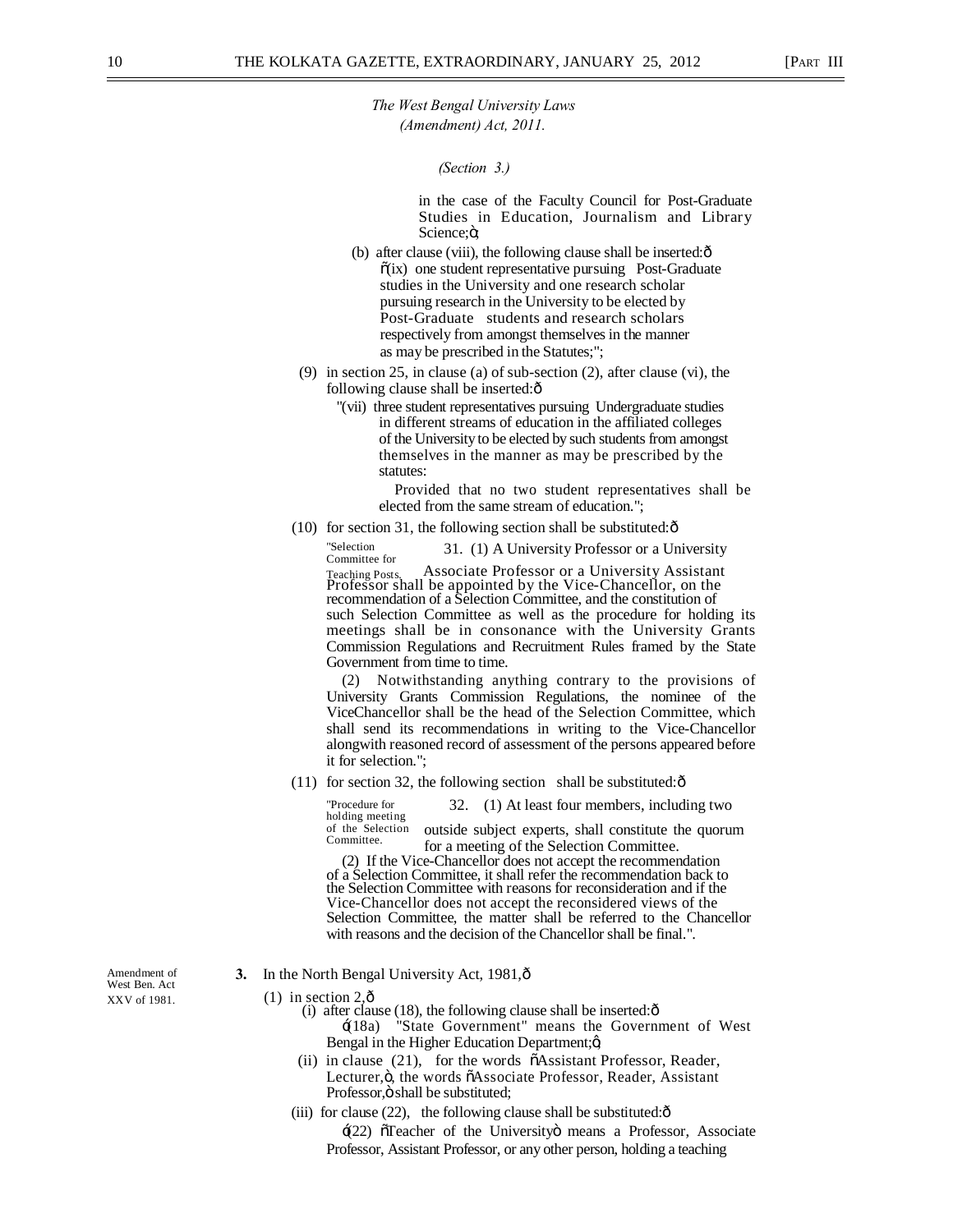*The West Bengal University Laws (Amendment) Act, 2011.*

*(Section 3.)*

in the case of the Faculty Council for Post-Graduate Studies in Education, Journalism and Library Science;ö;

(b) after clause (viii), the following clause shall be inserted:ô

õ(ix) one student representative pursuing Post-Graduate studies in the University and one research scholar pursuing research in the University to be elected by Post-Graduate students and research scholars respectively from amongst themselves in the manner as may be prescribed in the Statutes;";

(9) in section 25, in clause (a) of sub-section (2), after clause (vi), the following clause shall be inserted:ô

"(vii) three student representatives pursuing Undergraduate studies in different streams of education in the affiliated colleges of the University to be elected by such students from amongst themselves in the manner as may be prescribed by the statutes:

Provided that no two student representatives shall be elected from the same stream of education.";

(10) for section 31, the following section shall be substituted:ô

"Selection Committee for Teaching Posts.

31. (1) A University Professor or a University Associate Professor or a University Assistant Professor shall be appointed by the Vice-Chancellor, on the recommendation of a Selection Committee, and the constitution of such Selection Committee as well as the procedure for holding its meetings shall be in consonance with the University Grants Commission Regulations and Recruitment Rules framed by the State Government from time to time.

(2) Notwithstanding anything contrary to the provisions of University Grants Commission Regulations, the nominee of the ViceChancellor shall be the head of the Selection Committee, which shall send its recommendations in writing to the Vice-Chancellor alongwith reasoned record of assessment of the persons appeared before it for selection.";

(11) for section 32, the following section shall be substituted:ô

"Procedure for holding meeting of the Selection Committee.

32. (1) At least four members, including two outside subject experts, shall constitute the quorum for a meeting of the Selection Committee.

(2) If the Vice-Chancellor does not accept the recommendation of a Selection Committee, it shall refer the recommendation back to the Selection Committee with reasons for reconsideration and if the Vice-Chancellor does not accept the reconsidered views of the Selection Committee, the matter shall be referred to the Chancellor with reasons and the decision of the Chancellor shall be final.".

Amendment of West Ben. Act XXV of 1981.

**3.** In the North Bengal University Act, 1981,ô

(1) in section 2,ô

(i) after clause (18), the following clause shall be inserted:ô

ó(18a) "State Government" means the Government of West Bengal in the Higher Education Department;ó;

(ii) in clause (21), for the words õAssistant Professor, Reader, Lecturer,ö, the words õAssociate Professor, Reader, Assistant Professor,ö shall be substituted;

(iii) for clause (22), the following clause shall be substituted:ô

ó(22) õTeacher of the Universityö means a Professor, Associate Professor, Assistant Professor, or any other person, holding a teaching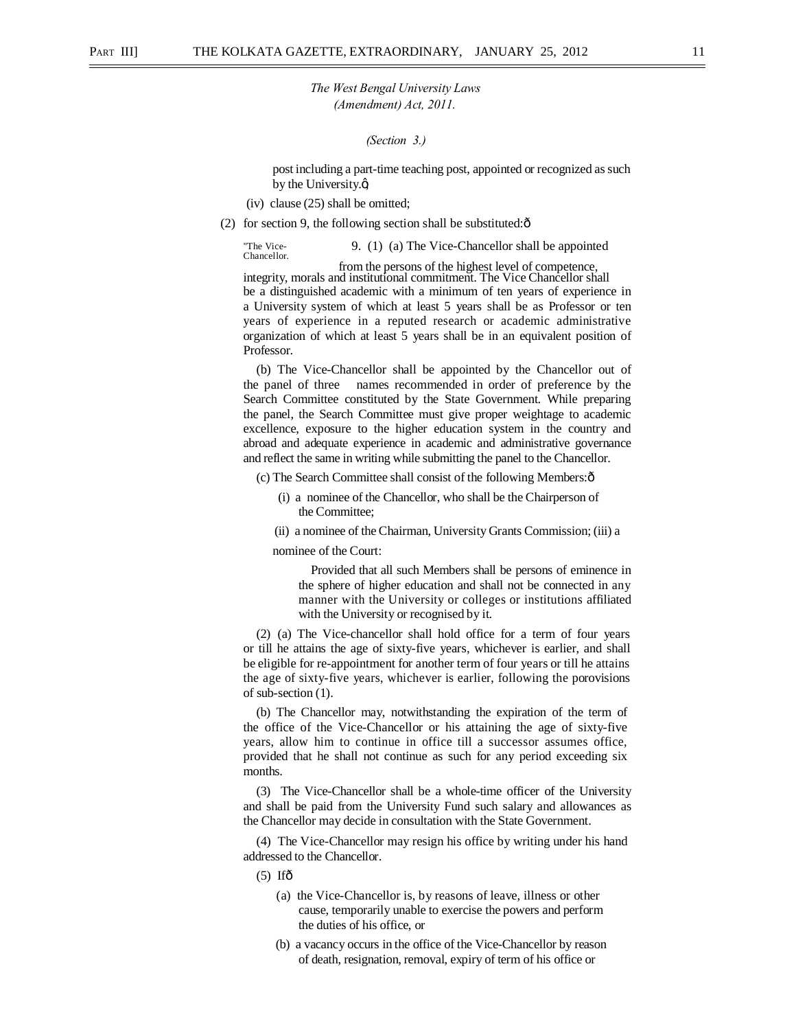*The West Bengal University Laws (Amendment) Act, 2011.*

*(Section 3.)*

post including a part-time teaching post, appointed or recognized as such by the University.";

(iv) clause (25) shall be omitted;

(2) for section 9, the following section shall be substituted:—

"The Vice-Chancellor.

9. (1) (a) The Vice-Chancellor shall be appointed from the persons of the highest level of competence, integrity, morals and institutional commitment. The Vice Chancellor shall be a distinguished academic with a minimum of ten years of experience in a University system of which at least 5 years shall be as Professor or ten years of experience in a reputed research or academic administrative organization of which at least 5 years shall be in an equivalent position of Professor.

(b) The Vice-Chancellor shall be appointed by the Chancellor out of the panel of three names recommended in order of preference by the Search Committee constituted by the State Government. While preparing the panel, the Search Committee must give proper weightage to academic excellence, exposure to the higher education system in the country and abroad and adequate experience in academic and administrative governance and reflect the same in writing while submitting the panel to the Chancellor.

(c) The Search Committee shall consist of the following Members:—

(i) a nominee of the Chancellor, who shall be the Chairperson of the Committee;

(ii) a nominee of the Chairman, University Grants Commission; (iii) a nominee of the Court:

Provided that all such Members shall be persons of eminence in the sphere of higher education and shall not be connected in any manner with the University or colleges or institutions affiliated with the University or recognised by it.

(2) (a) The Vice-chancellor shall hold office for a term of four years or till he attains the age of sixty-five years, whichever is earlier, and shall be eligible for re-appointment for another term of four years or till he attains the age of sixty-five years, whichever is earlier, following the porovisions of sub-section (1).

(b) The Chancellor may, notwithstanding the expiration of the term of the office of the Vice-Chancellor or his attaining the age of sixty-five years, allow him to continue in office till a successor assumes office, provided that he shall not continue as such for any period exceeding six months.

(3) The Vice-Chancellor shall be a whole-time officer of the University and shall be paid from the University Fund such salary and allowances as the Chancellor may decide in consultation with the State Government.

(4) The Vice-Chancellor may resign his office by writing under his hand addressed to the Chancellor.

(5) If—

(a) the Vice-Chancellor is, by reasons of leave, illness or other cause, temporarily unable to exercise the powers and perform the duties of his office, or

(b) a vacancy occurs in the office of the Vice-Chancellor by reason of death, resignation, removal, expiry of term of his office or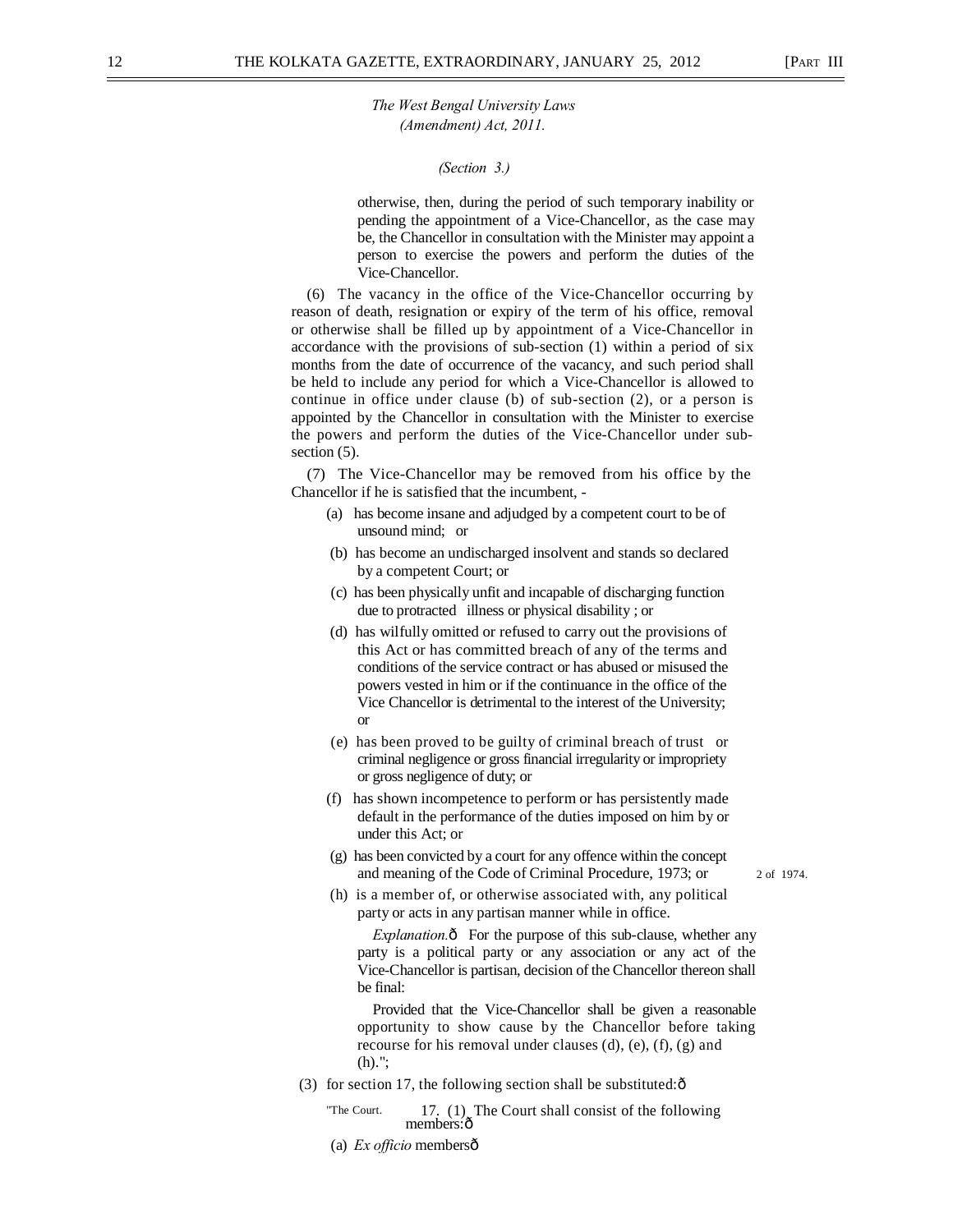*The West Bengal University Laws (Amendment) Act, 2011.*

*(Section 3.)*

otherwise, then, during the period of such temporary inability or pending the appointment of a Vice-Chancellor, as the case may be, the Chancellor in consultation with the Minister may appoint a person to exercise the powers and perform the duties of the Vice-Chancellor.

(6) The vacancy in the office of the Vice-Chancellor occurring by reason of death, resignation or expiry of the term of his office, removal or otherwise shall be filled up by appointment of a Vice-Chancellor in accordance with the provisions of sub-section (1) within a period of six months from the date of occurrence of the vacancy, and such period shall be held to include any period for which a Vice-Chancellor is allowed to continue in office under clause (b) of sub-section (2), or a person is appointed by the Chancellor in consultation with the Minister to exercise the powers and perform the duties of the Vice-Chancellor under sub-section (5).

(7) The Vice-Chancellor may be removed from his office by the Chancellor if he is satisfied that the incumbent, -

(a) has become insane and adjudged by a competent court to be of unsound mind; or

(b) has become an undischarged insolvent and stands so declared by a competent Court; or

(c) has been physically unfit and incapable of discharging function due to protracted illness or physical disability ; or

(d) has wilfully omitted or refused to carry out the provisions of this Act or has committed breach of any of the terms and conditions of the service contract or has abused or misused the powers vested in him or if the continuance in the office of the Vice Chancellor is detrimental to the interest of the University; or

(e) has been proved to be guilty of criminal breach of trust or criminal negligence or gross financial irregularity or impropriety or gross negligence of duty; or

(f) has shown incompetence to perform or has persistently made default in the performance of the duties imposed on him by or under this Act; or

(g) has been convicted by a court for any offence within the concept and meaning of the Code of Criminal Procedure, 1973; or   2 of 1974.

(h) is a member of, or otherwise associated with, any political party or acts in any partisan manner while in office.

*Explanation.*— For the purpose of this sub-clause, whether any party is a political party or any association or any act of the Vice-Chancellor is partisan, decision of the Chancellor thereon shall be final:

Provided that the Vice-Chancellor shall be given a reasonable opportunity to show cause by the Chancellor before taking recourse for his removal under clauses (d), (e), (f), (g) and (h).";

(3) for section 17, the following section shall be substituted:—

"The Court. 17. (1) The Court shall consist of the following members:—

(a) *Ex officio* members—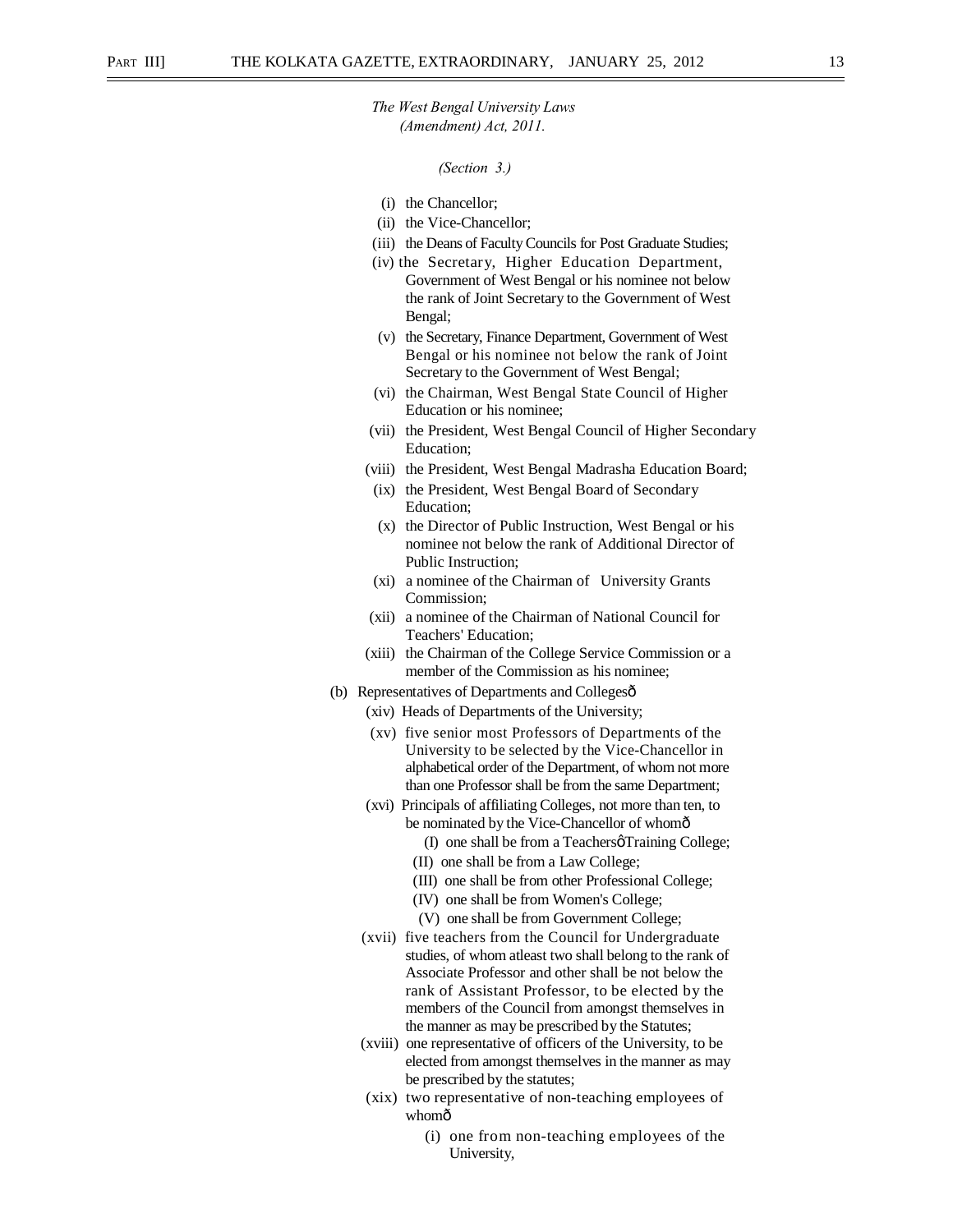*The West Bengal University Laws (Amendment) Act, 2011.*

*(Section 3.)*

- (i) the Chancellor;
- (ii) the Vice-Chancellor;
- (iii) the Deans of Faculty Councils for Post Graduate Studies;
- (iv) the Secretary, Higher Education Department, Government of West Bengal or his nominee not below the rank of Joint Secretary to the Government of West Bengal;
- (v) the Secretary, Finance Department, Government of West Bengal or his nominee not below the rank of Joint Secretary to the Government of West Bengal;
- (vi) the Chairman, West Bengal State Council of Higher Education or his nominee;
- (vii) the President, West Bengal Council of Higher Secondary Education;
- (viii) the President, West Bengal Madrasha Education Board;
- (ix) the President, West Bengal Board of Secondary Education;
- (x) the Director of Public Instruction, West Bengal or his nominee not below the rank of Additional Director of Public Instruction;
- (xi) a nominee of the Chairman of University Grants Commission;
- (xii) a nominee of the Chairman of National Council for Teachers' Education;
- (xiii) the Chairman of the College Service Commission or a member of the Commission as his nominee;

(b) Representatives of Departments and Collegesô

- (xiv) Heads of Departments of the University;
- (xv) five senior most Professors of Departments of the University to be selected by the Vice-Chancellor in alphabetical order of the Department, of whom not more than one Professor shall be from the same Department;
- (xvi) Principals of affiliating Colleges, not more than ten, to be nominated by the Vice-Chancellor of whomô
  - (I) one shall be from a TeachersóTraining College;
  - (II) one shall be from a Law College;
  - (III) one shall be from other Professional College;
  - (IV) one shall be from Women's College;
  - (V) one shall be from Government College;
- (xvii) five teachers from the Council for Undergraduate studies, of whom atleast two shall belong to the rank of Associate Professor and other shall be not below the rank of Assistant Professor, to be elected by the members of the Council from amongst themselves in the manner as may be prescribed by the Statutes;
- (xviii) one representative of officers of the University, to be elected from amongst themselves in the manner as may be prescribed by the statutes;
- (xix) two representative of non-teaching employees of whomô
  - (i) one from non-teaching employees of the University,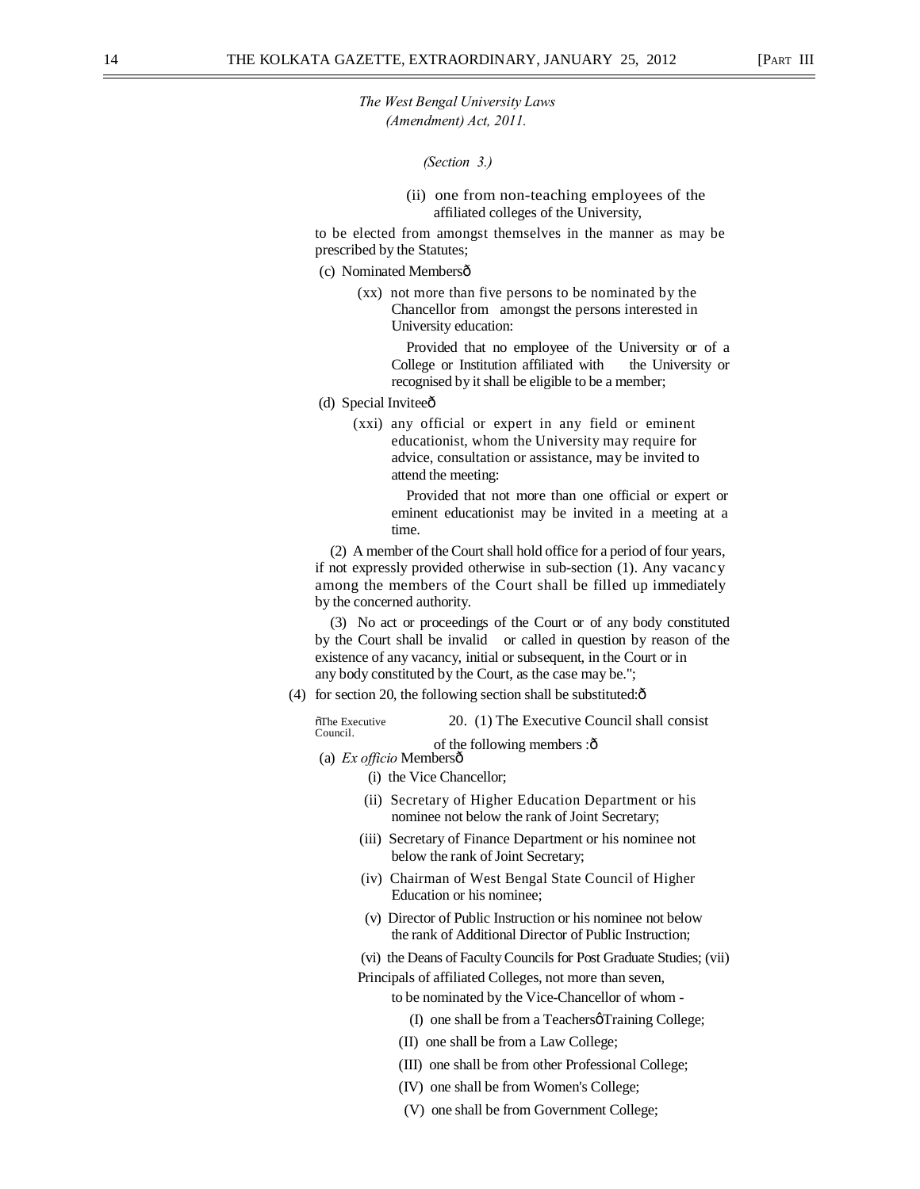*The West Bengal University Laws (Amendment) Act, 2011.*

*(Section 3.)*

(ii) one from non-teaching employees of the affiliated colleges of the University,

to be elected from amongst themselves in the manner as may be prescribed by the Statutes;

(c) Nominated Members—

(xx) not more than five persons to be nominated by the Chancellor from amongst the persons interested in University education:

Provided that no employee of the University or of a College or Institution affiliated with the University or recognised by it shall be eligible to be a member;

(d) Special Invitee—

(xxi) any official or expert in any field or eminent educationist, whom the University may require for advice, consultation or assistance, may be invited to attend the meeting:

Provided that not more than one official or expert or eminent educationist may be invited in a meeting at a time.

(2) A member of the Court shall hold office for a period of four years, if not expressly provided otherwise in sub-section (1). Any vacancy among the members of the Court shall be filled up immediately by the concerned authority.

(3) No act or proceedings of the Court or of any body constituted by the Court shall be invalid or called in question by reason of the existence of any vacancy, initial or subsequent, in the Court or in any body constituted by the Court, as the case may be.";

(4) for section 20, the following section shall be substituted:—

"The Executive Council.

20. (1) The Executive Council shall consist of the following members :—

(a) *Ex officio* Members—

(i) the Vice Chancellor;

(ii) Secretary of Higher Education Department or his nominee not below the rank of Joint Secretary;

(iii) Secretary of Finance Department or his nominee not below the rank of Joint Secretary;

(iv) Chairman of West Bengal State Council of Higher Education or his nominee;

(v) Director of Public Instruction or his nominee not below the rank of Additional Director of Public Instruction;

(vi) the Deans of Faculty Councils for Post Graduate Studies;

(vii) Principals of affiliated Colleges, not more than seven, to be nominated by the Vice-Chancellor of whom -

(I) one shall be from a Teachers' Training College;

(II) one shall be from a Law College;

(III) one shall be from other Professional College;

(IV) one shall be from Women's College;

(V) one shall be from Government College;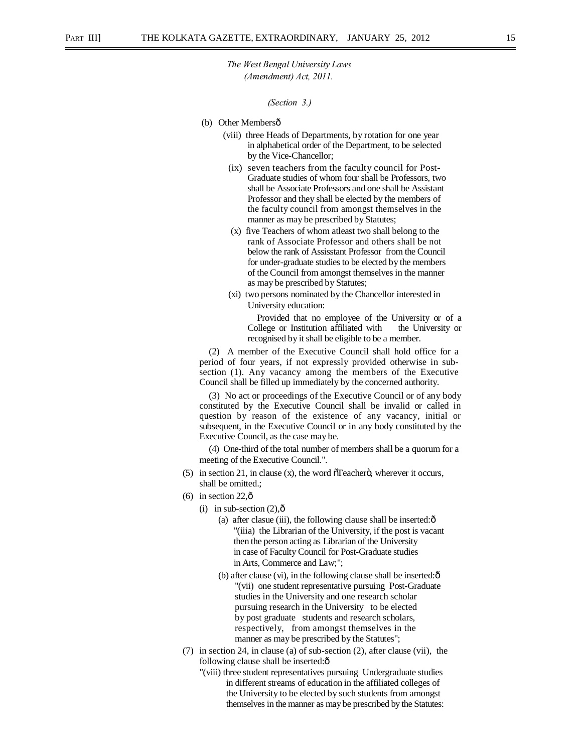*The West Bengal University Laws (Amendment) Act, 2011.*

*(Section 3.)*

(b) Other Membersô

(viii) three Heads of Departments, by rotation for one year in alphabetical order of the Department, to be selected by the Vice-Chancellor;

(ix) seven teachers from the faculty council for Post-Graduate studies of whom four shall be Professors, two shall be Associate Professors and one shall be Assistant Professor and they shall be elected by the members of the faculty council from amongst themselves in the manner as may be prescribed by Statutes;

(x) five Teachers of whom atleast two shall belong to the rank of Associate Professor and others shall be not below the rank of Assisstant Professor from the Council for under-graduate studies to be elected by the members of the Council from amongst themselves in the manner as may be prescribed by Statutes;

(xi) two persons nominated by the Chancellor interested in University education:

Provided that no employee of the University or of a College or Institution affiliated with the University or recognised by it shall be eligible to be a member.

(2) A member of the Executive Council shall hold office for a period of four years, if not expressly provided otherwise in sub-section (1). Any vacancy among the members of the Executive Council shall be filled up immediately by the concerned authority.

(3) No act or proceedings of the Executive Council or of any body constituted by the Executive Council shall be invalid or called in question by reason of the existence of any vacancy, initial or subsequent, in the Executive Council or in any body constituted by the Executive Council, as the case may be.

(4) One-third of the total number of members shall be a quorum for a meeting of the Executive Council.".

(5) in section 21, in clause (x), the word õTeacherö, wherever it occurs, shall be omitted.;

(6) in section 22,ô

(i) in sub-section (2),ô

(a) after clasue (iii), the following clause shall be inserted:ô

"(iiia) the Librarian of the University, if the post is vacant then the person acting as Librarian of the University in case of Faculty Council for Post-Graduate studies in Arts, Commerce and Law;";

(b) after clause (vi), in the following clause shall be inserted:ô

"(vii) one student representative pursuing Post-Graduate studies in the University and one research scholar pursuing research in the University to be elected by post graduate students and research scholars, respectively, from amongst themselves in the manner as may be prescribed by the Statutes";

(7) in section 24, in clause (a) of sub-section (2), after clause (vii), the following clause shall be inserted:ô

"(viii) three student representatives pursuing Undergraduate studies in different streams of education in the affiliated colleges of the University to be elected by such students from amongst themselves in the manner as may be prescribed by the Statutes: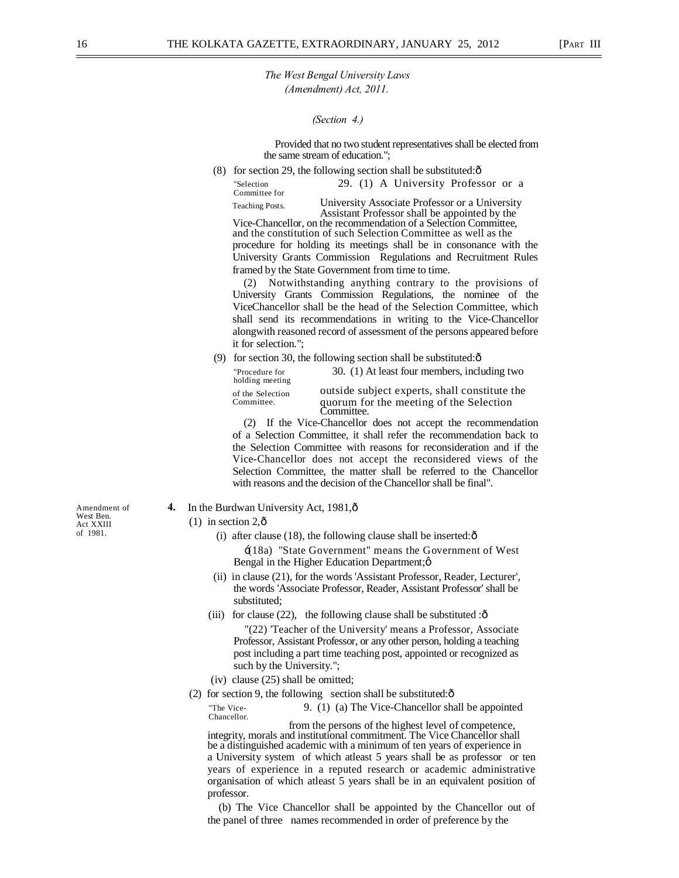*The West Bengal University Laws (Amendment) Act, 2011.*

*(Section 4.)*

Provided that no two student representatives shall be elected from the same stream of education.";

(8) for section 29, the following section shall be substituted:—

"Selection Committee for Teaching Posts.

29. (1) A University Professor or a University Associate Professor or a University Assistant Professor shall be appointed by the Vice-Chancellor, on the recommendation of a Selection Committee, and the constitution of such Selection Committee as well as the procedure for holding its meetings shall be in consonance with the University Grants Commission Regulations and Recruitment Rules framed by the State Government from time to time.

(2) Notwithstanding anything contrary to the provisions of University Grants Commission Regulations, the nominee of the ViceChancellor shall be the head of the Selection Committee, which shall send its recommendations in writing to the Vice-Chancellor alongwith reasoned record of assessment of the persons appeared before it for selection.";

(9) for section 30, the following section shall be substituted:—

"Procedure for holding meeting of the Selection Committee.

30. (1) At least four members, including two outside subject experts, shall constitute the quorum for the meeting of the Selection Committee.

(2) If the Vice-Chancellor does not accept the recommendation of a Selection Committee, it shall refer the recommendation back to the Selection Committee with reasons for reconsideration and if the Vice-Chancellor does not accept the reconsidered views of the Selection Committee, the matter shall be referred to the Chancellor with reasons and the decision of the Chancellor shall be final".

Amendment of West Ben. Act XXIII of 1981.

**4.** In the Burdwan University Act, 1981,—

(1) in section 2,—

(i) after clause (18), the following clause shall be inserted:—

"(18a) "State Government" means the Government of West Bengal in the Higher Education Department;"

(ii) in clause (21), for the words 'Assistant Professor, Reader, Lecturer', the words 'Associate Professor, Reader, Assistant Professor' shall be substituted;

(iii) for clause (22), the following clause shall be substituted :—

"(22) 'Teacher of the University' means a Professor, Associate Professor, Assistant Professor, or any other person, holding a teaching post including a part time teaching post, appointed or recognized as such by the University.";

(iv) clause (25) shall be omitted;

(2) for section 9, the following section shall be substituted:—

"The Vice-Chancellor.

9. (1) (a) The Vice-Chancellor shall be appointed from the persons of the highest level of competence, integrity, morals and institutional commitment. The Vice Chancellor shall be a distinguished academic with a minimum of ten years of experience in a University system of which atleast 5 years shall be as professor or ten years of experience in a reputed research or academic administrative organisation of which atleast 5 years shall be in an equivalent position of professor.

(b) The Vice Chancellor shall be appointed by the Chancellor out of the panel of three names recommended in order of preference by the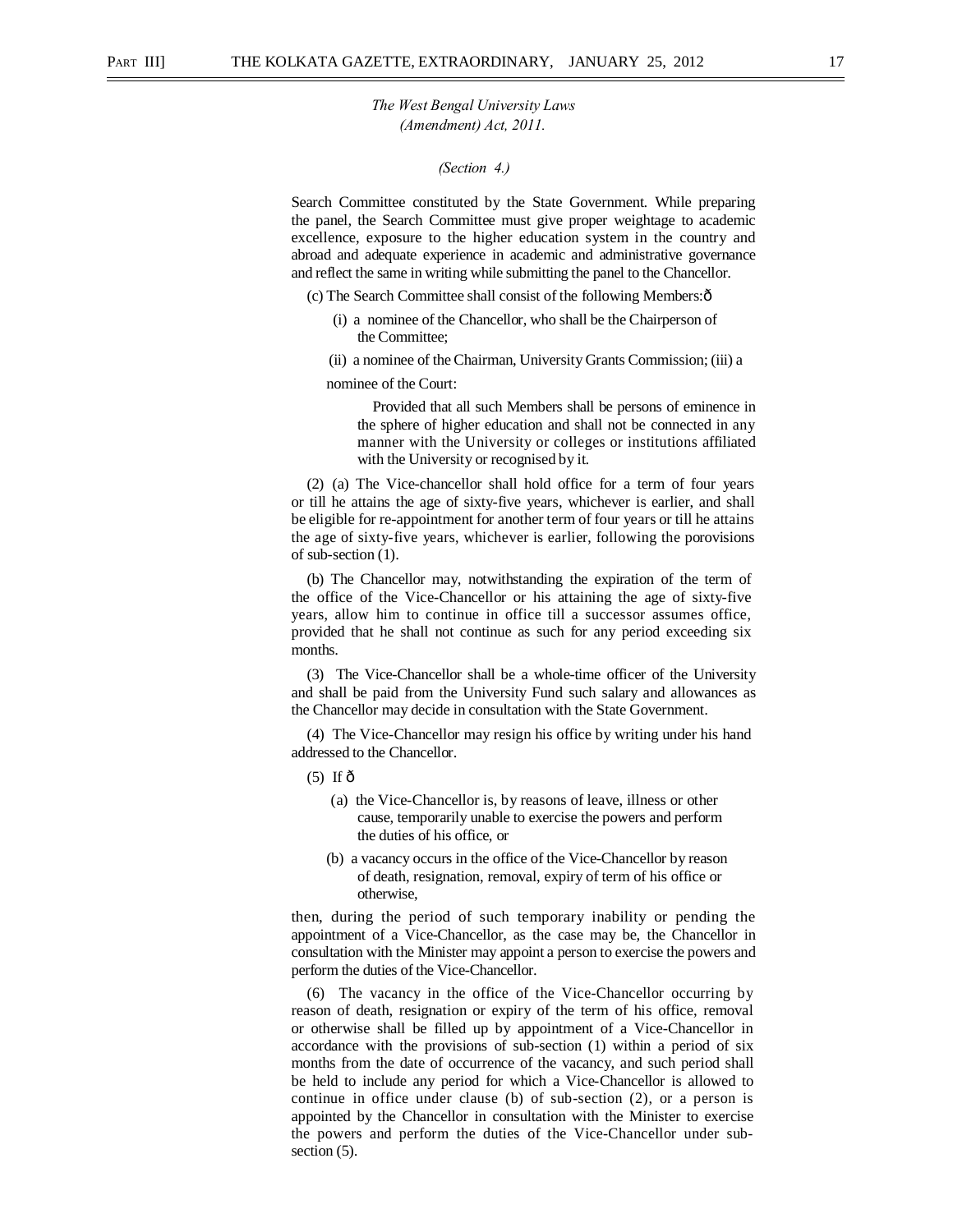*The West Bengal University Laws (Amendment) Act, 2011.*

*(Section 4.)*

Search Committee constituted by the State Government. While preparing the panel, the Search Committee must give proper weightage to academic excellence, exposure to the higher education system in the country and abroad and adequate experience in academic and administrative governance and reflect the same in writing while submitting the panel to the Chancellor.

(c) The Search Committee shall consist of the following Members:ô

(i) a nominee of the Chancellor, who shall be the Chairperson of the Committee;

(ii) a nominee of the Chairman, University Grants Commission; (iii) a nominee of the Court:

Provided that all such Members shall be persons of eminence in the sphere of higher education and shall not be connected in any manner with the University or colleges or institutions affiliated with the University or recognised by it.

(2) (a) The Vice-chancellor shall hold office for a term of four years or till he attains the age of sixty-five years, whichever is earlier, and shall be eligible for re-appointment for another term of four years or till he attains the age of sixty-five years, whichever is earlier, following the porovisions of sub-section (1).

(b) The Chancellor may, notwithstanding the expiration of the term of the office of the Vice-Chancellor or his attaining the age of sixty-five years, allow him to continue in office till a successor assumes office, provided that he shall not continue as such for any period exceeding six months.

(3) The Vice-Chancellor shall be a whole-time officer of the University and shall be paid from the University Fund such salary and allowances as the Chancellor may decide in consultation with the State Government.

(4) The Vice-Chancellor may resign his office by writing under his hand addressed to the Chancellor.

(5) If ô

(a) the Vice-Chancellor is, by reasons of leave, illness or other cause, temporarily unable to exercise the powers and perform the duties of his office, or

(b) a vacancy occurs in the office of the Vice-Chancellor by reason of death, resignation, removal, expiry of term of his office or otherwise,

then, during the period of such temporary inability or pending the appointment of a Vice-Chancellor, as the case may be, the Chancellor in consultation with the Minister may appoint a person to exercise the powers and perform the duties of the Vice-Chancellor.

(6) The vacancy in the office of the Vice-Chancellor occurring by reason of death, resignation or expiry of the term of his office, removal or otherwise shall be filled up by appointment of a Vice-Chancellor in accordance with the provisions of sub-section (1) within a period of six months from the date of occurrence of the vacancy, and such period shall be held to include any period for which a Vice-Chancellor is allowed to continue in office under clause (b) of sub-section (2), or a person is appointed by the Chancellor in consultation with the Minister to exercise the powers and perform the duties of the Vice-Chancellor under sub-section (5).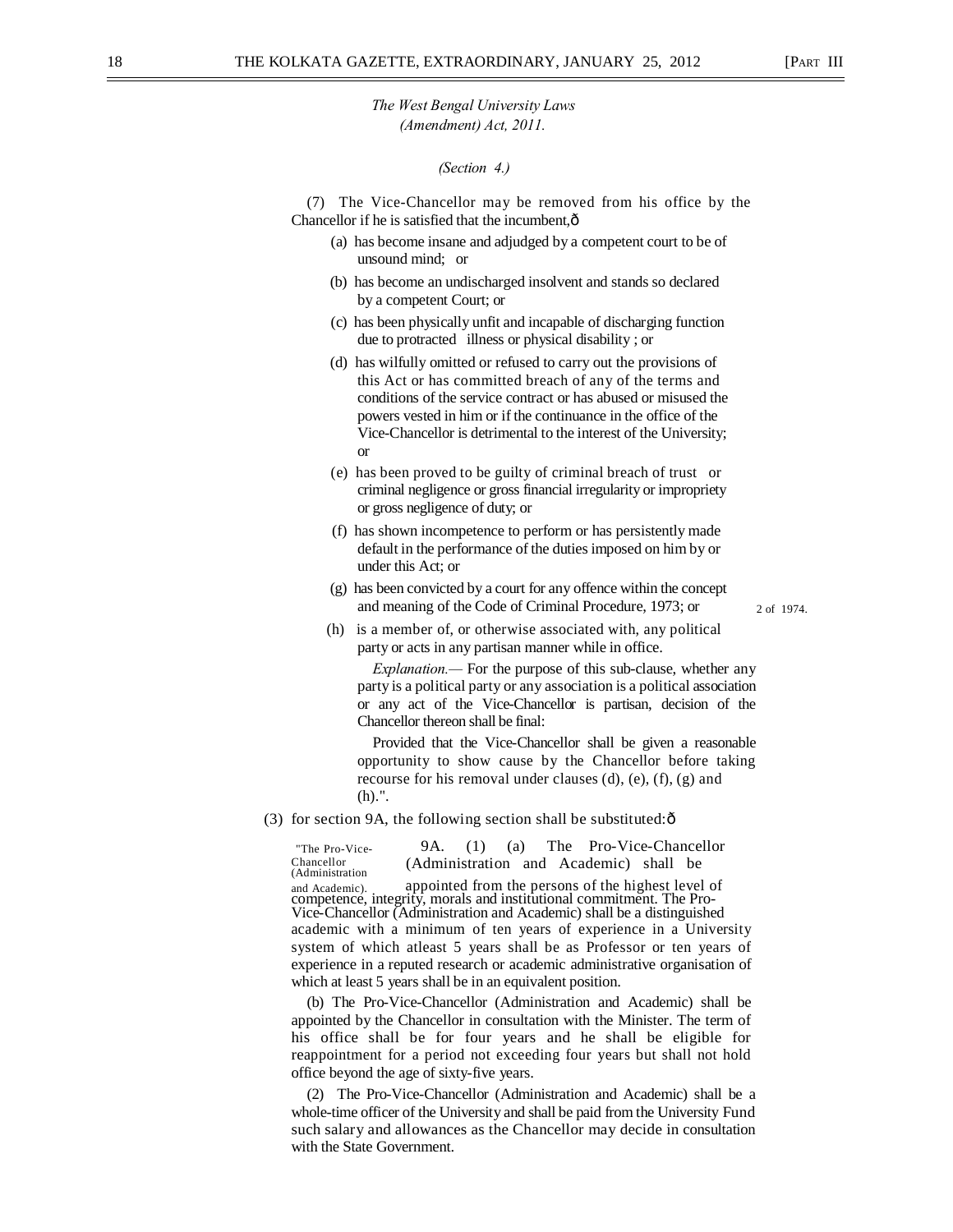*The West Bengal University Laws (Amendment) Act, 2011.*

*(Section 4.)*

(7) The Vice-Chancellor may be removed from his office by the Chancellor if he is satisfied that the incumbent,—

(a) has become insane and adjudged by a competent court to be of unsound mind; or

(b) has become an undischarged insolvent and stands so declared by a competent Court; or

(c) has been physically unfit and incapable of discharging function due to protracted illness or physical disability ; or

(d) has wilfully omitted or refused to carry out the provisions of this Act or has committed breach of any of the terms and conditions of the service contract or has abused or misused the powers vested in him or if the continuance in the office of the Vice-Chancellor is detrimental to the interest of the University; or

(e) has been proved to be guilty of criminal breach of trust or criminal negligence or gross financial irregularity or impropriety or gross negligence of duty; or

(f) has shown incompetence to perform or has persistently made default in the performance of the duties imposed on him by or under this Act; or

(g) has been convicted by a court for any offence within the concept and meaning of the Code of Criminal Procedure, 1973; or (2 of 1974.)

(h) is a member of, or otherwise associated with, any political party or acts in any partisan manner while in office.

*Explanation.*— For the purpose of this sub-clause, whether any party is a political party or any association is a political association or any act of the Vice-Chancellor is partisan, decision of the Chancellor thereon shall be final:

Provided that the Vice-Chancellor shall be given a reasonable opportunity to show cause by the Chancellor before taking recourse for his removal under clauses (d), (e), (f), (g) and (h).".

(3) for section 9A, the following section shall be substituted:—

"The Pro-Vice-Chancellor (Administration and Academic).

9A. (1) (a) The Pro-Vice-Chancellor (Administration and Academic) shall be appointed from the persons of the highest level of competence, integrity, morals and institutional commitment. The Pro-Vice-Chancellor (Administration and Academic) shall be a distinguished academic with a minimum of ten years of experience in a University system of which atleast 5 years shall be as Professor or ten years of experience in a reputed research or academic administrative organisation of which at least 5 years shall be in an equivalent position.

(b) The Pro-Vice-Chancellor (Administration and Academic) shall be appointed by the Chancellor in consultation with the Minister. The term of his office shall be for four years and he shall be eligible for reappointment for a period not exceeding four years but shall not hold office beyond the age of sixty-five years.

(2) The Pro-Vice-Chancellor (Administration and Academic) shall be a whole-time officer of the University and shall be paid from the University Fund such salary and allowances as the Chancellor may decide in consultation with the State Government.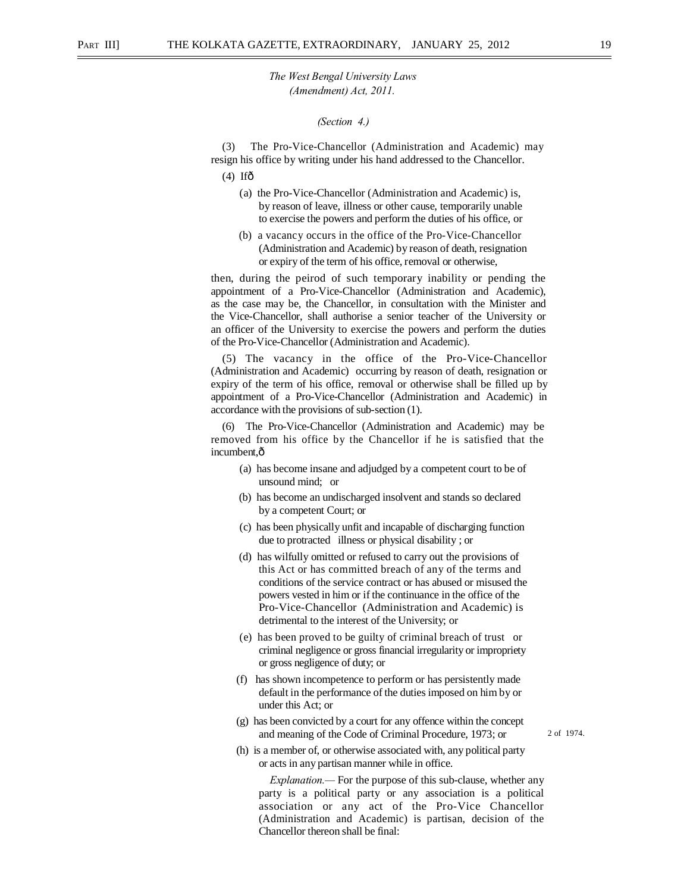*The West Bengal University Laws (Amendment) Act, 2011.*

*(Section 4.)*

(3) The Pro-Vice-Chancellor (Administration and Academic) may resign his office by writing under his hand addressed to the Chancellor.

(4) Ifô

(a) the Pro-Vice-Chancellor (Administration and Academic) is, by reason of leave, illness or other cause, temporarily unable to exercise the powers and perform the duties of his office, or

(b) a vacancy occurs in the office of the Pro-Vice-Chancellor (Administration and Academic) by reason of death, resignation or expiry of the term of his office, removal or otherwise,

then, during the peirod of such temporary inability or pending the appointment of a Pro-Vice-Chancellor (Administration and Academic), as the case may be, the Chancellor, in consultation with the Minister and the Vice-Chancellor, shall authorise a senior teacher of the University or an officer of the University to exercise the powers and perform the duties of the Pro-Vice-Chancellor (Administration and Academic).

(5) The vacancy in the office of the Pro-Vice-Chancellor (Administration and Academic) occurring by reason of death, resignation or expiry of the term of his office, removal or otherwise shall be filled up by appointment of a Pro-Vice-Chancellor (Administration and Academic) in accordance with the provisions of sub-section (1).

(6) The Pro-Vice-Chancellor (Administration and Academic) may be removed from his office by the Chancellor if he is satisfied that the incumbent,ô

(a) has become insane and adjudged by a competent court to be of unsound mind; or

(b) has become an undischarged insolvent and stands so declared by a competent Court; or

(c) has been physically unfit and incapable of discharging function due to protracted illness or physical disability ; or

(d) has wilfully omitted or refused to carry out the provisions of this Act or has committed breach of any of the terms and conditions of the service contract or has abused or misused the powers vested in him or if the continuance in the office of the Pro-Vice-Chancellor (Administration and Academic) is detrimental to the interest of the University; or

(e) has been proved to be guilty of criminal breach of trust or criminal negligence or gross financial irregularity or impropriety or gross negligence of duty; or

(f) has shown incompetence to perform or has persistently made default in the performance of the duties imposed on him by or under this Act; or

(g) has been convicted by a court for any offence within the concept and meaning of the Code of Criminal Procedure, 1973; or 2 of 1974.

(h) is a member of, or otherwise associated with, any political party or acts in any partisan manner while in office.

*Explanation.*— For the purpose of this sub-clause, whether any party is a political party or any association is a political association or any act of the Pro-Vice Chancellor (Administration and Academic) is partisan, decision of the Chancellor thereon shall be final: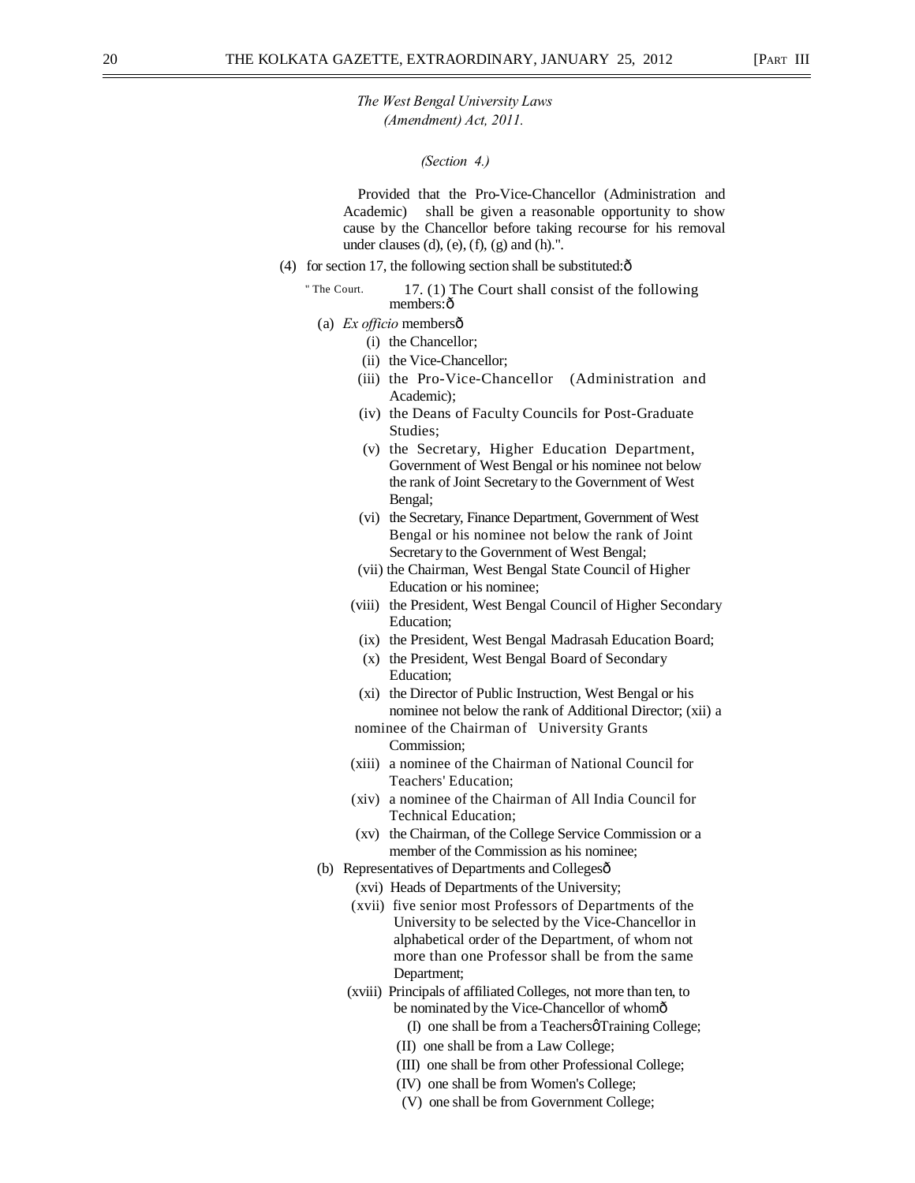*The West Bengal University Laws (Amendment) Act, 2011.*

*(Section 4.)*

Provided that the Pro-Vice-Chancellor (Administration and Academic) shall be given a reasonable opportunity to show cause by the Chancellor before taking recourse for his removal under clauses (d), (e), (f), (g) and (h).".

(4) for section 17, the following section shall be substituted:ð

" The Court. 17. (1) The Court shall consist of the following members:ð

(a) *Ex officio* membersð

(i) the Chancellor;

(ii) the Vice-Chancellor;

(iii) the Pro-Vice-Chancellor (Administration and Academic);

(iv) the Deans of Faculty Councils for Post-Graduate Studies;

(v) the Secretary, Higher Education Department, Government of West Bengal or his nominee not below the rank of Joint Secretary to the Government of West Bengal;

(vi) the Secretary, Finance Department, Government of West Bengal or his nominee not below the rank of Joint Secretary to the Government of West Bengal;

(vii) the Chairman, West Bengal State Council of Higher Education or his nominee;

(viii) the President, West Bengal Council of Higher Secondary Education;

(ix) the President, West Bengal Madrasah Education Board;

(x) the President, West Bengal Board of Secondary Education;

(xi) the Director of Public Instruction, West Bengal or his nominee not below the rank of Additional Director; (xii) a nominee of the Chairman of University Grants Commission;

(xiii) a nominee of the Chairman of National Council for Teachers' Education;

(xiv) a nominee of the Chairman of All India Council for Technical Education;

(xv) the Chairman, of the College Service Commission or a member of the Commission as his nominee;

(b) Representatives of Departments and Collegesð

(xvi) Heads of Departments of the University;

(xvii) five senior most Professors of Departments of the University to be selected by the Vice-Chancellor in alphabetical order of the Department, of whom not more than one Professor shall be from the same Department;

(xviii) Principals of affiliated Colleges, not more than ten, to be nominated by the Vice-Chancellor of whomð

(I) one shall be from a TeachersøTraining College;

(II) one shall be from a Law College;

(III) one shall be from other Professional College;

(IV) one shall be from Women's College;

(V) one shall be from Government College;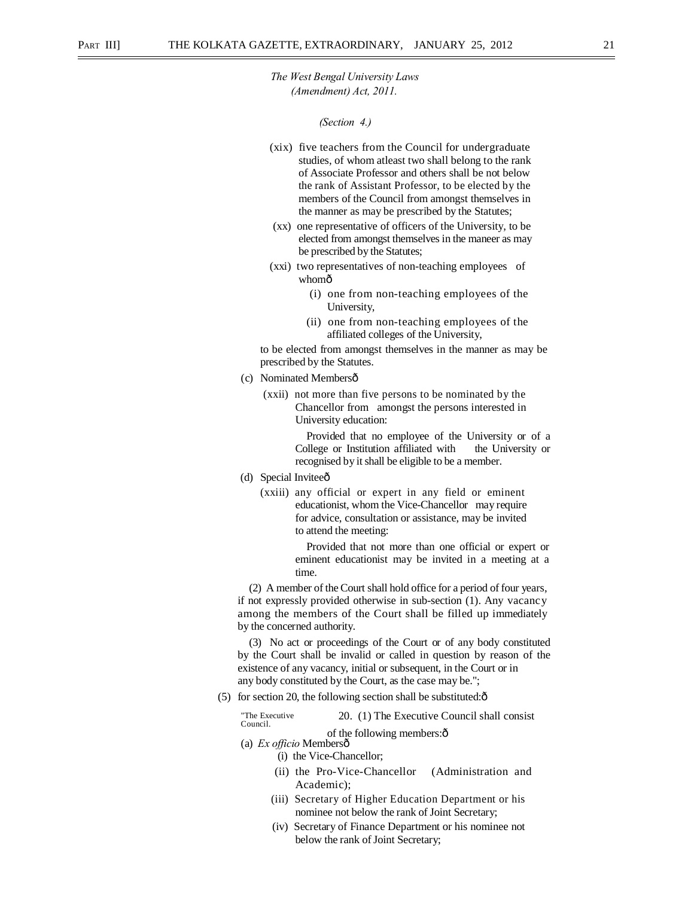*The West Bengal University Laws (Amendment) Act, 2011.*

*(Section 4.)*

(xix) five teachers from the Council for undergraduate studies, of whom atleast two shall belong to the rank of Associate Professor and others shall be not below the rank of Assistant Professor, to be elected by the members of the Council from amongst themselves in the manner as may be prescribed by the Statutes;

(xx) one representative of officers of the University, to be elected from amongst themselves in the maneer as may be prescribed by the Statutes;

(xxi) two representatives of non-teaching employees of whomð

(i) one from non-teaching employees of the University,

(ii) one from non-teaching employees of the affiliated colleges of the University,

to be elected from amongst themselves in the manner as may be prescribed by the Statutes.

(c) Nominated Membersð

(xxii) not more than five persons to be nominated by the Chancellor from amongst the persons interested in University education:

Provided that no employee of the University or of a College or Institution affiliated with the University or recognised by it shall be eligible to be a member.

(d) Special Inviteeð

(xxiii) any official or expert in any field or eminent educationist, whom the Vice-Chancellor may require for advice, consultation or assistance, may be invited to attend the meeting:

Provided that not more than one official or expert or eminent educationist may be invited in a meeting at a time.

(2) A member of the Court shall hold office for a period of four years, if not expressly provided otherwise in sub-section (1). Any vacancy among the members of the Court shall be filled up immediately by the concerned authority.

(3) No act or proceedings of the Court or of any body constituted by the Court shall be invalid or called in question by reason of the existence of any vacancy, initial or subsequent, in the Court or in any body constituted by the Court, as the case may be.";

(5) for section 20, the following section shall be substituted:ð

"The Executive Council.

20. (1) The Executive Council shall consist of the following members:ð

(a) *Ex officio* Membersð

(i) the Vice-Chancellor;

(ii) the Pro-Vice-Chancellor (Administration and Academic);

(iii) Secretary of Higher Education Department or his nominee not below the rank of Joint Secretary;

(iv) Secretary of Finance Department or his nominee not below the rank of Joint Secretary;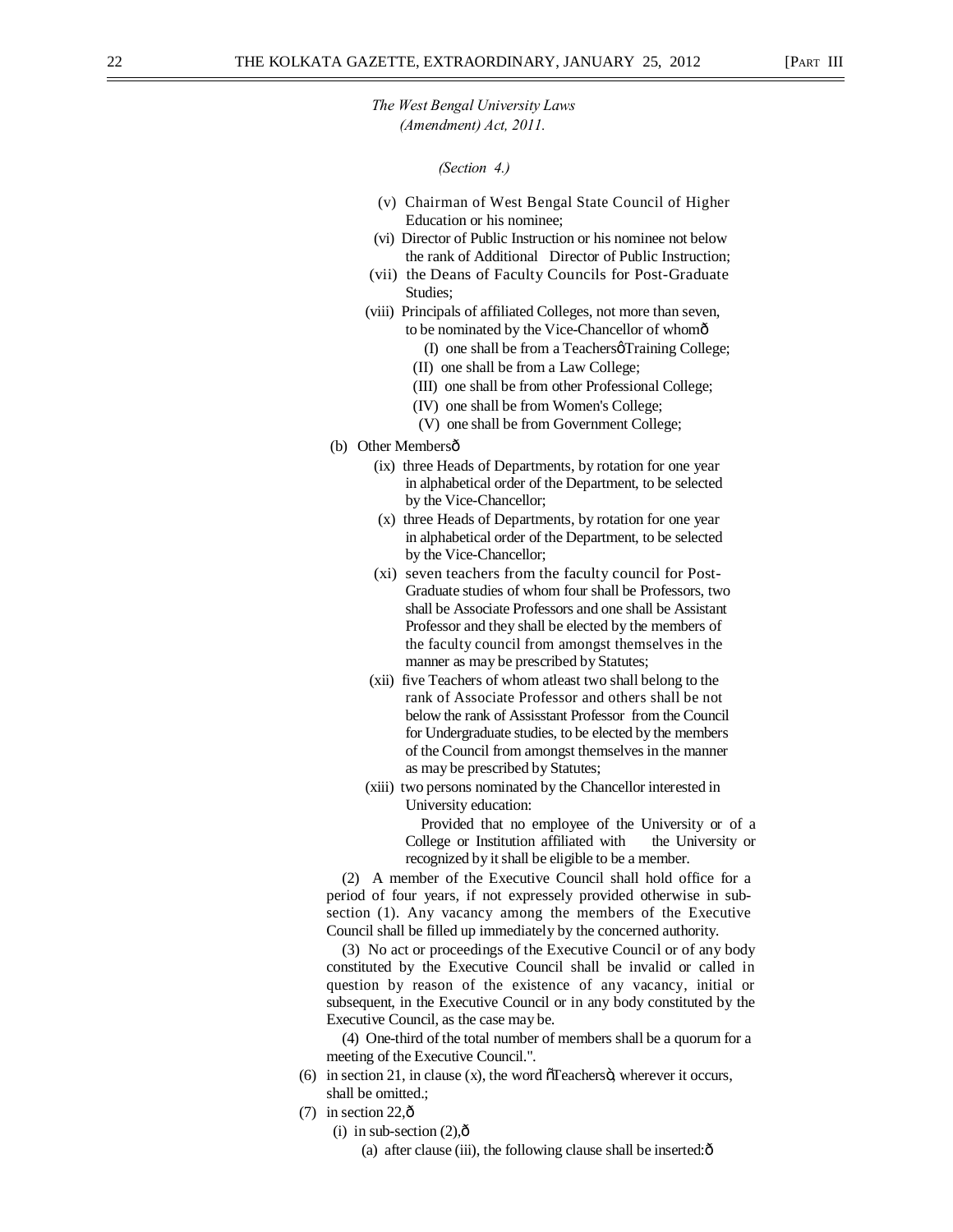*The West Bengal University Laws (Amendment) Act, 2011.*

*(Section 4.)*

(v) Chairman of West Bengal State Council of Higher Education or his nominee;

(vi) Director of Public Instruction or his nominee not below the rank of Additional Director of Public Instruction;

(vii) the Deans of Faculty Councils for Post-Graduate Studies;

(viii) Principals of affiliated Colleges, not more than seven, to be nominated by the Vice-Chancellor of whomô

(I) one shall be from a TeachersôTraining College;

(II) one shall be from a Law College;

(III) one shall be from other Professional College;

(IV) one shall be from Women's College;

(V) one shall be from Government College;

(b) Other Membersô

(ix) three Heads of Departments, by rotation for one year in alphabetical order of the Department, to be selected by the Vice-Chancellor;

(x) three Heads of Departments, by rotation for one year in alphabetical order of the Department, to be selected by the Vice-Chancellor;

(xi) seven teachers from the faculty council for Post-Graduate studies of whom four shall be Professors, two shall be Associate Professors and one shall be Assistant Professor and they shall be elected by the members of the faculty council from amongst themselves in the manner as may be prescribed by Statutes;

(xii) five Teachers of whom atleast two shall belong to the rank of Associate Professor and others shall be not below the rank of Assisstant Professor from the Council for Undergraduate studies, to be elected by the members of the Council from amongst themselves in the manner as may be prescribed by Statutes;

(xiii) two persons nominated by the Chancellor interested in University education:

Provided that no employee of the University or of a College or Institution affiliated with the University or recognized by it shall be eligible to be a member.

(2) A member of the Executive Council shall hold office for a period of four years, if not expressely provided otherwise in sub-section (1). Any vacancy among the members of the Executive Council shall be filled up immediately by the concerned authority.

(3) No act or proceedings of the Executive Council or of any body constituted by the Executive Council shall be invalid or called in question by reason of the existence of any vacancy, initial or subsequent, in the Executive Council or in any body constituted by the Executive Council, as the case may be.

(4) One-third of the total number of members shall be a quorum for a meeting of the Executive Council.".

(6) in section 21, in clause (x), the word õTeachersö, wherever it occurs, shall be omitted.;

(7) in section 22,ô

(i) in sub-section (2),ô

(a) after clause (iii), the following clause shall be inserted:ô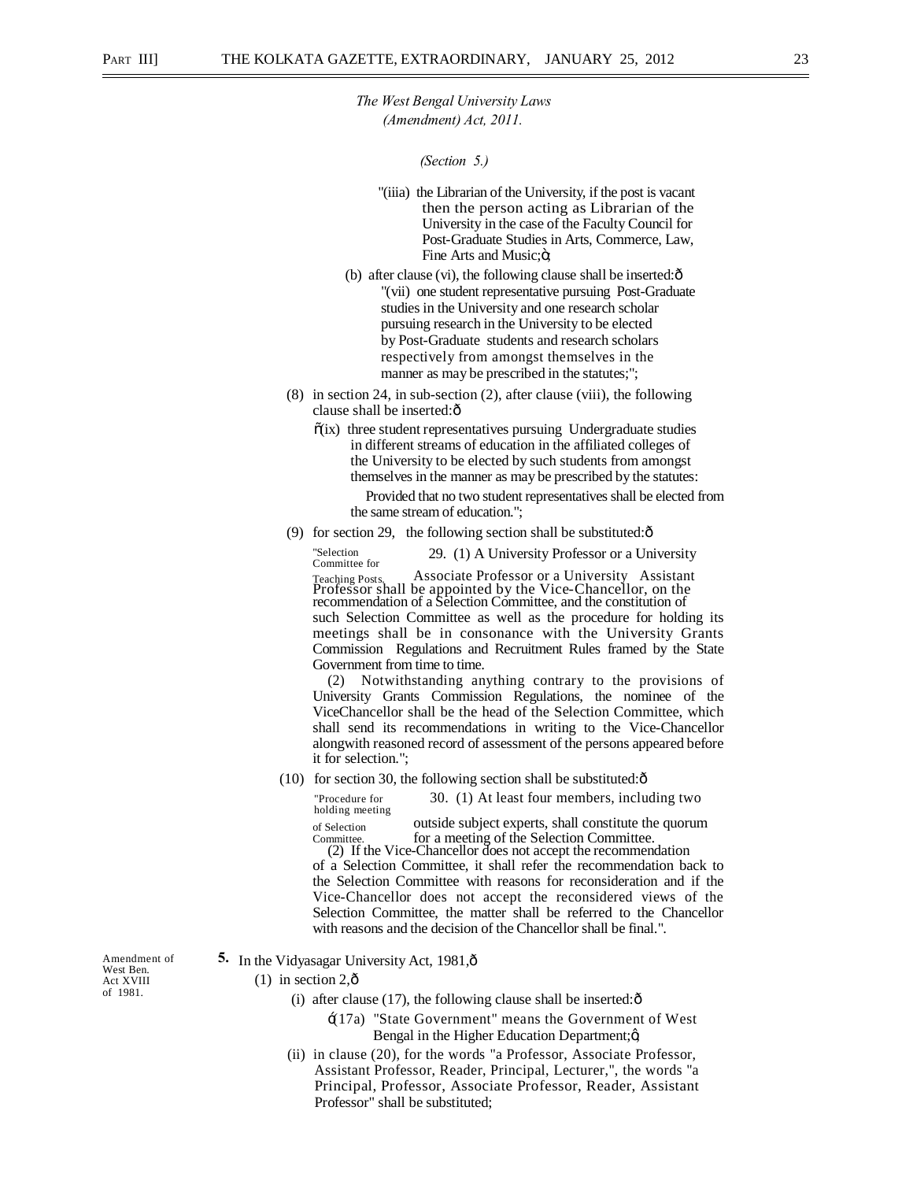*The West Bengal University Laws (Amendment) Act, 2011.*

*(Section 5.)*

"(iiia) the Librarian of the University, if the post is vacant then the person acting as Librarian of the University in the case of the Faculty Council for Post-Graduate Studies in Arts, Commerce, Law, Fine Arts and Music;ö;

(b) after clause (vi), the following clause shall be inserted:ð

"(vii) one student representative pursuing Post-Graduate studies in the University and one research scholar pursuing research in the University to be elected by Post-Graduate students and research scholars respectively from amongst themselves in the manner as may be prescribed in the statutes;";

(8) in section 24, in sub-section (2), after clause (viii), the following clause shall be inserted:ð

õ(ix) three student representatives pursuing Undergraduate studies in different streams of education in the affiliated colleges of the University to be elected by such students from amongst themselves in the manner as may be prescribed by the statutes:

Provided that no two student representatives shall be elected from the same stream of education.";

(9) for section 29, the following section shall be substituted:ð

"Selection Committee for Teaching Posts.

29. (1) A University Professor or a University Associate Professor or a University Assistant Professor shall be appointed by the Vice-Chancellor, on the recommendation of a Selection Committee, and the constitution of such Selection Committee as well as the procedure for holding its meetings shall be in consonance with the University Grants Commission Regulations and Recruitment Rules framed by the State Government from time to time.

(2) Notwithstanding anything contrary to the provisions of University Grants Commission Regulations, the nominee of the ViceChancellor shall be the head of the Selection Committee, which shall send its recommendations in writing to the Vice-Chancellor alongwith reasoned record of assessment of the persons appeared before it for selection.";

(10) for section 30, the following section shall be substituted:ð

"Procedure for holding meeting of Selection Committee.

30. (1) At least four members, including two outside subject experts, shall constitute the quorum for a meeting of the Selection Committee.

(2) If the Vice-Chancellor does not accept the recommendation of a Selection Committee, it shall refer the recommendation back to the Selection Committee with reasons for reconsideration and if the Vice-Chancellor does not accept the reconsidered views of the Selection Committee, the matter shall be referred to the Chancellor with reasons and the decision of the Chancellor shall be final.".

Amendment of West Ben. Act XVIII of 1981.

**5.** In the Vidyasagar University Act, 1981,ð

(1) in section 2,ð

(i) after clause (17), the following clause shall be inserted:ð

ó(17a) "State Government" means the Government of West Bengal in the Higher Education Department;ö;

(ii) in clause (20), for the words "a Professor, Associate Professor, Assistant Professor, Reader, Principal, Lecturer,", the words "a Principal, Professor, Associate Professor, Reader, Assistant Professor" shall be substituted;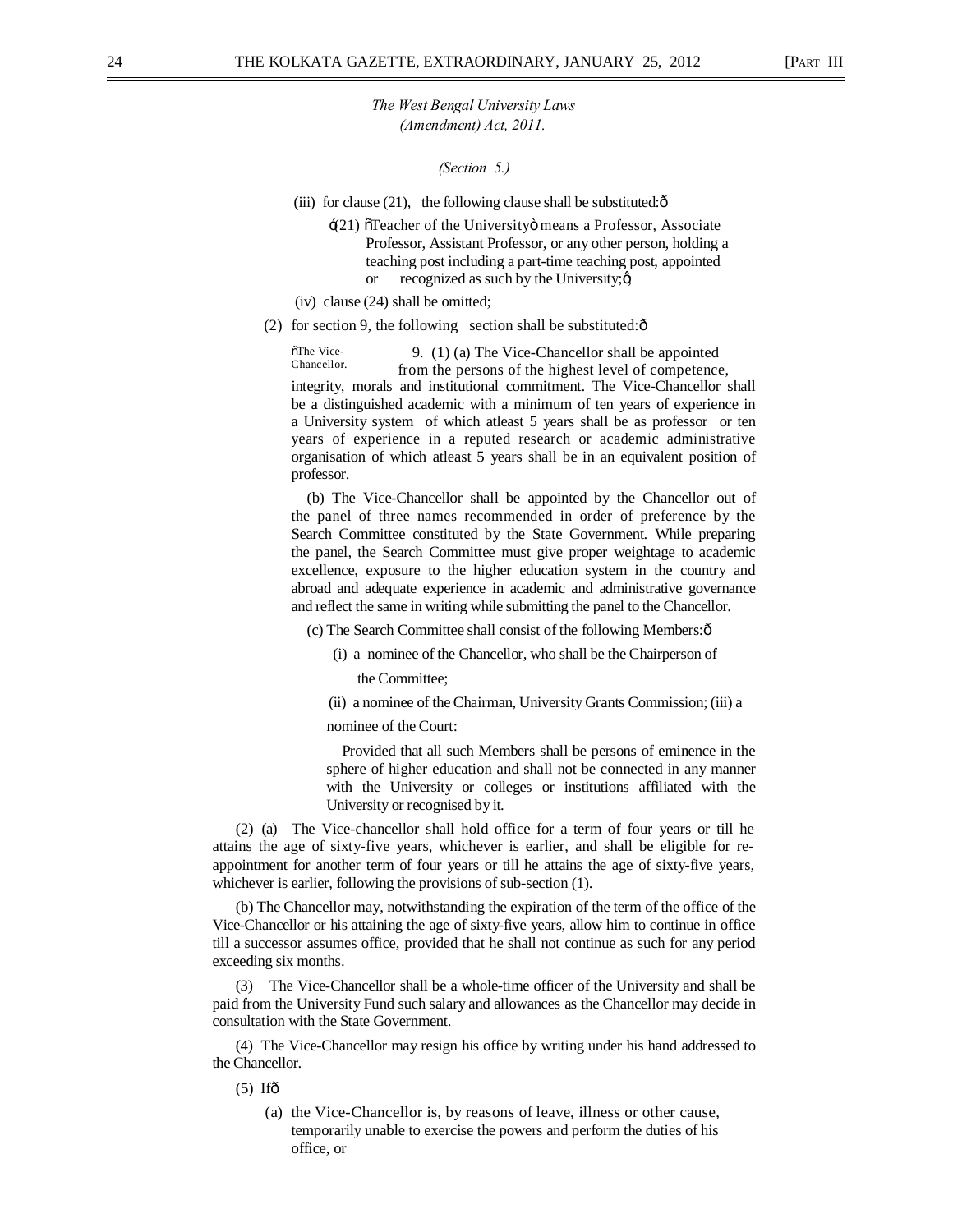*The West Bengal University Laws (Amendment) Act, 2011.*

*(Section 5.)*

(iii) for clause (21), the following clause shall be substituted:—

'(21) "Teacher of the University" means a Professor, Associate Professor, Assistant Professor, or any other person, holding a teaching post including a part-time teaching post, appointed or recognized as such by the University;';

(iv) clause (24) shall be omitted;

(2) for section 9, the following section shall be substituted:—

"The Vice-Chancellor. 9. (1) (a) The Vice-Chancellor shall be appointed from the persons of the highest level of competence, integrity, morals and institutional commitment. The Vice-Chancellor shall be a distinguished academic with a minimum of ten years of experience in a University system of which atleast 5 years shall be as professor or ten years of experience in a reputed research or academic administrative organisation of which atleast 5 years shall be in an equivalent position of professor.

(b) The Vice-Chancellor shall be appointed by the Chancellor out of the panel of three names recommended in order of preference by the Search Committee constituted by the State Government. While preparing the panel, the Search Committee must give proper weightage to academic excellence, exposure to the higher education system in the country and abroad and adequate experience in academic and administrative governance and reflect the same in writing while submitting the panel to the Chancellor.

(c) The Search Committee shall consist of the following Members:—

(i) a nominee of the Chancellor, who shall be the Chairperson of the Committee;

(ii) a nominee of the Chairman, University Grants Commission;

(iii) a nominee of the Court:

Provided that all such Members shall be persons of eminence in the sphere of higher education and shall not be connected in any manner with the University or colleges or institutions affiliated with the University or recognised by it.

(2) (a) The Vice-chancellor shall hold office for a term of four years or till he attains the age of sixty-five years, whichever is earlier, and shall be eligible for re-appointment for another term of four years or till he attains the age of sixty-five years, whichever is earlier, following the provisions of sub-section (1).

(b) The Chancellor may, notwithstanding the expiration of the term of the office of the Vice-Chancellor or his attaining the age of sixty-five years, allow him to continue in office till a successor assumes office, provided that he shall not continue as such for any period exceeding six months.

(3) The Vice-Chancellor shall be a whole-time officer of the University and shall be paid from the University Fund such salary and allowances as the Chancellor may decide in consultation with the State Government.

(4) The Vice-Chancellor may resign his office by writing under his hand addressed to the Chancellor.

(5) If—

(a) the Vice-Chancellor is, by reasons of leave, illness or other cause, temporarily unable to exercise the powers and perform the duties of his office, or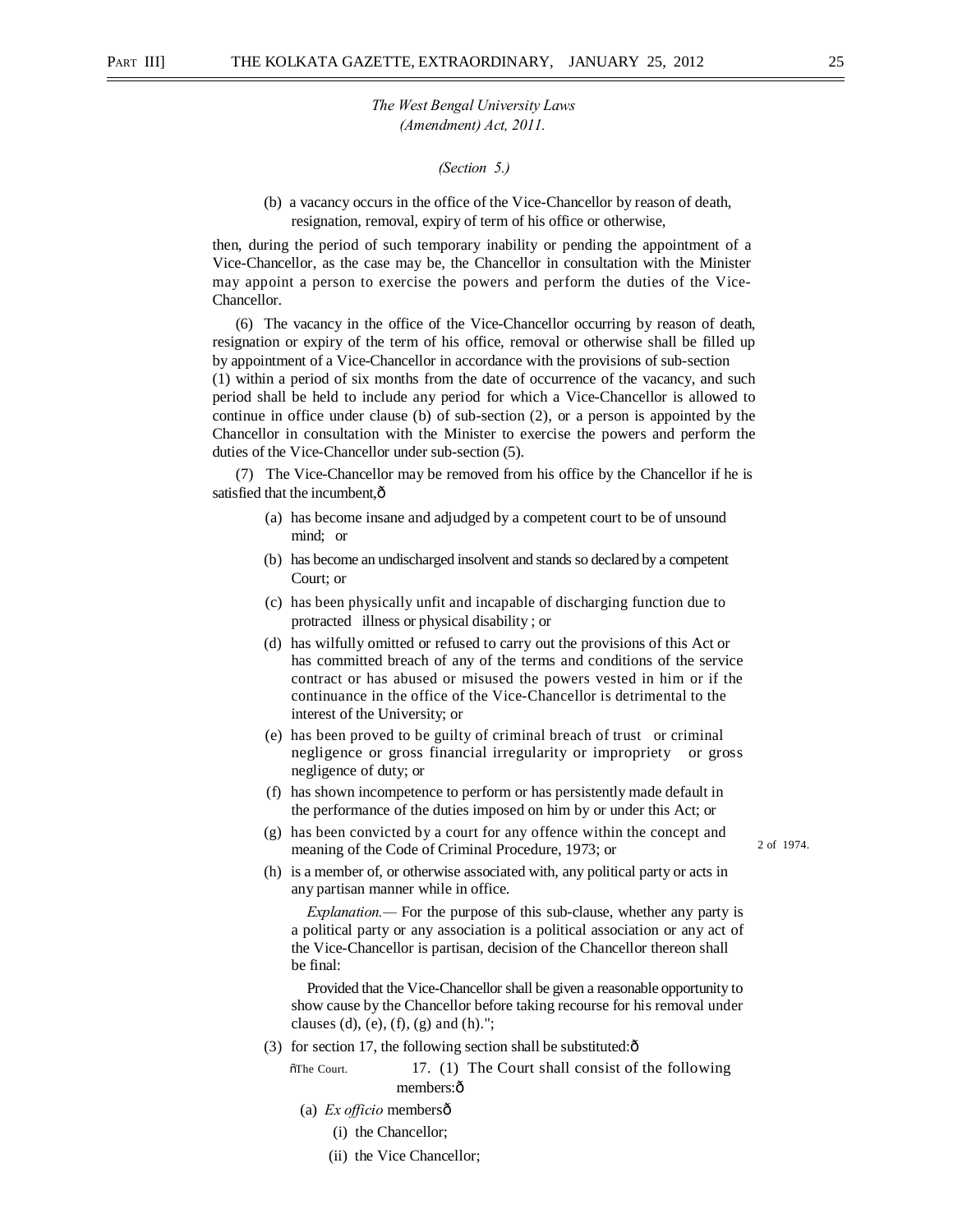*The West Bengal University Laws (Amendment) Act, 2011.*

*(Section 5.)*

(b) a vacancy occurs in the office of the Vice-Chancellor by reason of death, resignation, removal, expiry of term of his office or otherwise,

then, during the period of such temporary inability or pending the appointment of a Vice-Chancellor, as the case may be, the Chancellor in consultation with the Minister may appoint a person to exercise the powers and perform the duties of the Vice-Chancellor.

(6) The vacancy in the office of the Vice-Chancellor occurring by reason of death, resignation or expiry of the term of his office, removal or otherwise shall be filled up by appointment of a Vice-Chancellor in accordance with the provisions of sub-section (1) within a period of six months from the date of occurrence of the vacancy, and such period shall be held to include any period for which a Vice-Chancellor is allowed to continue in office under clause (b) of sub-section (2), or a person is appointed by the Chancellor in consultation with the Minister to exercise the powers and perform the duties of the Vice-Chancellor under sub-section (5).

(7) The Vice-Chancellor may be removed from his office by the Chancellor if he is satisfied that the incumbent,—

(a) has become insane and adjudged by a competent court to be of unsound mind; or

(b) has become an undischarged insolvent and stands so declared by a competent Court; or

(c) has been physically unfit and incapable of discharging function due to protracted illness or physical disability ; or

(d) has wilfully omitted or refused to carry out the provisions of this Act or has committed breach of any of the terms and conditions of the service contract or has abused or misused the powers vested in him or if the continuance in the office of the Vice-Chancellor is detrimental to the interest of the University; or

(e) has been proved to be guilty of criminal breach of trust or criminal negligence or gross financial irregularity or impropriety or gross negligence of duty; or

(f) has shown incompetence to perform or has persistently made default in the performance of the duties imposed on him by or under this Act; or

(g) has been convicted by a court for any offence within the concept and meaning of the Code of Criminal Procedure, 1973; or (2 of 1974.)

(h) is a member of, or otherwise associated with, any political party or acts in any partisan manner while in office.

*Explanation.*— For the purpose of this sub-clause, whether any party is a political party or any association is a political association or any act of the Vice-Chancellor is partisan, decision of the Chancellor thereon shall be final:

Provided that the Vice-Chancellor shall be given a reasonable opportunity to show cause by the Chancellor before taking recourse for his removal under clauses (d), (e), (f), (g) and (h).";

(3) for section 17, the following section shall be substituted:—

"The Court. 17. (1) The Court shall consist of the following members:—

(a) *Ex officio* members—

(i) the Chancellor;

(ii) the Vice Chancellor;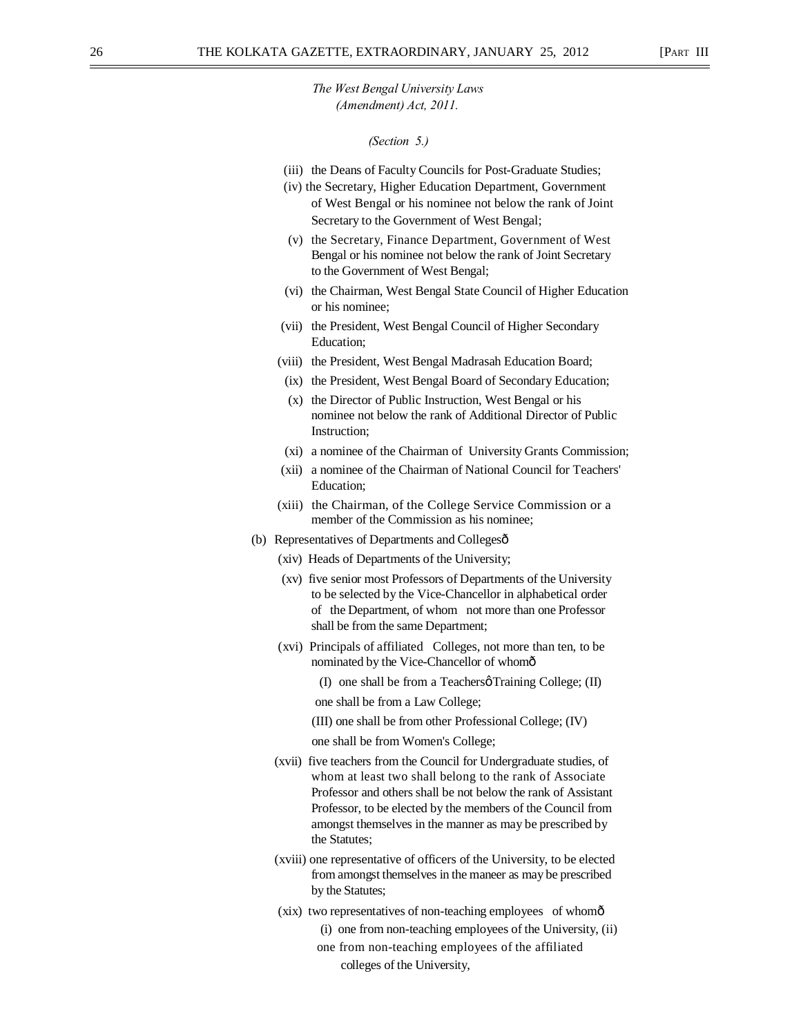*The West Bengal University Laws (Amendment) Act, 2011.*

*(Section 5.)*

(iii) the Deans of Faculty Councils for Post-Graduate Studies;

(iv) the Secretary, Higher Education Department, Government of West Bengal or his nominee not below the rank of Joint Secretary to the Government of West Bengal;

(v) the Secretary, Finance Department, Government of West Bengal or his nominee not below the rank of Joint Secretary to the Government of West Bengal;

(vi) the Chairman, West Bengal State Council of Higher Education or his nominee;

(vii) the President, West Bengal Council of Higher Secondary Education;

(viii) the President, West Bengal Madrasah Education Board;

(ix) the President, West Bengal Board of Secondary Education;

(x) the Director of Public Instruction, West Bengal or his nominee not below the rank of Additional Director of Public Instruction;

(xi) a nominee of the Chairman of University Grants Commission;

(xii) a nominee of the Chairman of National Council for Teachers' Education;

(xiii) the Chairman, of the College Service Commission or a member of the Commission as his nominee;

(b) Representatives of Departments and Collegesô

(xiv) Heads of Departments of the University;

(xv) five senior most Professors of Departments of the University to be selected by the Vice-Chancellor in alphabetical order of the Department, of whom not more than one Professor shall be from the same Department;

(xvi) Principals of affiliated Colleges, not more than ten, to be nominated by the Vice-Chancellor of whomô

(I) one shall be from a Teachersø Training College; (II) one shall be from a Law College;

(III) one shall be from other Professional College; (IV) one shall be from Women's College;

(xvii) five teachers from the Council for Undergraduate studies, of whom at least two shall belong to the rank of Associate Professor and others shall be not below the rank of Assistant Professor, to be elected by the members of the Council from amongst themselves in the manner as may be prescribed by the Statutes;

(xviii) one representative of officers of the University, to be elected from amongst themselves in the maneer as may be prescribed by the Statutes;

(xix) two representatives of non-teaching employees of whomô

(i) one from non-teaching employees of the University, (ii) one from non-teaching employees of the affiliated colleges of the University,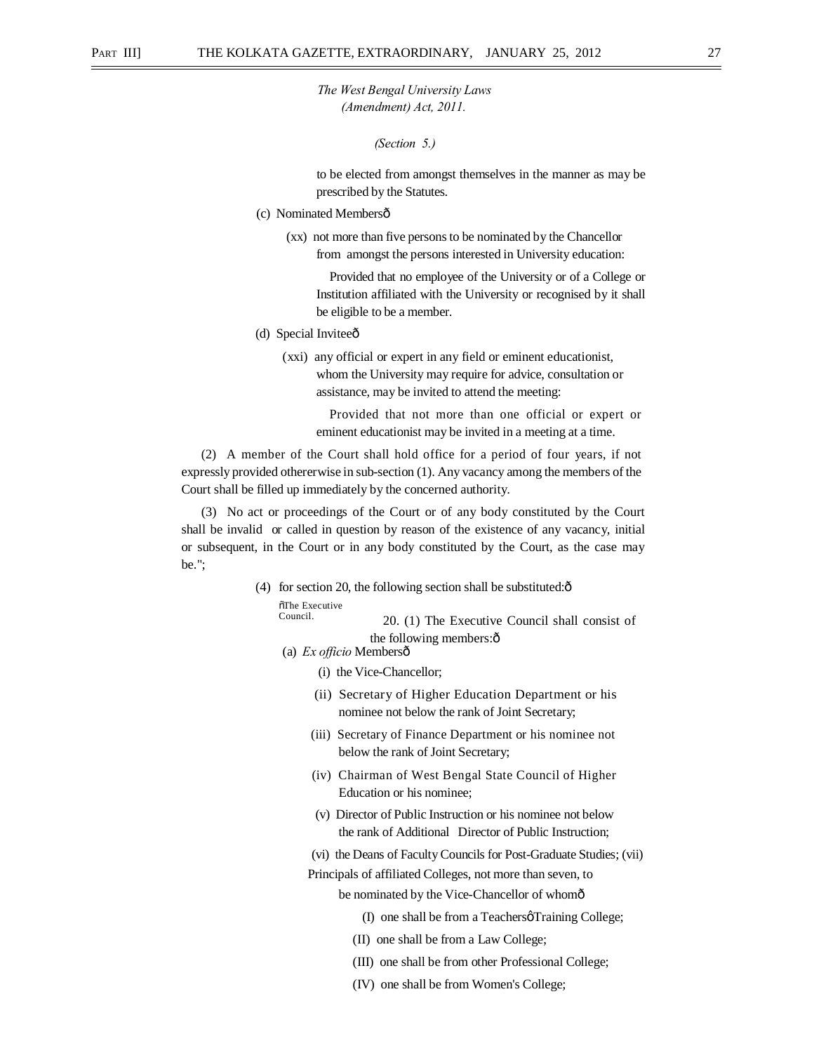*The West Bengal University Laws (Amendment) Act, 2011.*

*(Section 5.)*

to be elected from amongst themselves in the manner as may be prescribed by the Statutes.

(c) Nominated Members—

(xx) not more than five persons to be nominated by the Chancellor from amongst the persons interested in University education:

Provided that no employee of the University or of a College or Institution affiliated with the University or recognised by it shall be eligible to be a member.

(d) Special Invitee—

(xxi) any official or expert in any field or eminent educationist, whom the University may require for advice, consultation or assistance, may be invited to attend the meeting:

Provided that not more than one official or expert or eminent educationist may be invited in a meeting at a time.

(2) A member of the Court shall hold office for a period of four years, if not expressly provided othererwise in sub-section (1). Any vacancy among the members of the Court shall be filled up immediately by the concerned authority.

(3) No act or proceedings of the Court or of any body constituted by the Court shall be invalid or called in question by reason of the existence of any vacancy, initial or subsequent, in the Court or in any body constituted by the Court, as the case may be.";

(4) for section 20, the following section shall be substituted:—

"The Executive Council.

20. (1) The Executive Council shall consist of the following members:—

(a) *Ex officio* Members—

(i) the Vice-Chancellor;

(ii) Secretary of Higher Education Department or his nominee not below the rank of Joint Secretary;

(iii) Secretary of Finance Department or his nominee not below the rank of Joint Secretary;

(iv) Chairman of West Bengal State Council of Higher Education or his nominee;

(v) Director of Public Instruction or his nominee not below the rank of Additional Director of Public Instruction;

(vi) the Deans of Faculty Councils for Post-Graduate Studies;

(vii) Principals of affiliated Colleges, not more than seven, to be nominated by the Vice-Chancellor of whom—

(I) one shall be from a Teachers' Training College;

(II) one shall be from a Law College;

(III) one shall be from other Professional College;

(IV) one shall be from Women's College;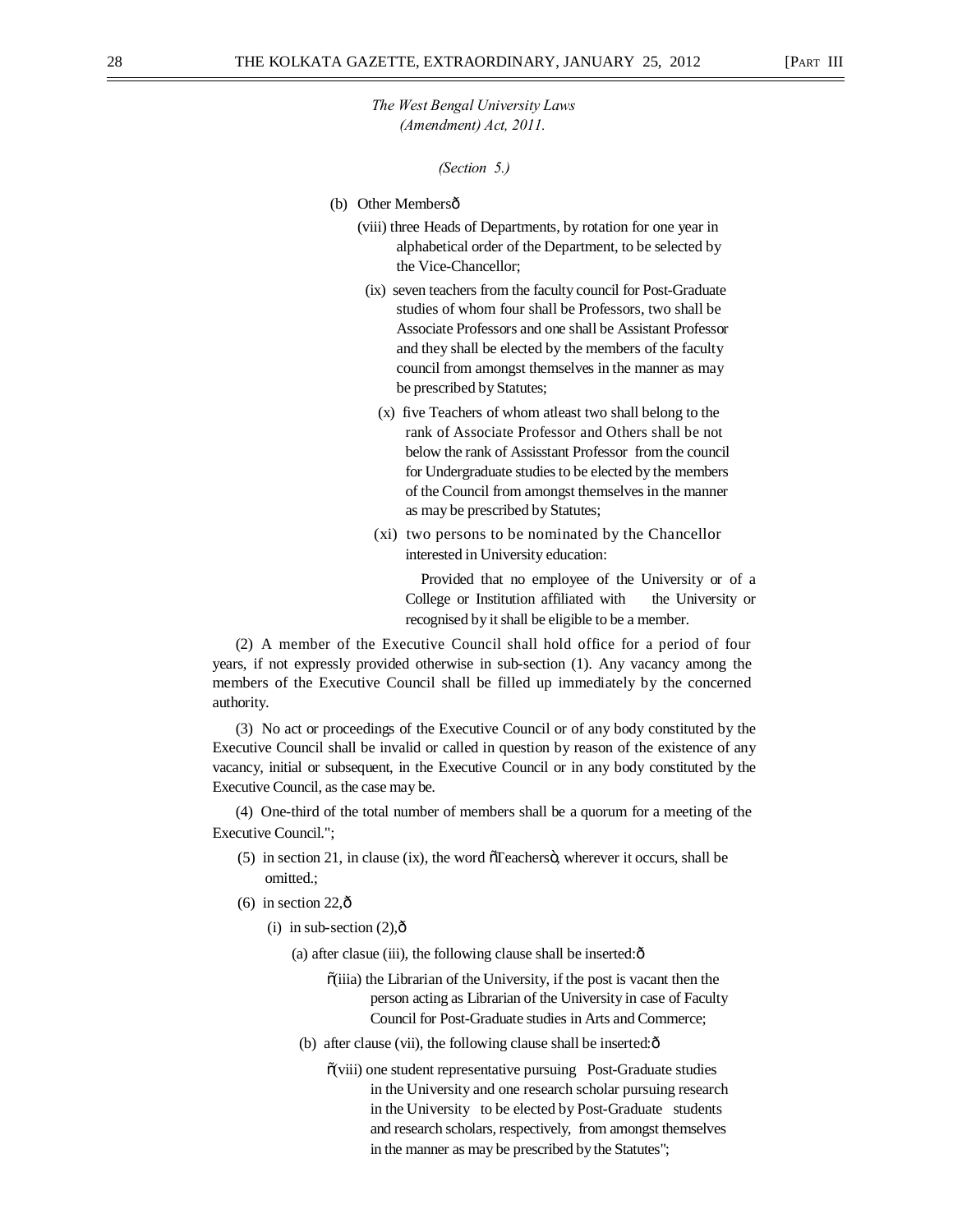*The West Bengal University Laws (Amendment) Act, 2011.*

*(Section 5.)*

(b) Other Membersô

(viii) three Heads of Departments, by rotation for one year in alphabetical order of the Department, to be selected by the Vice-Chancellor;

(ix) seven teachers from the faculty council for Post-Graduate studies of whom four shall be Professors, two shall be Associate Professors and one shall be Assistant Professor and they shall be elected by the members of the faculty council from amongst themselves in the manner as may be prescribed by Statutes;

(x) five Teachers of whom atleast two shall belong to the rank of Associate Professor and Others shall be not below the rank of Assisstant Professor from the council for Undergraduate studies to be elected by the members of the Council from amongst themselves in the manner as may be prescribed by Statutes;

(xi) two persons to be nominated by the Chancellor interested in University education:

Provided that no employee of the University or of a College or Institution affiliated with the University or recognised by it shall be eligible to be a member.

(2) A member of the Executive Council shall hold office for a period of four years, if not expressly provided otherwise in sub-section (1). Any vacancy among the members of the Executive Council shall be filled up immediately by the concerned authority.

(3) No act or proceedings of the Executive Council or of any body constituted by the Executive Council shall be invalid or called in question by reason of the existence of any vacancy, initial or subsequent, in the Executive Council or in any body constituted by the Executive Council, as the case may be.

(4) One-third of the total number of members shall be a quorum for a meeting of the Executive Council.";

(5) in section 21, in clause (ix), the word õTeachersö, wherever it occurs, shall be omitted.;

(6) in section 22,ô

(i) in sub-section (2),ô

(a) after clasue (iii), the following clause shall be inserted:ô

õ(iiia) the Librarian of the University, if the post is vacant then the person acting as Librarian of the University in case of Faculty Council for Post-Graduate studies in Arts and Commerce;

(b) after clause (vii), the following clause shall be inserted:ô

õ(viii) one student representative pursuing Post-Graduate studies in the University and one research scholar pursuing research in the University to be elected by Post-Graduate students and research scholars, respectively, from amongst themselves in the manner as may be prescribed by the Statutes";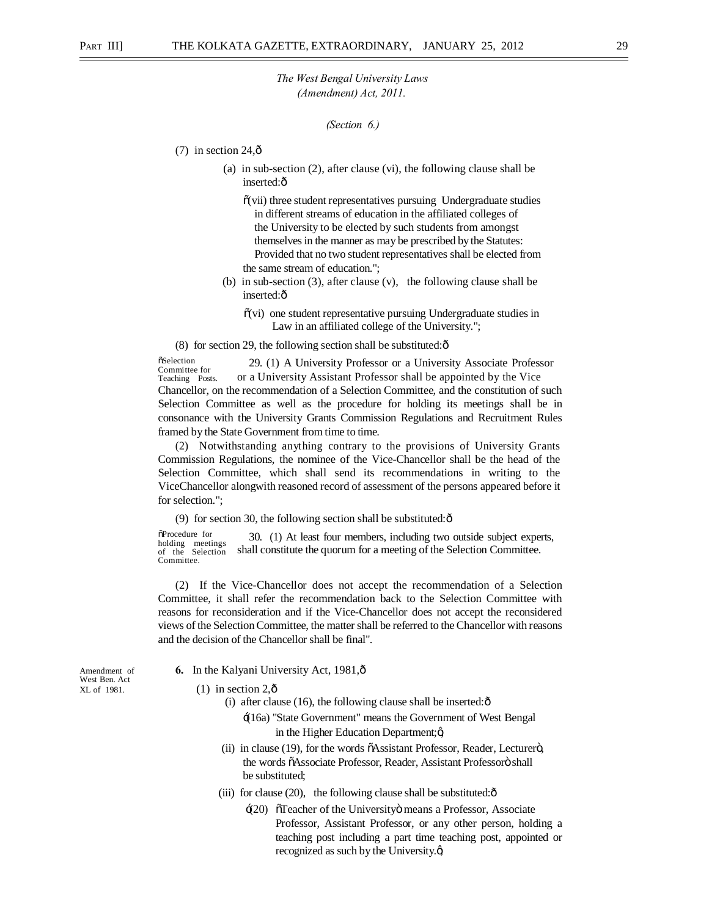*The West Bengal University Laws (Amendment) Act, 2011.*

*(Section 6.)*

(7) in section 24,—

(a) in sub-section (2), after clause (vi), the following clause shall be inserted:—

"(vii) three student representatives pursuing Undergraduate studies in different streams of education in the affiliated colleges of the University to be elected by such students from amongst themselves in the manner as may be prescribed by the Statutes:
Provided that no two student representatives shall be elected from the same stream of education.";

(b) in sub-section (3), after clause (v), the following clause shall be inserted:—

"(vi) one student representative pursuing Undergraduate studies in Law in an affiliated college of the University.";

(8) for section 29, the following section shall be substituted:—

"Selection Committee for Teaching Posts.

29. (1) A University Professor or a University Associate Professor or a University Assistant Professor shall be appointed by the Vice Chancellor, on the recommendation of a Selection Committee, and the constitution of such Selection Committee as well as the procedure for holding its meetings shall be in consonance with the University Grants Commission Regulations and Recruitment Rules framed by the State Government from time to time.

(2) Notwithstanding anything contrary to the provisions of University Grants Commission Regulations, the nominee of the Vice-Chancellor shall be the head of the Selection Committee, which shall send its recommendations in writing to the ViceChancellor alongwith reasoned record of assessment of the persons appeared before it for selection.";

(9) for section 30, the following section shall be substituted:—

"Procedure for holding meetings of the Selection Committee.

30. (1) At least four members, including two outside subject experts, shall constitute the quorum for a meeting of the Selection Committee.

(2) If the Vice-Chancellor does not accept the recommendation of a Selection Committee, it shall refer the recommendation back to the Selection Committee with reasons for reconsideration and if the Vice-Chancellor does not accept the reconsidered views of the Selection Committee, the matter shall be referred to the Chancellor with reasons and the decision of the Chancellor shall be final".

Amendment of West Ben. Act XL of 1981.

**6.** In the Kalyani University Act, 1981,—

(1) in section 2,—

(i) after clause (16), the following clause shall be inserted:—

'(16a) "State Government" means the Government of West Bengal in the Higher Education Department;';

(ii) in clause (19), for the words "Assistant Professor, Reader, Lecturer", the words "Associate Professor, Reader, Assistant Professor" shall be substituted;

(iii) for clause (20), the following clause shall be substituted:—

'(20) "Teacher of the University" means a Professor, Associate Professor, Assistant Professor, or any other person, holding a teaching post including a part time teaching post, appointed or recognized as such by the University.';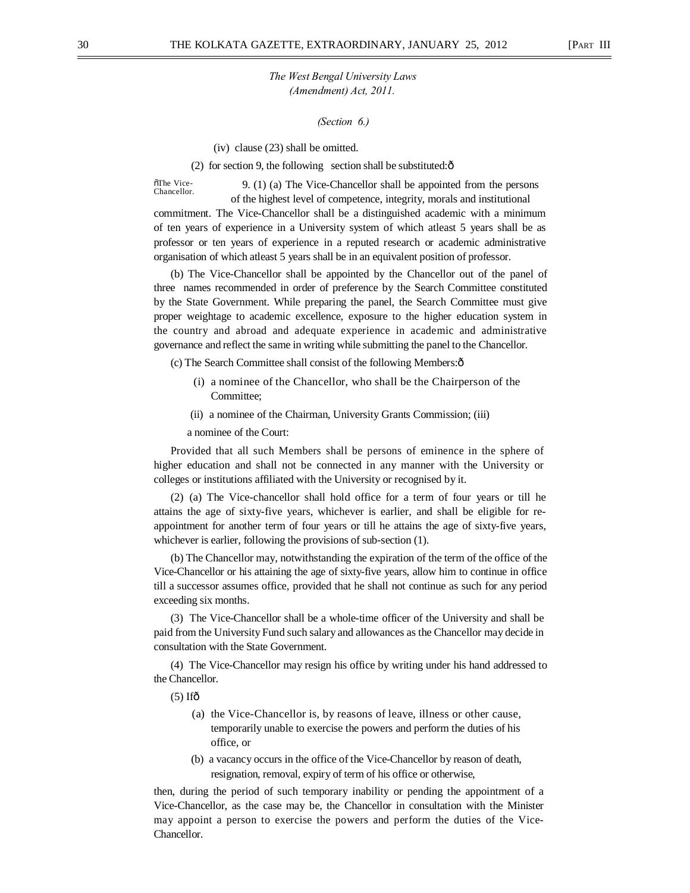*The West Bengal University Laws (Amendment) Act, 2011.*

*(Section 6.)*

(iv) clause (23) shall be omitted.

(2) for section 9, the following section shall be substituted:ð

õThe Vice-Chancellor.

9. (1) (a) The Vice-Chancellor shall be appointed from the persons of the highest level of competence, integrity, morals and institutional commitment. The Vice-Chancellor shall be a distinguished academic with a minimum of ten years of experience in a University system of which atleast 5 years shall be as professor or ten years of experience in a reputed research or academic administrative organisation of which atleast 5 years shall be in an equivalent position of professor.

(b) The Vice-Chancellor shall be appointed by the Chancellor out of the panel of three names recommended in order of preference by the Search Committee constituted by the State Government. While preparing the panel, the Search Committee must give proper weightage to academic excellence, exposure to the higher education system in the country and abroad and adequate experience in academic and administrative governance and reflect the same in writing while submitting the panel to the Chancellor.

(c) The Search Committee shall consist of the following Members:ð

(i) a nominee of the Chancellor, who shall be the Chairperson of the Committee;

(ii) a nominee of the Chairman, University Grants Commission; (iii) a nominee of the Court:

Provided that all such Members shall be persons of eminence in the sphere of higher education and shall not be connected in any manner with the University or colleges or institutions affiliated with the University or recognised by it.

(2) (a) The Vice-chancellor shall hold office for a term of four years or till he attains the age of sixty-five years, whichever is earlier, and shall be eligible for re-appointment for another term of four years or till he attains the age of sixty-five years, whichever is earlier, following the provisions of sub-section (1).

(b) The Chancellor may, notwithstanding the expiration of the term of the office of the Vice-Chancellor or his attaining the age of sixty-five years, allow him to continue in office till a successor assumes office, provided that he shall not continue as such for any period exceeding six months.

(3) The Vice-Chancellor shall be a whole-time officer of the University and shall be paid from the University Fund such salary and allowances as the Chancellor may decide in consultation with the State Government.

(4) The Vice-Chancellor may resign his office by writing under his hand addressed to the Chancellor.

(5) Ifð

(a) the Vice-Chancellor is, by reasons of leave, illness or other cause, temporarily unable to exercise the powers and perform the duties of his office, or

(b) a vacancy occurs in the office of the Vice-Chancellor by reason of death, resignation, removal, expiry of term of his office or otherwise,

then, during the period of such temporary inability or pending the appointment of a Vice-Chancellor, as the case may be, the Chancellor in consultation with the Minister may appoint a person to exercise the powers and perform the duties of the Vice-Chancellor.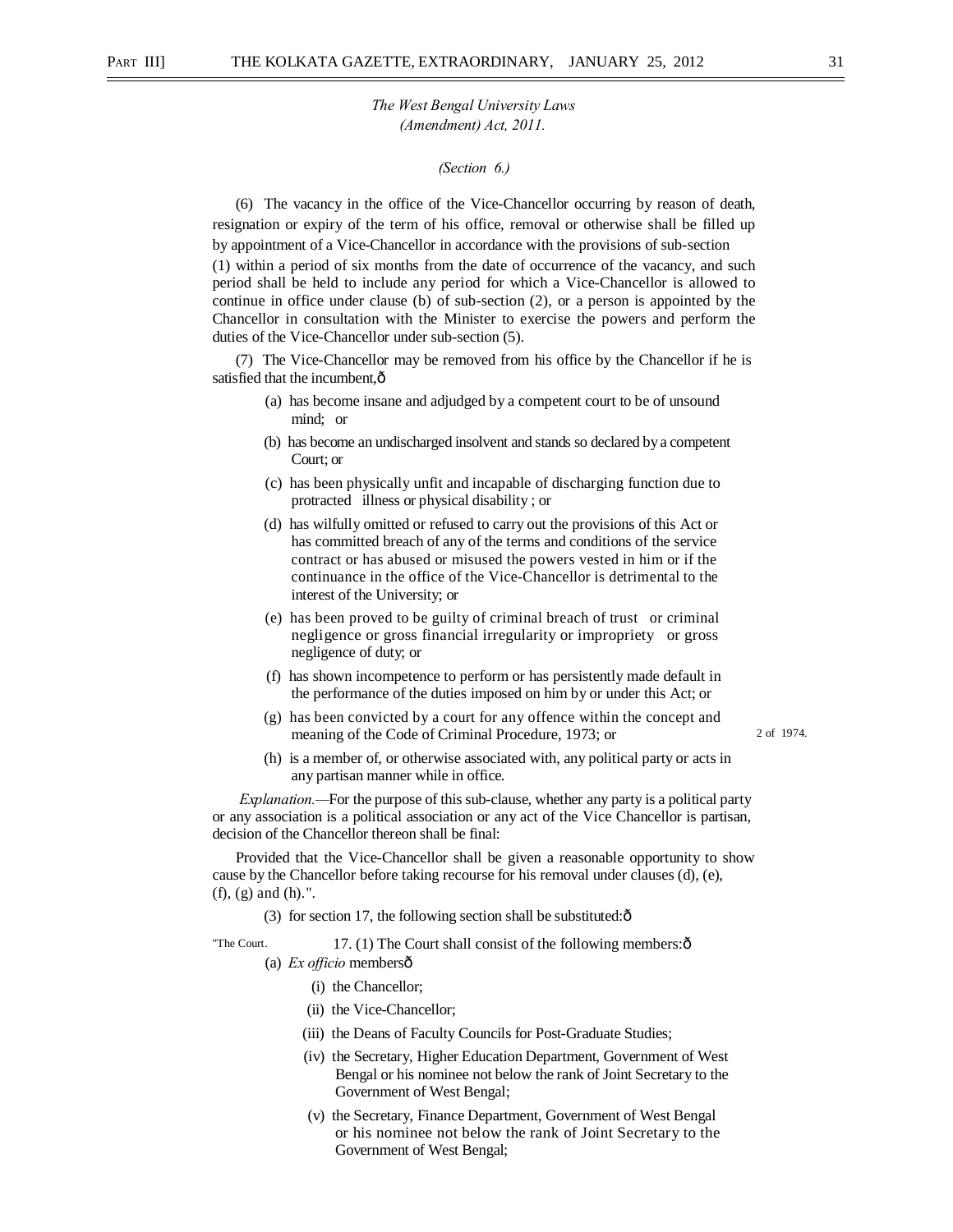*The West Bengal University Laws (Amendment) Act, 2011.*

*(Section 6.)*

(6) The vacancy in the office of the Vice-Chancellor occurring by reason of death, resignation or expiry of the term of his office, removal or otherwise shall be filled up by appointment of a Vice-Chancellor in accordance with the provisions of sub-section (1) within a period of six months from the date of occurrence of the vacancy, and such period shall be held to include any period for which a Vice-Chancellor is allowed to continue in office under clause (b) of sub-section (2), or a person is appointed by the Chancellor in consultation with the Minister to exercise the powers and perform the duties of the Vice-Chancellor under sub-section (5).

(7) The Vice-Chancellor may be removed from his office by the Chancellor if he is satisfied that the incumbent,ô

(a) has become insane and adjudged by a competent court to be of unsound mind; or

(b) has become an undischarged insolvent and stands so declared by a competent Court; or

(c) has been physically unfit and incapable of discharging function due to protracted illness or physical disability ; or

(d) has wilfully omitted or refused to carry out the provisions of this Act or has committed breach of any of the terms and conditions of the service contract or has abused or misused the powers vested in him or if the continuance in the office of the Vice-Chancellor is detrimental to the interest of the University; or

(e) has been proved to be guilty of criminal breach of trust or criminal negligence or gross financial irregularity or impropriety or gross negligence of duty; or

(f) has shown incompetence to perform or has persistently made default in the performance of the duties imposed on him by or under this Act; or

(g) has been convicted by a court for any offence within the concept and meaning of the Code of Criminal Procedure, 1973; or — 2 of 1974.

(h) is a member of, or otherwise associated with, any political party or acts in any partisan manner while in office.

*Explanation.*—For the purpose of this sub-clause, whether any party is a political party or any association is a political association or any act of the Vice Chancellor is partisan, decision of the Chancellor thereon shall be final:

Provided that the Vice-Chancellor shall be given a reasonable opportunity to show cause by the Chancellor before taking recourse for his removal under clauses (d), (e), (f), (g) and (h).".

(3) for section 17, the following section shall be substituted:ô

"The Court. 17. (1) The Court shall consist of the following members:ô

(a) *Ex officio* membersô

(i) the Chancellor;

(ii) the Vice-Chancellor;

(iii) the Deans of Faculty Councils for Post-Graduate Studies;

(iv) the Secretary, Higher Education Department, Government of West Bengal or his nominee not below the rank of Joint Secretary to the Government of West Bengal;

(v) the Secretary, Finance Department, Government of West Bengal or his nominee not below the rank of Joint Secretary to the Government of West Bengal;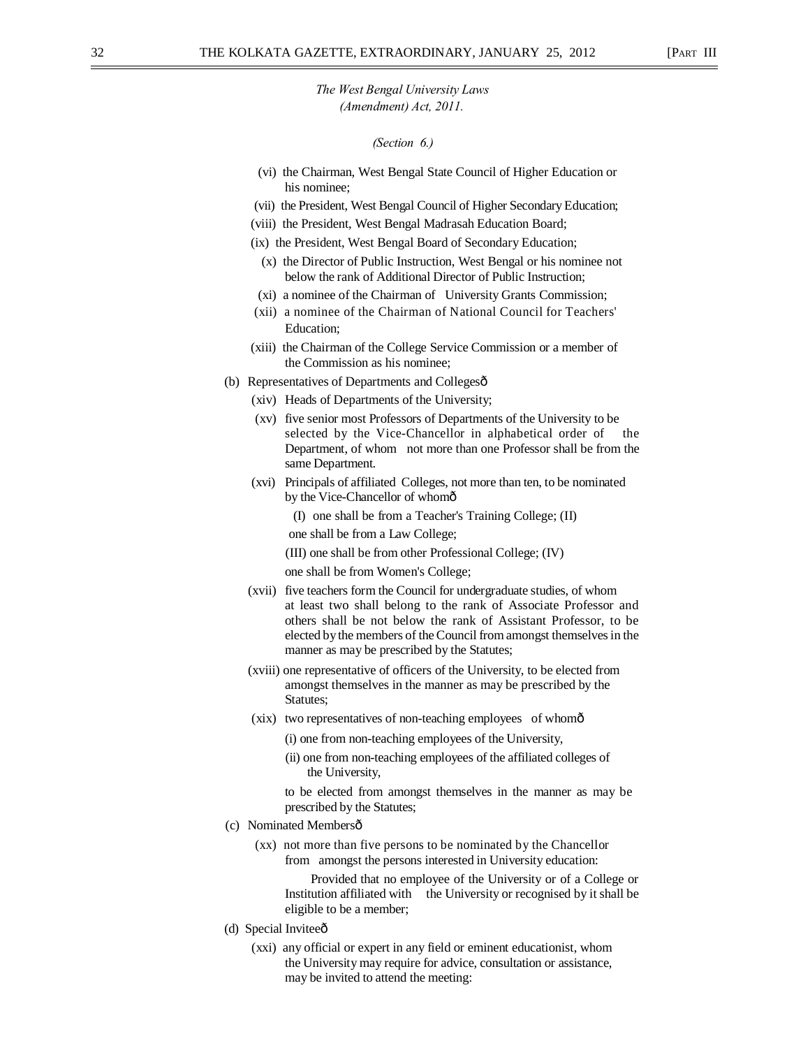*The West Bengal University Laws (Amendment) Act, 2011.*

*(Section 6.)*

(vi) the Chairman, West Bengal State Council of Higher Education or his nominee;

(vii) the President, West Bengal Council of Higher Secondary Education;

(viii) the President, West Bengal Madrasah Education Board;

(ix) the President, West Bengal Board of Secondary Education;

(x) the Director of Public Instruction, West Bengal or his nominee not below the rank of Additional Director of Public Instruction;

(xi) a nominee of the Chairman of University Grants Commission;

(xii) a nominee of the Chairman of National Council for Teachers' Education;

(xiii) the Chairman of the College Service Commission or a member of the Commission as his nominee;

(b) Representatives of Departments and Collegesô

(xiv) Heads of Departments of the University;

(xv) five senior most Professors of Departments of the University to be selected by the Vice-Chancellor in alphabetical order of the Department, of whom not more than one Professor shall be from the same Department.

(xvi) Principals of affiliated Colleges, not more than ten, to be nominated by the Vice-Chancellor of whomô

(I) one shall be from a Teacher's Training College; (II) one shall be from a Law College;

(III) one shall be from other Professional College; (IV) one shall be from Women's College;

(xvii) five teachers form the Council for undergraduate studies, of whom at least two shall belong to the rank of Associate Professor and others shall be not below the rank of Assistant Professor, to be elected by the members of the Council from amongst themselves in the manner as may be prescribed by the Statutes;

(xviii) one representative of officers of the University, to be elected from amongst themselves in the manner as may be prescribed by the Statutes;

(xix) two representatives of non-teaching employees of whomô

(i) one from non-teaching employees of the University,

(ii) one from non-teaching employees of the affiliated colleges of the University,

to be elected from amongst themselves in the manner as may be prescribed by the Statutes;

(c) Nominated Membersô

(xx) not more than five persons to be nominated by the Chancellor from amongst the persons interested in University education:

Provided that no employee of the University or of a College or Institution affiliated with the University or recognised by it shall be eligible to be a member;

(d) Special Inviteeô

(xxi) any official or expert in any field or eminent educationist, whom the University may require for advice, consultation or assistance, may be invited to attend the meeting: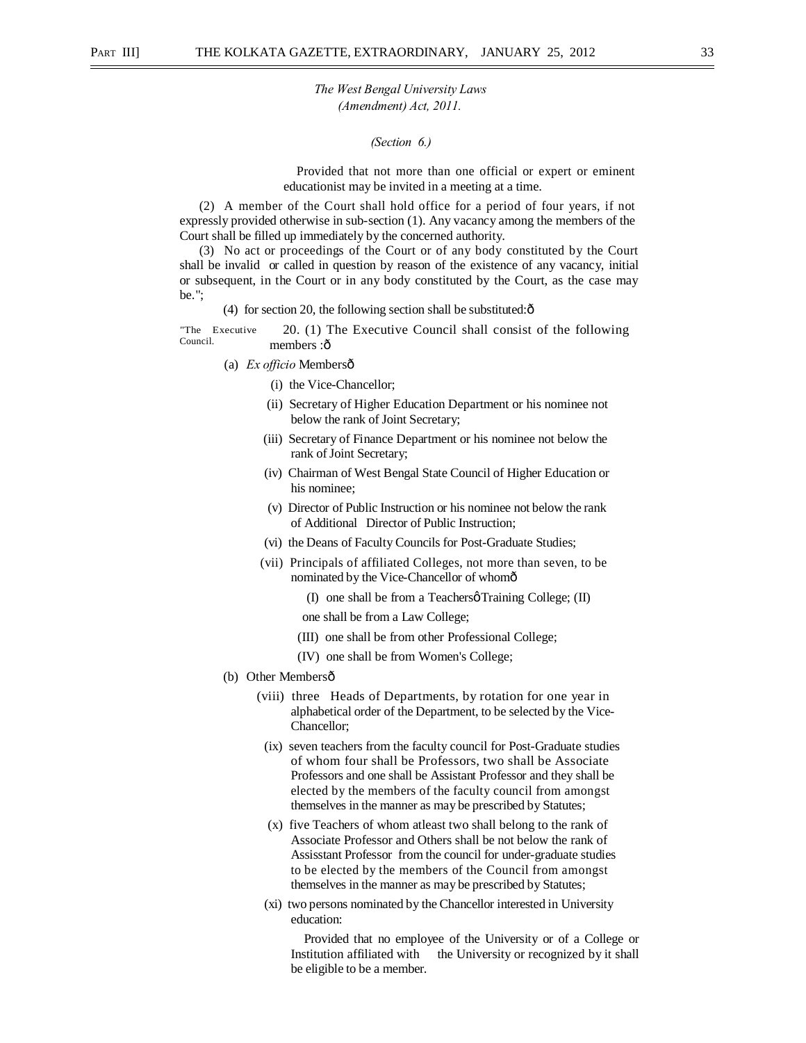*The West Bengal University Laws (Amendment) Act, 2011.*

*(Section 6.)*

Provided that not more than one official or expert or eminent educationist may be invited in a meeting at a time.

(2) A member of the Court shall hold office for a period of four years, if not expressly provided otherwise in sub-section (1). Any vacancy among the members of the Court shall be filled up immediately by the concerned authority.

(3) No act or proceedings of the Court or of any body constituted by the Court shall be invalid or called in question by reason of the existence of any vacancy, initial or subsequent, in the Court or in any body constituted by the Court, as the case may be.";

(4) for section 20, the following section shall be substituted:ô

"The Executive Council.

20. (1) The Executive Council shall consist of the following members :ô

(a) *Ex officio* Membersô

(i) the Vice-Chancellor;

(ii) Secretary of Higher Education Department or his nominee not below the rank of Joint Secretary;

(iii) Secretary of Finance Department or his nominee not below the rank of Joint Secretary;

(iv) Chairman of West Bengal State Council of Higher Education or his nominee;

(v) Director of Public Instruction or his nominee not below the rank of Additional Director of Public Instruction;

(vi) the Deans of Faculty Councils for Post-Graduate Studies;

(vii) Principals of affiliated Colleges, not more than seven, to be nominated by the Vice-Chancellor of whomô

(I) one shall be from a Teachersö Training College;

(II) one shall be from a Law College;

(III) one shall be from other Professional College;

(IV) one shall be from Women's College;

(b) Other Membersô

(viii) three Heads of Departments, by rotation for one year in alphabetical order of the Department, to be selected by the Vice-Chancellor;

(ix) seven teachers from the faculty council for Post-Graduate studies of whom four shall be Professors, two shall be Associate Professors and one shall be Assistant Professor and they shall be elected by the members of the faculty council from amongst themselves in the manner as may be prescribed by Statutes;

(x) five Teachers of whom atleast two shall belong to the rank of Associate Professor and Others shall be not below the rank of Assisstant Professor from the council for under-graduate studies to be elected by the members of the Council from amongst themselves in the manner as may be prescribed by Statutes;

(xi) two persons nominated by the Chancellor interested in University education:

Provided that no employee of the University or of a College or Institution affiliated with the University or recognized by it shall be eligible to be a member.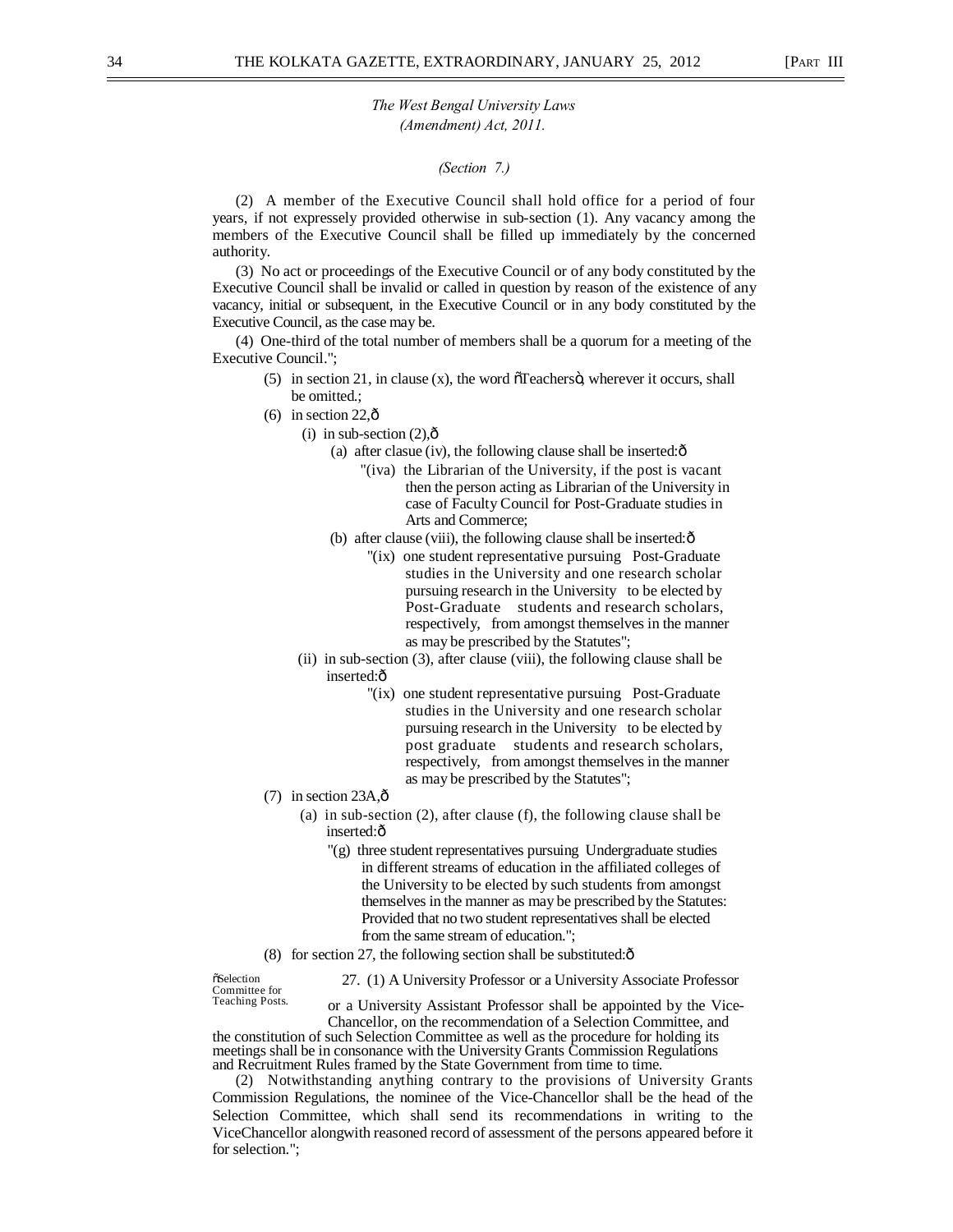*The West Bengal University Laws (Amendment) Act, 2011.*

*(Section 7.)*

(2) A member of the Executive Council shall hold office for a period of four years, if not expressely provided otherwise in sub-section (1). Any vacancy among the members of the Executive Council shall be filled up immediately by the concerned authority.

(3) No act or proceedings of the Executive Council or of any body constituted by the Executive Council shall be invalid or called in question by reason of the existence of any vacancy, initial or subsequent, in the Executive Council or in any body constituted by the Executive Council, as the case may be.

(4) One-third of the total number of members shall be a quorum for a meeting of the Executive Council.";

(5) in section 21, in clause (x), the word õTeachersö, wherever it occurs, shall be omitted.;

(6) in section 22,ô

(i) in sub-section (2),ô

(a) after clasue (iv), the following clause shall be inserted:ô

"(iva) the Librarian of the University, if the post is vacant then the person acting as Librarian of the University in case of Faculty Council for Post-Graduate studies in Arts and Commerce;

(b) after clause (viii), the following clause shall be inserted:ô

"(ix) one student representative pursuing Post-Graduate studies in the University and one research scholar pursuing research in the University to be elected by Post-Graduate students and research scholars, respectively, from amongst themselves in the manner as may be prescribed by the Statutes";

(ii) in sub-section (3), after clause (viii), the following clause shall be inserted:ô

"(ix) one student representative pursuing Post-Graduate studies in the University and one research scholar pursuing research in the University to be elected by post graduate students and research scholars, respectively, from amongst themselves in the manner as may be prescribed by the Statutes";

(7) in section 23A,ô

(a) in sub-section (2), after clause (f), the following clause shall be inserted:ô

"(g) three student representatives pursuing Undergraduate studies in different streams of education in the affiliated colleges of the University to be elected by such students from amongst themselves in the manner as may be prescribed by the Statutes: Provided that no two student representatives shall be elected from the same stream of education.";

(8) for section 27, the following section shall be substituted:ô

õSelection Committee for Teaching Posts.

27. (1) A University Professor or a University Associate Professor or a University Assistant Professor shall be appointed by the Vice-Chancellor, on the recommendation of a Selection Committee, and the constitution of such Selection Committee as well as the procedure for holding its meetings shall be in consonance with the University Grants Commission Regulations and Recruitment Rules framed by the State Government from time to time.

(2) Notwithstanding anything contrary to the provisions of University Grants Commission Regulations, the nominee of the Vice-Chancellor shall be the head of the Selection Committee, which shall send its recommendations in writing to the ViceChancellor alongwith reasoned record of assessment of the persons appeared before it for selection.";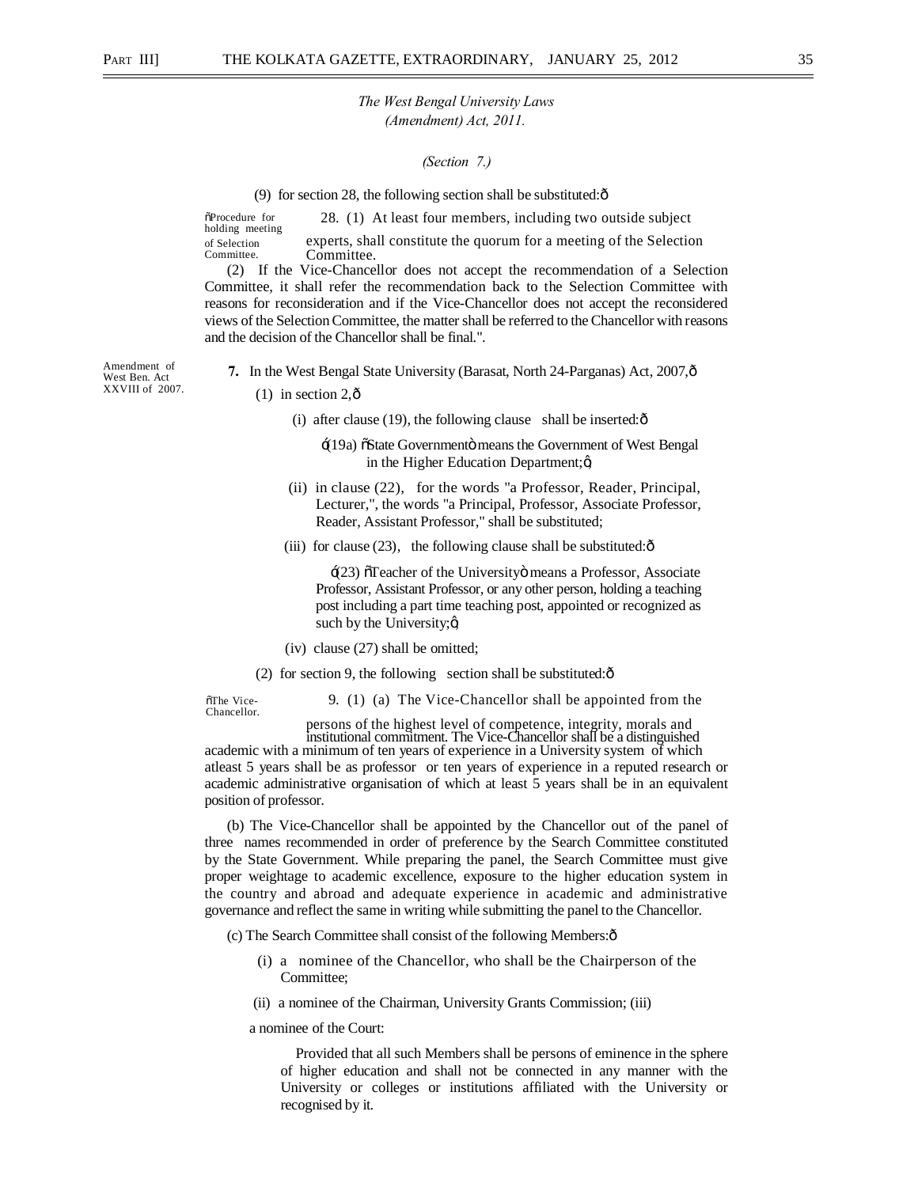*The West Bengal University Laws (Amendment) Act, 2011.*

*(Section 7.)*

(9) for section 28, the following section shall be substituted:ô

õProcedure for holding meeting of Selection Committee.

28. (1) At least four members, including two outside subject experts, shall constitute the quorum for a meeting of the Selection Committee.

(2) If the Vice-Chancellor does not accept the recommendation of a Selection Committee, it shall refer the recommendation back to the Selection Committee with reasons for reconsideration and if the Vice-Chancellor does not accept the reconsidered views of the Selection Committee, the matter shall be referred to the Chancellor with reasons and the decision of the Chancellor shall be final.".

Amendment of West Ben. Act XXVIII of 2007.

**7.** In the West Bengal State University (Barasat, North 24-Parganas) Act, 2007,ô

(1) in section 2,ô

(i) after clause (19), the following clause shall be inserted:ô

ó(19a) õState Governmentö means the Government of West Bengal in the Higher Education Department;ö

(ii) in clause (22), for the words "a Professor, Reader, Principal, Lecturer,", the words "a Principal, Professor, Associate Professor, Reader, Assistant Professor," shall be substituted;

(iii) for clause (23), the following clause shall be substituted:ô

ó(23) õTeacher of the Universityö means a Professor, Associate Professor, Assistant Professor, or any other person, holding a teaching post including a part time teaching post, appointed or recognized as such by the University;ö

(iv) clause (27) shall be omitted;

(2) for section 9, the following section shall be substituted:ô

õThe Vice-Chancellor.

9. (1) (a) The Vice-Chancellor shall be appointed from the persons of the highest level of competence, integrity, morals and institutional commitment. The Vice-Chancellor shall be a distinguished academic with a minimum of ten years of experience in a University system of which atleast 5 years shall be as professor or ten years of experience in a reputed research or academic administrative organisation of which at least 5 years shall be in an equivalent position of professor.

(b) The Vice-Chancellor shall be appointed by the Chancellor out of the panel of three names recommended in order of preference by the Search Committee constituted by the State Government. While preparing the panel, the Search Committee must give proper weightage to academic excellence, exposure to the higher education system in the country and abroad and adequate experience in academic and administrative governance and reflect the same in writing while submitting the panel to the Chancellor.

(c) The Search Committee shall consist of the following Members:ô

(i) a nominee of the Chancellor, who shall be the Chairperson of the Committee;

(ii) a nominee of the Chairman, University Grants Commission; (iii)

a nominee of the Court:

Provided that all such Members shall be persons of eminence in the sphere of higher education and shall not be connected in any manner with the University or colleges or institutions affiliated with the University or recognised by it.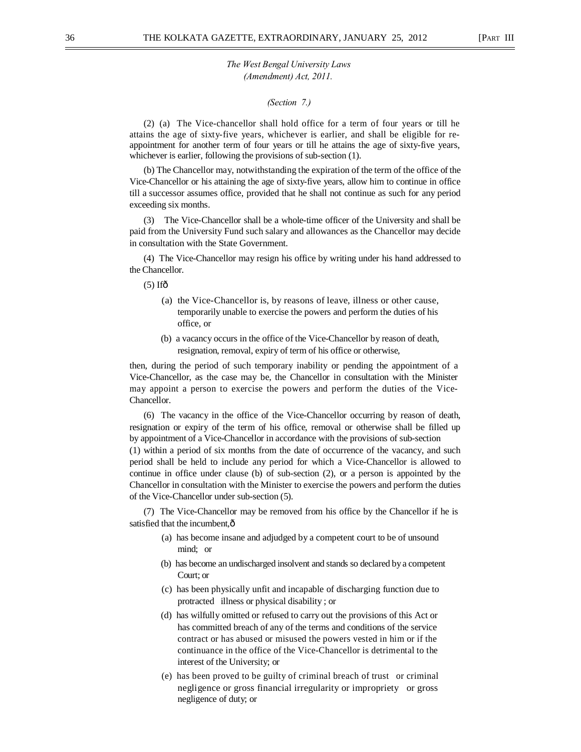*The West Bengal University Laws (Amendment) Act, 2011.*

*(Section 7.)*

(2) (a) The Vice-chancellor shall hold office for a term of four years or till he attains the age of sixty-five years, whichever is earlier, and shall be eligible for re-appointment for another term of four years or till he attains the age of sixty-five years, whichever is earlier, following the provisions of sub-section (1).

(b) The Chancellor may, notwithstanding the expiration of the term of the office of the Vice-Chancellor or his attaining the age of sixty-five years, allow him to continue in office till a successor assumes office, provided that he shall not continue as such for any period exceeding six months.

(3) The Vice-Chancellor shall be a whole-time officer of the University and shall be paid from the University Fund such salary and allowances as the Chancellor may decide in consultation with the State Government.

(4) The Vice-Chancellor may resign his office by writing under his hand addressed to the Chancellor.

(5) Ifô

(a) the Vice-Chancellor is, by reasons of leave, illness or other cause, temporarily unable to exercise the powers and perform the duties of his office, or

(b) a vacancy occurs in the office of the Vice-Chancellor by reason of death, resignation, removal, expiry of term of his office or otherwise,

then, during the period of such temporary inability or pending the appointment of a Vice-Chancellor, as the case may be, the Chancellor in consultation with the Minister may appoint a person to exercise the powers and perform the duties of the Vice-Chancellor.

(6) The vacancy in the office of the Vice-Chancellor occurring by reason of death, resignation or expiry of the term of his office, removal or otherwise shall be filled up by appointment of a Vice-Chancellor in accordance with the provisions of sub-section (1) within a period of six months from the date of occurrence of the vacancy, and such period shall be held to include any period for which a Vice-Chancellor is allowed to continue in office under clause (b) of sub-section (2), or a person is appointed by the Chancellor in consultation with the Minister to exercise the powers and perform the duties of the Vice-Chancellor under sub-section (5).

(7) The Vice-Chancellor may be removed from his office by the Chancellor if he is satisfied that the incumbent,ô

(a) has become insane and adjudged by a competent court to be of unsound mind; or

(b) has become an undischarged insolvent and stands so declared by a competent Court; or

(c) has been physically unfit and incapable of discharging function due to protracted illness or physical disability ; or

(d) has wilfully omitted or refused to carry out the provisions of this Act or has committed breach of any of the terms and conditions of the service contract or has abused or misused the powers vested in him or if the continuance in the office of the Vice-Chancellor is detrimental to the interest of the University; or

(e) has been proved to be guilty of criminal breach of trust or criminal negligence or gross financial irregularity or impropriety or gross negligence of duty; or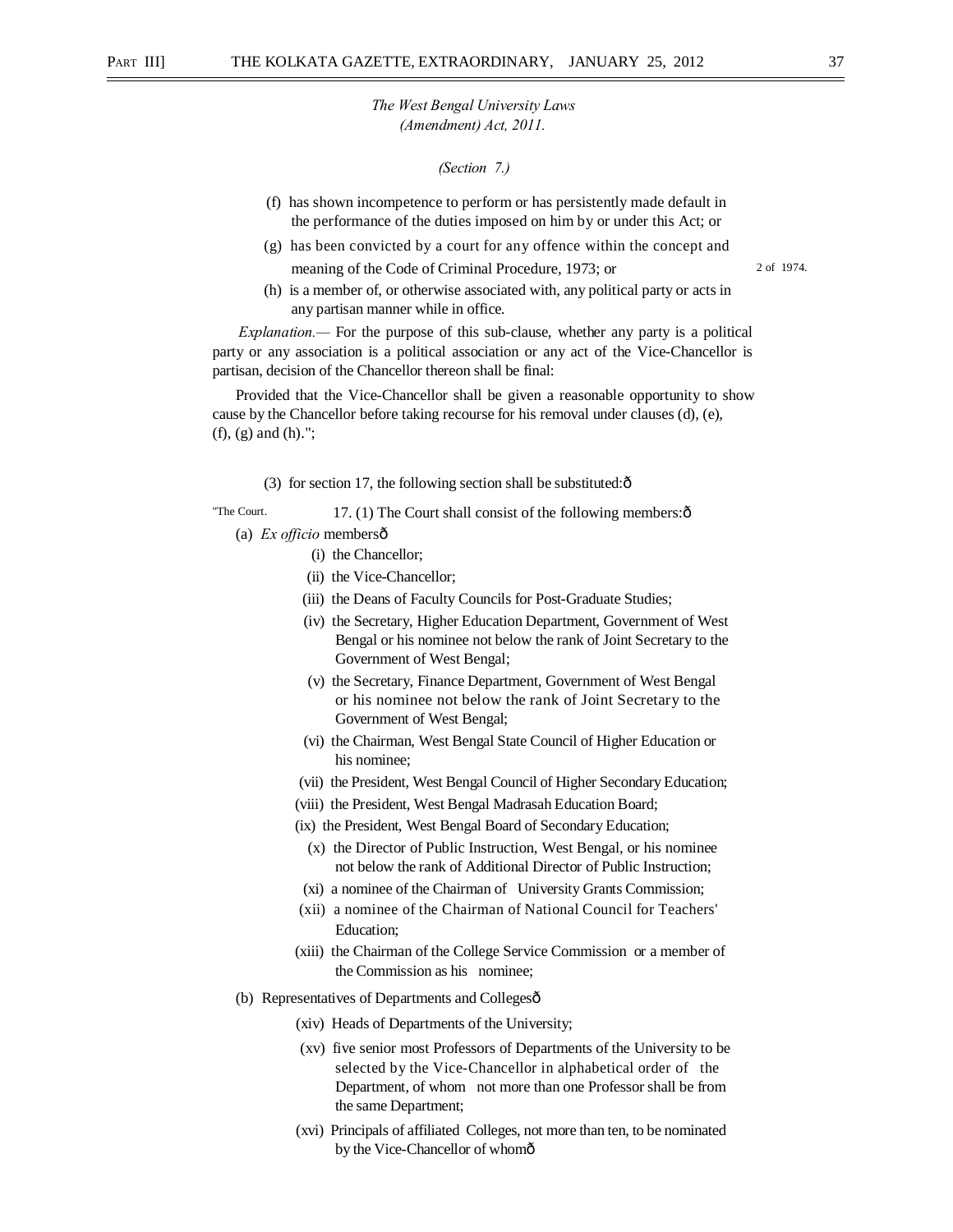*The West Bengal University Laws (Amendment) Act, 2011.*

*(Section 7.)*

(f) has shown incompetence to perform or has persistently made default in the performance of the duties imposed on him by or under this Act; or

(g) has been convicted by a court for any offence within the concept and meaning of the Code of Criminal Procedure, 1973; or — 2 of 1974.

(h) is a member of, or otherwise associated with, any political party or acts in any partisan manner while in office.

*Explanation.*— For the purpose of this sub-clause, whether any party is a political party or any association is a political association or any act of the Vice-Chancellor is partisan, decision of the Chancellor thereon shall be final:

Provided that the Vice-Chancellor shall be given a reasonable opportunity to show cause by the Chancellor before taking recourse for his removal under clauses (d), (e), (f), (g) and (h).";

(3) for section 17, the following section shall be substituted:ô

"The Court.

17. (1) The Court shall consist of the following members:ô

(a) *Ex officio* membersô

(i) the Chancellor;

(ii) the Vice-Chancellor;

(iii) the Deans of Faculty Councils for Post-Graduate Studies;

(iv) the Secretary, Higher Education Department, Government of West Bengal or his nominee not below the rank of Joint Secretary to the Government of West Bengal;

(v) the Secretary, Finance Department, Government of West Bengal or his nominee not below the rank of Joint Secretary to the Government of West Bengal;

(vi) the Chairman, West Bengal State Council of Higher Education or his nominee;

(vii) the President, West Bengal Council of Higher Secondary Education;

(viii) the President, West Bengal Madrasah Education Board;

(ix) the President, West Bengal Board of Secondary Education;

(x) the Director of Public Instruction, West Bengal, or his nominee not below the rank of Additional Director of Public Instruction;

(xi) a nominee of the Chairman of University Grants Commission;

(xii) a nominee of the Chairman of National Council for Teachers' Education;

(xiii) the Chairman of the College Service Commission or a member of the Commission as his nominee;

(b) Representatives of Departments and Collegesô

(xiv) Heads of Departments of the University;

(xv) five senior most Professors of Departments of the University to be selected by the Vice-Chancellor in alphabetical order of the Department, of whom not more than one Professor shall be from the same Department;

(xvi) Principals of affiliated Colleges, not more than ten, to be nominated by the Vice-Chancellor of whomô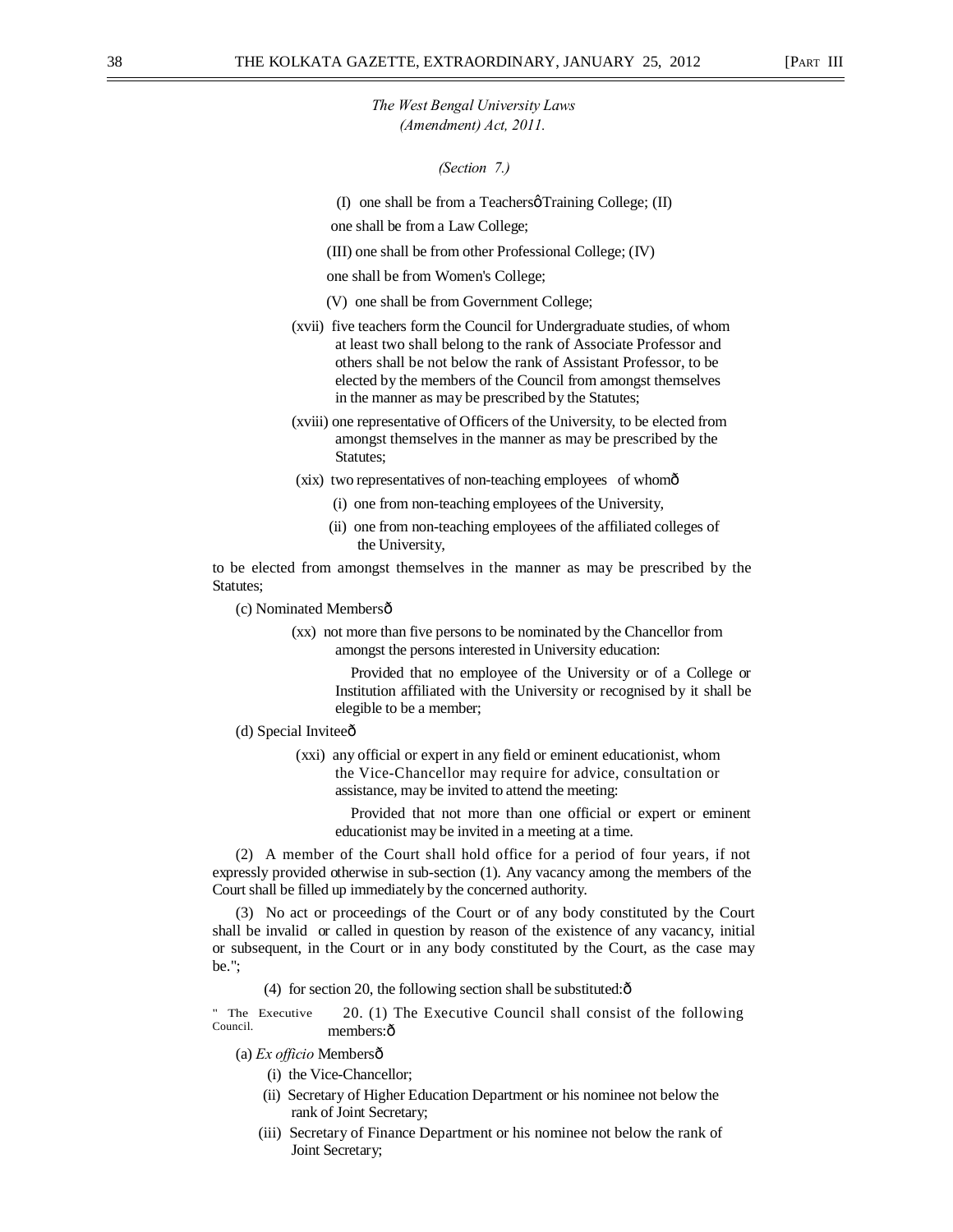*The West Bengal University Laws (Amendment) Act, 2011.*

*(Section 7.)*

(I) one shall be from a Teachersŏ Training College;

(II) one shall be from a Law College;

(III) one shall be from other Professional College;

(IV) one shall be from Women's College;

(V) one shall be from Government College;

(xvii) five teachers form the Council for Undergraduate studies, of whom at least two shall belong to the rank of Associate Professor and others shall be not below the rank of Assistant Professor, to be elected by the members of the Council from amongst themselves in the manner as may be prescribed by the Statutes;

(xviii) one representative of Officers of the University, to be elected from amongst themselves in the manner as may be prescribed by the Statutes;

(xix) two representatives of non-teaching employees of whomð

(i) one from non-teaching employees of the University,

(ii) one from non-teaching employees of the affiliated colleges of the University,

to be elected from amongst themselves in the manner as may be prescribed by the Statutes;

(c) Nominated Membersð

(xx) not more than five persons to be nominated by the Chancellor from amongst the persons interested in University education:

Provided that no employee of the University or of a College or Institution affiliated with the University or recognised by it shall be elegible to be a member;

(d) Special Inviteeð

(xxi) any official or expert in any field or eminent educationist, whom the Vice-Chancellor may require for advice, consultation or assistance, may be invited to attend the meeting:

Provided that not more than one official or expert or eminent educationist may be invited in a meeting at a time.

(2) A member of the Court shall hold office for a period of four years, if not expressly provided otherwise in sub-section (1). Any vacancy among the members of the Court shall be filled up immediately by the concerned authority.

(3) No act or proceedings of the Court or of any body constituted by the Court shall be invalid or called in question by reason of the existence of any vacancy, initial or subsequent, in the Court or in any body constituted by the Court, as the case may be.";

(4) for section 20, the following section shall be substituted:ð

" The Executive Council.

20. (1) The Executive Council shall consist of the following members:ð

(a) *Ex officio* Membersð

(i) the Vice-Chancellor;

(ii) Secretary of Higher Education Department or his nominee not below the rank of Joint Secretary;

(iii) Secretary of Finance Department or his nominee not below the rank of Joint Secretary;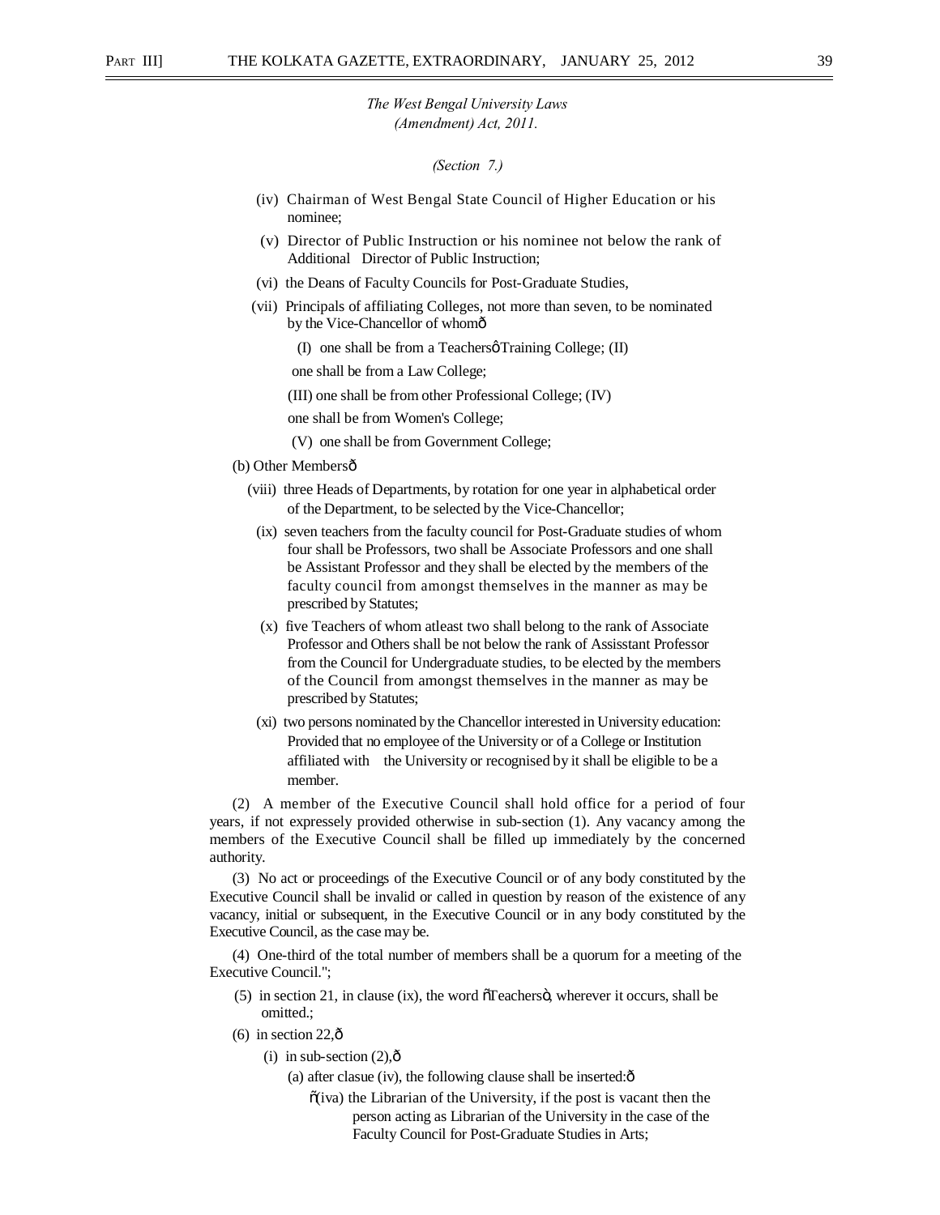*The West Bengal University Laws (Amendment) Act, 2011.*

*(Section 7.)*

(iv) Chairman of West Bengal State Council of Higher Education or his nominee;

(v) Director of Public Instruction or his nominee not below the rank of Additional Director of Public Instruction;

(vi) the Deans of Faculty Councils for Post-Graduate Studies,

(vii) Principals of affiliating Colleges, not more than seven, to be nominated by the Vice-Chancellor of whomô

(I) one shall be from a Teachersø Training College; (II) one shall be from a Law College;

(III) one shall be from other Professional College; (IV) one shall be from Women's College;

(V) one shall be from Government College;

(b) Other Membersô

(viii) three Heads of Departments, by rotation for one year in alphabetical order of the Department, to be selected by the Vice-Chancellor;

(ix) seven teachers from the faculty council for Post-Graduate studies of whom four shall be Professors, two shall be Associate Professors and one shall be Assistant Professor and they shall be elected by the members of the faculty council from amongst themselves in the manner as may be prescribed by Statutes;

(x) five Teachers of whom atleast two shall belong to the rank of Associate Professor and Others shall be not below the rank of Assisstant Professor from the Council for Undergraduate studies, to be elected by the members of the Council from amongst themselves in the manner as may be prescribed by Statutes;

(xi) two persons nominated by the Chancellor interested in University education: Provided that no employee of the University or of a College or Institution affiliated with the University or recognised by it shall be eligible to be a member.

(2) A member of the Executive Council shall hold office for a period of four years, if not expressely provided otherwise in sub-section (1). Any vacancy among the members of the Executive Council shall be filled up immediately by the concerned authority.

(3) No act or proceedings of the Executive Council or of any body constituted by the Executive Council shall be invalid or called in question by reason of the existence of any vacancy, initial or subsequent, in the Executive Council or in any body constituted by the Executive Council, as the case may be.

(4) One-third of the total number of members shall be a quorum for a meeting of the Executive Council.";

(5) in section 21, in clause (ix), the word õTeachersö, wherever it occurs, shall be omitted.;

(6) in section 22,ô

(i) in sub-section (2),ô

(a) after clasue (iv), the following clause shall be inserted:ô

õ(iva) the Librarian of the University, if the post is vacant then the person acting as Librarian of the University in the case of the Faculty Council for Post-Graduate Studies in Arts;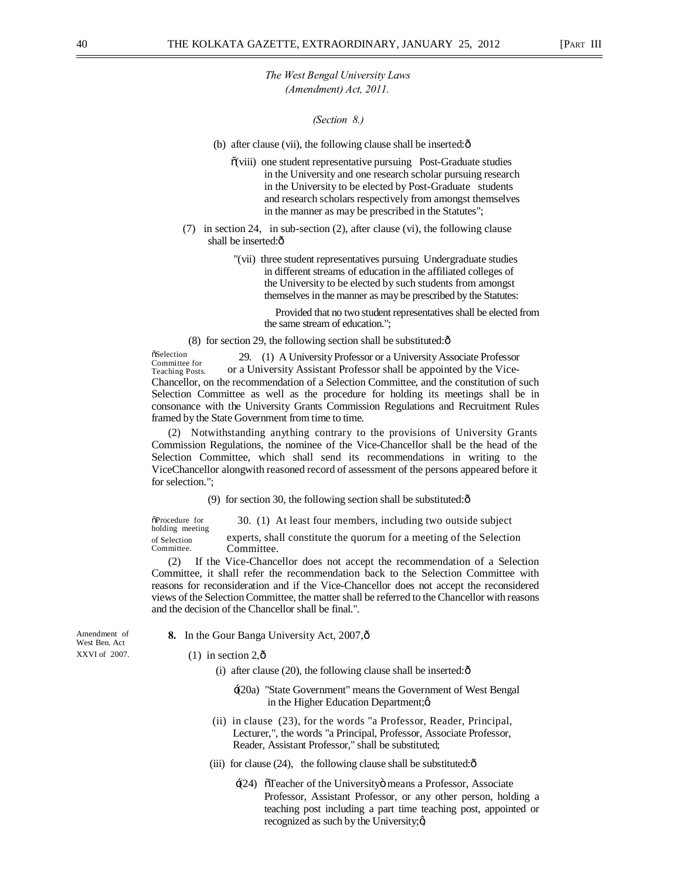*The West Bengal University Laws (Amendment) Act, 2011.*

*(Section 8.)*

(b) after clause (vii), the following clause shall be inserted:—

"(viii) one student representative pursuing Post-Graduate studies in the University and one research scholar pursuing research in the University to be elected by Post-Graduate students and research scholars respectively from amongst themselves in the manner as may be prescribed in the Statutes";

(7) in section 24, in sub-section (2), after clause (vi), the following clause shall be inserted:—

"(vii) three student representatives pursuing Undergraduate studies in different streams of education in the affiliated colleges of the University to be elected by such students from amongst themselves in the manner as may be prescribed by the Statutes:

Provided that no two student representatives shall be elected from the same stream of education.";

(8) for section 29, the following section shall be substituted:—

"Selection Committee for Teaching Posts.

29. (1) A University Professor or a University Associate Professor or a University Assistant Professor shall be appointed by the Vice-Chancellor, on the recommendation of a Selection Committee, and the constitution of such Selection Committee as well as the procedure for holding its meetings shall be in consonance with the University Grants Commission Regulations and Recruitment Rules framed by the State Government from time to time.

(2) Notwithstanding anything contrary to the provisions of University Grants Commission Regulations, the nominee of the Vice-Chancellor shall be the head of the Selection Committee, which shall send its recommendations in writing to the ViceChancellor alongwith reasoned record of assessment of the persons appeared before it for selection.";

(9) for section 30, the following section shall be substituted:—

"Procedure for holding meeting of Selection Committee.

30. (1) At least four members, including two outside subject experts, shall constitute the quorum for a meeting of the Selection Committee.

(2) If the Vice-Chancellor does not accept the recommendation of a Selection Committee, it shall refer the recommendation back to the Selection Committee with reasons for reconsideration and if the Vice-Chancellor does not accept the reconsidered views of the Selection Committee, the matter shall be referred to the Chancellor with reasons and the decision of the Chancellor shall be final.".

Amendment of West Ben. Act XXVI of 2007.

**8.** In the Gour Banga University Act, 2007,—

(1) in section 2,—

(i) after clause (20), the following clause shall be inserted:—

'(20a) "State Government" means the Government of West Bengal in the Higher Education Department;'

(ii) in clause (23), for the words "a Professor, Reader, Principal, Lecturer,", the words "a Principal, Professor, Associate Professor, Reader, Assistant Professor," shall be substituted;

(iii) for clause (24), the following clause shall be substituted:—

'(24) "Teacher of the University" means a Professor, Associate Professor, Assistant Professor, or any other person, holding a teaching post including a part time teaching post, appointed or recognized as such by the University;'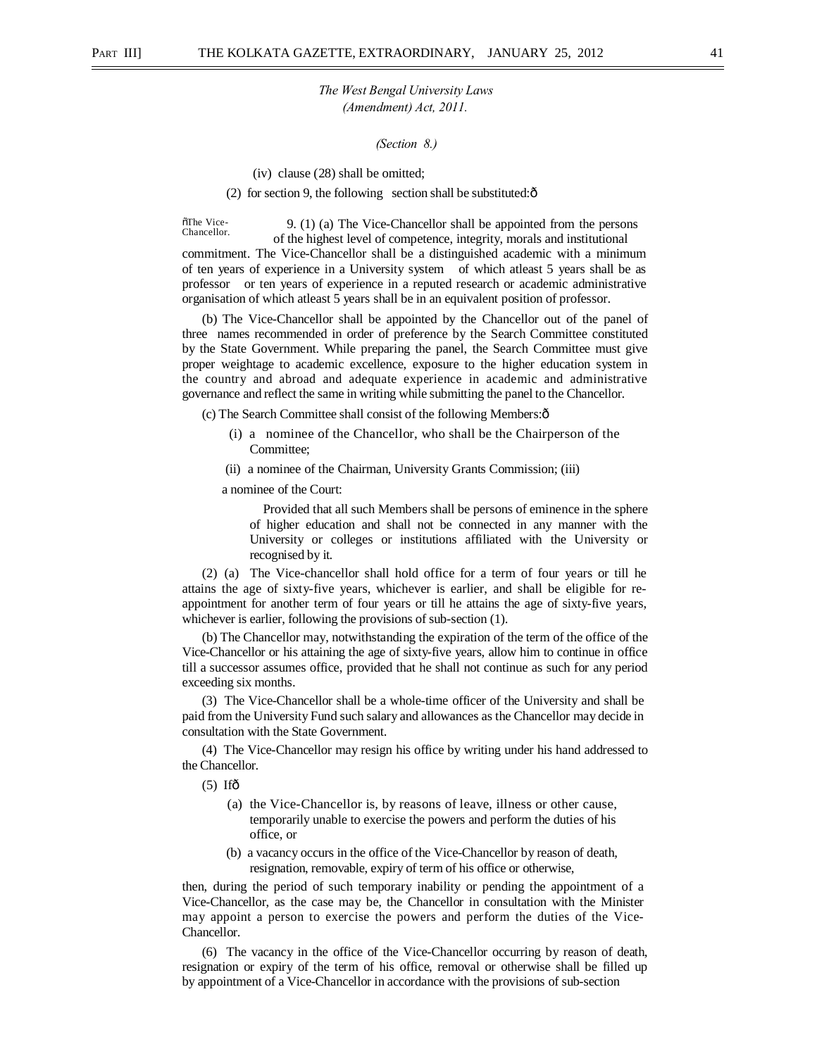*The West Bengal University Laws (Amendment) Act, 2011.*

*(Section 8.)*

(iv) clause (28) shall be omitted;

(2) for section 9, the following section shall be substituted:ô

õThe Vice-Chancellor.

9. (1) (a) The Vice-Chancellor shall be appointed from the persons of the highest level of competence, integrity, morals and institutional commitment. The Vice-Chancellor shall be a distinguished academic with a minimum of ten years of experience in a University system of which atleast 5 years shall be as professor or ten years of experience in a reputed research or academic administrative organisation of which atleast 5 years shall be in an equivalent position of professor.

(b) The Vice-Chancellor shall be appointed by the Chancellor out of the panel of three names recommended in order of preference by the Search Committee constituted by the State Government. While preparing the panel, the Search Committee must give proper weightage to academic excellence, exposure to the higher education system in the country and abroad and adequate experience in academic and administrative governance and reflect the same in writing while submitting the panel to the Chancellor.

(c) The Search Committee shall consist of the following Members:ô

(i) a nominee of the Chancellor, who shall be the Chairperson of the Committee;

(ii) a nominee of the Chairman, University Grants Commission; (iii)

a nominee of the Court:

Provided that all such Members shall be persons of eminence in the sphere of higher education and shall not be connected in any manner with the University or colleges or institutions affiliated with the University or recognised by it.

(2) (a) The Vice-chancellor shall hold office for a term of four years or till he attains the age of sixty-five years, whichever is earlier, and shall be eligible for re-appointment for another term of four years or till he attains the age of sixty-five years, whichever is earlier, following the provisions of sub-section (1).

(b) The Chancellor may, notwithstanding the expiration of the term of the office of the Vice-Chancellor or his attaining the age of sixty-five years, allow him to continue in office till a successor assumes office, provided that he shall not continue as such for any period exceeding six months.

(3) The Vice-Chancellor shall be a whole-time officer of the University and shall be paid from the University Fund such salary and allowances as the Chancellor may decide in consultation with the State Government.

(4) The Vice-Chancellor may resign his office by writing under his hand addressed to the Chancellor.

(5) Ifô

(a) the Vice-Chancellor is, by reasons of leave, illness or other cause, temporarily unable to exercise the powers and perform the duties of his office, or

(b) a vacancy occurs in the office of the Vice-Chancellor by reason of death, resignation, removable, expiry of term of his office or otherwise,

then, during the period of such temporary inability or pending the appointment of a Vice-Chancellor, as the case may be, the Chancellor in consultation with the Minister may appoint a person to exercise the powers and perform the duties of the Vice-Chancellor.

(6) The vacancy in the office of the Vice-Chancellor occurring by reason of death, resignation or expiry of the term of his office, removal or otherwise shall be filled up by appointment of a Vice-Chancellor in accordance with the provisions of sub-section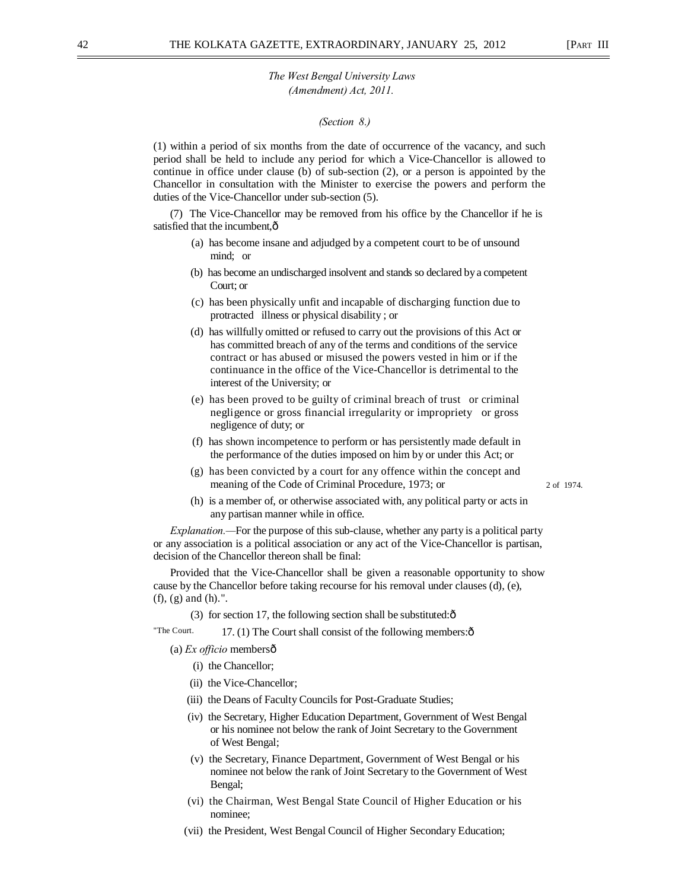*The West Bengal University Laws (Amendment) Act, 2011.*

*(Section 8.)*

(1) within a period of six months from the date of occurrence of the vacancy, and such period shall be held to include any period for which a Vice-Chancellor is allowed to continue in office under clause (b) of sub-section (2), or a person is appointed by the Chancellor in consultation with the Minister to exercise the powers and perform the duties of the Vice-Chancellor under sub-section (5).

(7) The Vice-Chancellor may be removed from his office by the Chancellor if he is satisfied that the incumbent,ô

(a) has become insane and adjudged by a competent court to be of unsound mind; or

(b) has become an undischarged insolvent and stands so declared by a competent Court; or

(c) has been physically unfit and incapable of discharging function due to protracted illness or physical disability ; or

(d) has willfully omitted or refused to carry out the provisions of this Act or has committed breach of any of the terms and conditions of the service contract or has abused or misused the powers vested in him or if the continuance in the office of the Vice-Chancellor is detrimental to the interest of the University; or

(e) has been proved to be guilty of criminal breach of trust or criminal negligence or gross financial irregularity or impropriety or gross negligence of duty; or

(f) has shown incompetence to perform or has persistently made default in the performance of the duties imposed on him by or under this Act; or

(g) has been convicted by a court for any offence within the concept and meaning of the Code of Criminal Procedure, 1973; or (2 of 1974.)

(h) is a member of, or otherwise associated with, any political party or acts in any partisan manner while in office.

*Explanation.*—For the purpose of this sub-clause, whether any party is a political party or any association is a political association or any act of the Vice-Chancellor is partisan, decision of the Chancellor thereon shall be final:

Provided that the Vice-Chancellor shall be given a reasonable opportunity to show cause by the Chancellor before taking recourse for his removal under clauses (d), (e), (f), (g) and (h).".

(3) for section 17, the following section shall be substituted:ô

"The Court. 17. (1) The Court shall consist of the following members:ô

(a) *Ex officio* membersô

(i) the Chancellor;

(ii) the Vice-Chancellor;

(iii) the Deans of Faculty Councils for Post-Graduate Studies;

(iv) the Secretary, Higher Education Department, Government of West Bengal or his nominee not below the rank of Joint Secretary to the Government of West Bengal;

(v) the Secretary, Finance Department, Government of West Bengal or his nominee not below the rank of Joint Secretary to the Government of West Bengal;

(vi) the Chairman, West Bengal State Council of Higher Education or his nominee;

(vii) the President, West Bengal Council of Higher Secondary Education;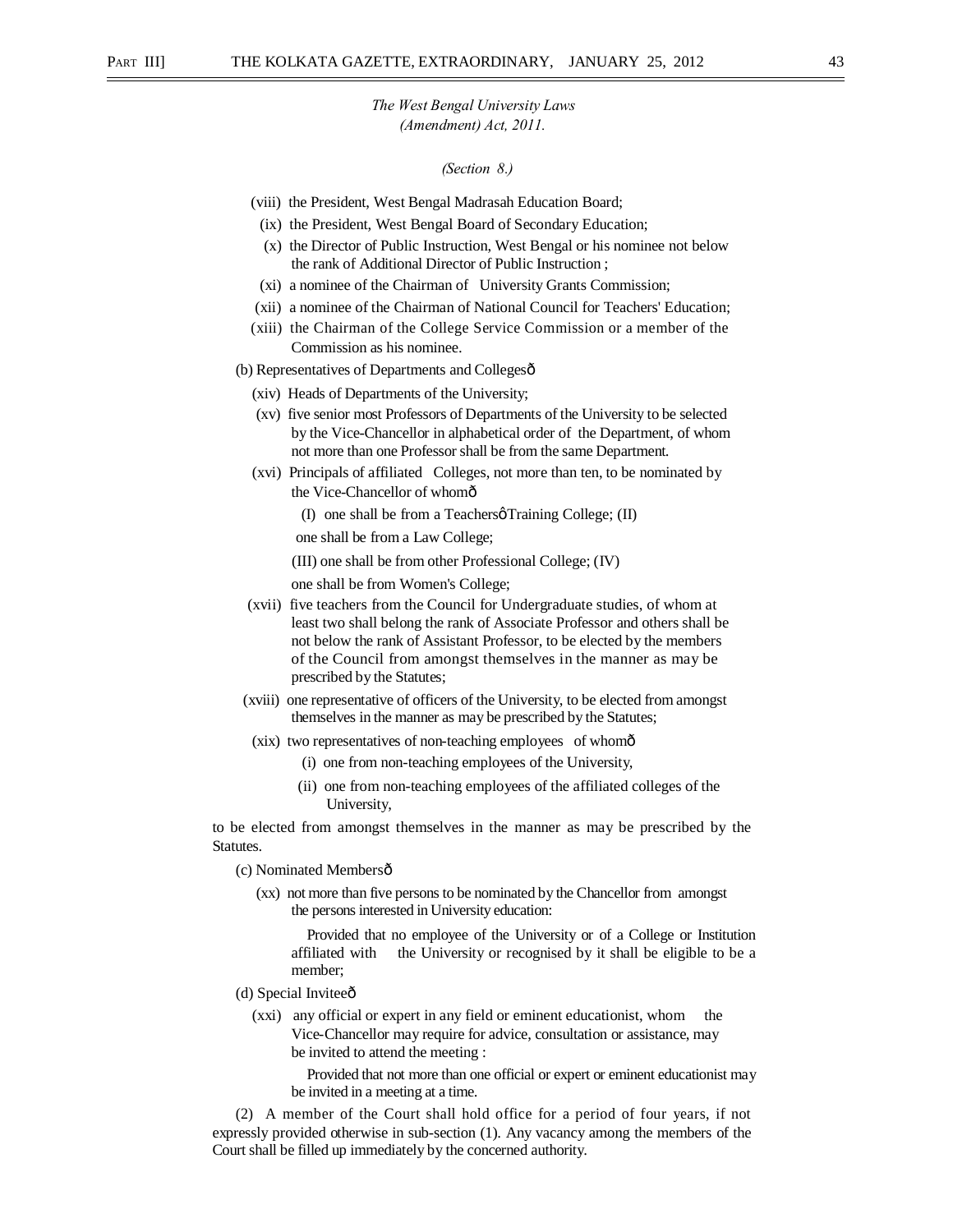*The West Bengal University Laws (Amendment) Act, 2011.*

*(Section 8.)*

(viii) the President, West Bengal Madrasah Education Board;

(ix) the President, West Bengal Board of Secondary Education;

(x) the Director of Public Instruction, West Bengal or his nominee not below the rank of Additional Director of Public Instruction ;

(xi) a nominee of the Chairman of University Grants Commission;

(xii) a nominee of the Chairman of National Council for Teachers' Education;

(xiii) the Chairman of the College Service Commission or a member of the Commission as his nominee.

(b) Representatives of Departments and Collegesð

(xiv) Heads of Departments of the University;

(xv) five senior most Professors of Departments of the University to be selected by the Vice-Chancellor in alphabetical order of the Department, of whom not more than one Professor shall be from the same Department.

(xvi) Principals of affiliated Colleges, not more than ten, to be nominated by the Vice-Chancellor of whomð

(I) one shall be from a Teachersø Training College; (II) one shall be from a Law College;

(III) one shall be from other Professional College; (IV) one shall be from Women's College;

(xvii) five teachers from the Council for Undergraduate studies, of whom at least two shall belong the rank of Associate Professor and others shall be not below the rank of Assistant Professor, to be elected by the members of the Council from amongst themselves in the manner as may be prescribed by the Statutes;

(xviii) one representative of officers of the University, to be elected from amongst themselves in the manner as may be prescribed by the Statutes;

(xix) two representatives of non-teaching employees of whomð

(i) one from non-teaching employees of the University,

(ii) one from non-teaching employees of the affiliated colleges of the University,

to be elected from amongst themselves in the manner as may be prescribed by the Statutes.

(c) Nominated Membersð

(xx) not more than five persons to be nominated by the Chancellor from amongst the persons interested in University education:

Provided that no employee of the University or of a College or Institution affiliated with the University or recognised by it shall be eligible to be a member;

(d) Special Inviteeð

(xxi) any official or expert in any field or eminent educationist, whom the Vice-Chancellor may require for advice, consultation or assistance, may be invited to attend the meeting :

Provided that not more than one official or expert or eminent educationist may be invited in a meeting at a time.

(2) A member of the Court shall hold office for a period of four years, if not expressly provided otherwise in sub-section (1). Any vacancy among the members of the Court shall be filled up immediately by the concerned authority.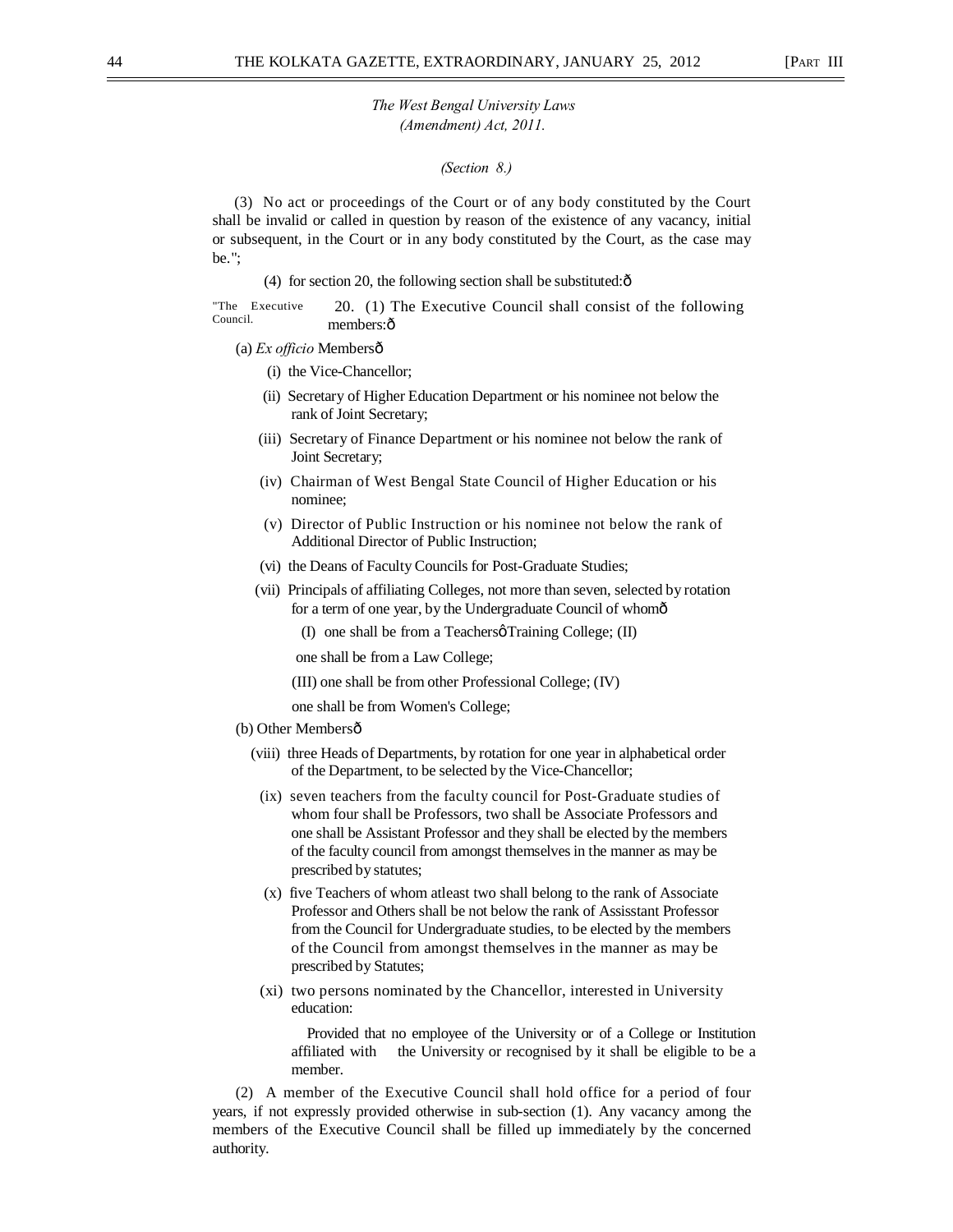*The West Bengal University Laws (Amendment) Act, 2011.*

*(Section 8.)*

(3) No act or proceedings of the Court or of any body constituted by the Court shall be invalid or called in question by reason of the existence of any vacancy, initial or subsequent, in the Court or in any body constituted by the Court, as the case may be.";

(4) for section 20, the following section shall be substituted:ô

"The Executive Council.

20. (1) The Executive Council shall consist of the following members:ô

(a) *Ex officio* Membersô

(i) the Vice-Chancellor;

(ii) Secretary of Higher Education Department or his nominee not below the rank of Joint Secretary;

(iii) Secretary of Finance Department or his nominee not below the rank of Joint Secretary;

(iv) Chairman of West Bengal State Council of Higher Education or his nominee;

(v) Director of Public Instruction or his nominee not below the rank of Additional Director of Public Instruction;

(vi) the Deans of Faculty Councils for Post-Graduate Studies;

(vii) Principals of affiliating Colleges, not more than seven, selected by rotation for a term of one year, by the Undergraduate Council of whomô

(I) one shall be from a Teachersö Training College;

(II) one shall be from a Law College;

(III) one shall be from other Professional College;

(IV) one shall be from Women's College;

(b) Other Membersô

(viii) three Heads of Departments, by rotation for one year in alphabetical order of the Department, to be selected by the Vice-Chancellor;

(ix) seven teachers from the faculty council for Post-Graduate studies of whom four shall be Professors, two shall be Associate Professors and one shall be Assistant Professor and they shall be elected by the members of the faculty council from amongst themselves in the manner as may be prescribed by statutes;

(x) five Teachers of whom atleast two shall belong to the rank of Associate Professor and Others shall be not below the rank of Assisstant Professor from the Council for Undergraduate studies, to be elected by the members of the Council from amongst themselves in the manner as may be prescribed by Statutes;

(xi) two persons nominated by the Chancellor, interested in University education:

Provided that no employee of the University or of a College or Institution affiliated with the University or recognised by it shall be eligible to be a member.

(2) A member of the Executive Council shall hold office for a period of four years, if not expressly provided otherwise in sub-section (1). Any vacancy among the members of the Executive Council shall be filled up immediately by the concerned authority.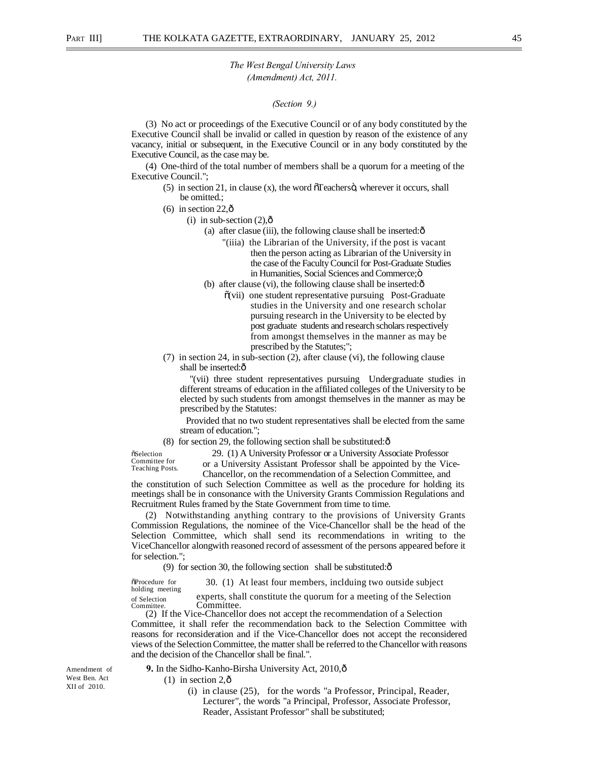*The West Bengal University Laws (Amendment) Act, 2011.*

*(Section 9.)*

(3) No act or proceedings of the Executive Council or of any body constituted by the Executive Council shall be invalid or called in question by reason of the existence of any vacancy, initial or subsequent, in the Executive Council or in any body constituted by the Executive Council, as the case may be.

(4) One-third of the total number of members shall be a quorum for a meeting of the Executive Council.";

(5) in section 21, in clause (x), the word "Teachers", wherever it occurs, shall be omitted.;

(6) in section 22,—

(i) in sub-section (2),—

(a) after clasue (iii), the following clause shall be inserted:—

"(iiia) the Librarian of the University, if the post is vacant then the person acting as Librarian of the University in the case of the Faculty Council for Post-Graduate Studies in Humanities, Social Sciences and Commerce;"

(b) after clause (vi), the following clause shall be inserted:—

"(vii) one student representative pursuing Post-Graduate studies in the University and one research scholar pursuing research in the University to be elected by post graduate students and research scholars respectively from amongst themselves in the manner as may be prescribed by the Statutes;";

(7) in section 24, in sub-section (2), after clause (vi), the following clause shall be inserted:—

"(vii) three student representatives pursuing Undergraduate studies in different streams of education in the affiliated colleges of the University to be elected by such students from amongst themselves in the manner as may be prescribed by the Statutes:

Provided that no two student representatives shall be elected from the same stream of education.";

(8) for section 29, the following section shall be substituted:—

"Selection Committee for Teaching Posts.

29. (1) A University Professor or a University Associate Professor or a University Assistant Professor shall be appointed by the Vice-Chancellor, on the recommendation of a Selection Committee, and the constitution of such Selection Committee as well as the procedure for holding its meetings shall be in consonance with the University Grants Commission Regulations and Recruitment Rules framed by the State Government from time to time.

(2) Notwithstanding anything contrary to the provisions of University Grants Commission Regulations, the nominee of the Vice-Chancellor shall be the head of the Selection Committee, which shall send its recommendations in writing to the ViceChancellor alongwith reasoned record of assessment of the persons appeared before it for selection.";

(9) for section 30, the following section shall be substituted:—

"Procedure for holding meeting of Selection Committee.

30. (1) At least four members, inclduing two outside subject experts, shall constitute the quorum for a meeting of the Selection Committee.

(2) If the Vice-Chancellor does not accept the recommendation of a Selection Committee, it shall refer the recommendation back to the Selection Committee with reasons for reconsideration and if the Vice-Chancellor does not accept the reconsidered views of the Selection Committee, the matter shall be referred to the Chancellor with reasons and the decision of the Chancellor shall be final.".

Amendment of West Ben. Act XII of 2010.

**9.** In the Sidho-Kanho-Birsha University Act, 2010,—

(1) in section 2,—

(i) in clause (25), for the words "a Professor, Principal, Reader, Lecturer", the words "a Principal, Professor, Associate Professor, Reader, Assistant Professor" shall be substituted;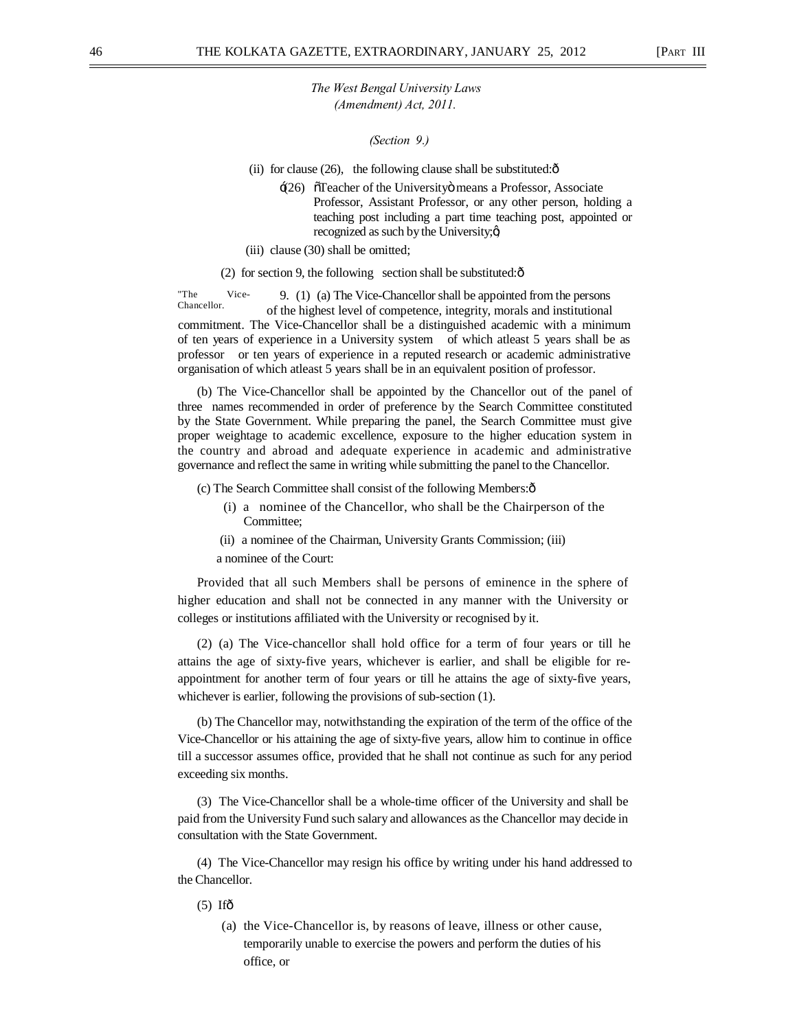*The West Bengal University Laws (Amendment) Act, 2011.*

*(Section 9.)*

(ii) for clause (26), the following clause shall be substituted:—

'(26) "Teacher of the University" means a Professor, Associate Professor, Assistant Professor, or any other person, holding a teaching post including a part time teaching post, appointed or recognized as such by the University;',

(iii) clause (30) shall be omitted;

(2) for section 9, the following section shall be substituted:—

"The Vice-Chancellor.

9. (1) (a) The Vice-Chancellor shall be appointed from the persons of the highest level of competence, integrity, morals and institutional commitment. The Vice-Chancellor shall be a distinguished academic with a minimum of ten years of experience in a University system of which atleast 5 years shall be as professor or ten years of experience in a reputed research or academic administrative organisation of which atleast 5 years shall be in an equivalent position of professor.

(b) The Vice-Chancellor shall be appointed by the Chancellor out of the panel of three names recommended in order of preference by the Search Committee constituted by the State Government. While preparing the panel, the Search Committee must give proper weightage to academic excellence, exposure to the higher education system in the country and abroad and adequate experience in academic and administrative governance and reflect the same in writing while submitting the panel to the Chancellor.

(c) The Search Committee shall consist of the following Members:—

(i) a nominee of the Chancellor, who shall be the Chairperson of the Committee;

(ii) a nominee of the Chairman, University Grants Commission; (iii) a nominee of the Court:

Provided that all such Members shall be persons of eminence in the sphere of higher education and shall not be connected in any manner with the University or colleges or institutions affiliated with the University or recognised by it.

(2) (a) The Vice-chancellor shall hold office for a term of four years or till he attains the age of sixty-five years, whichever is earlier, and shall be eligible for re-appointment for another term of four years or till he attains the age of sixty-five years, whichever is earlier, following the provisions of sub-section (1).

(b) The Chancellor may, notwithstanding the expiration of the term of the office of the Vice-Chancellor or his attaining the age of sixty-five years, allow him to continue in office till a successor assumes office, provided that he shall not continue as such for any period exceeding six months.

(3) The Vice-Chancellor shall be a whole-time officer of the University and shall be paid from the University Fund such salary and allowances as the Chancellor may decide in consultation with the State Government.

(4) The Vice-Chancellor may resign his office by writing under his hand addressed to the Chancellor.

(5) If—

(a) the Vice-Chancellor is, by reasons of leave, illness or other cause, temporarily unable to exercise the powers and perform the duties of his office, or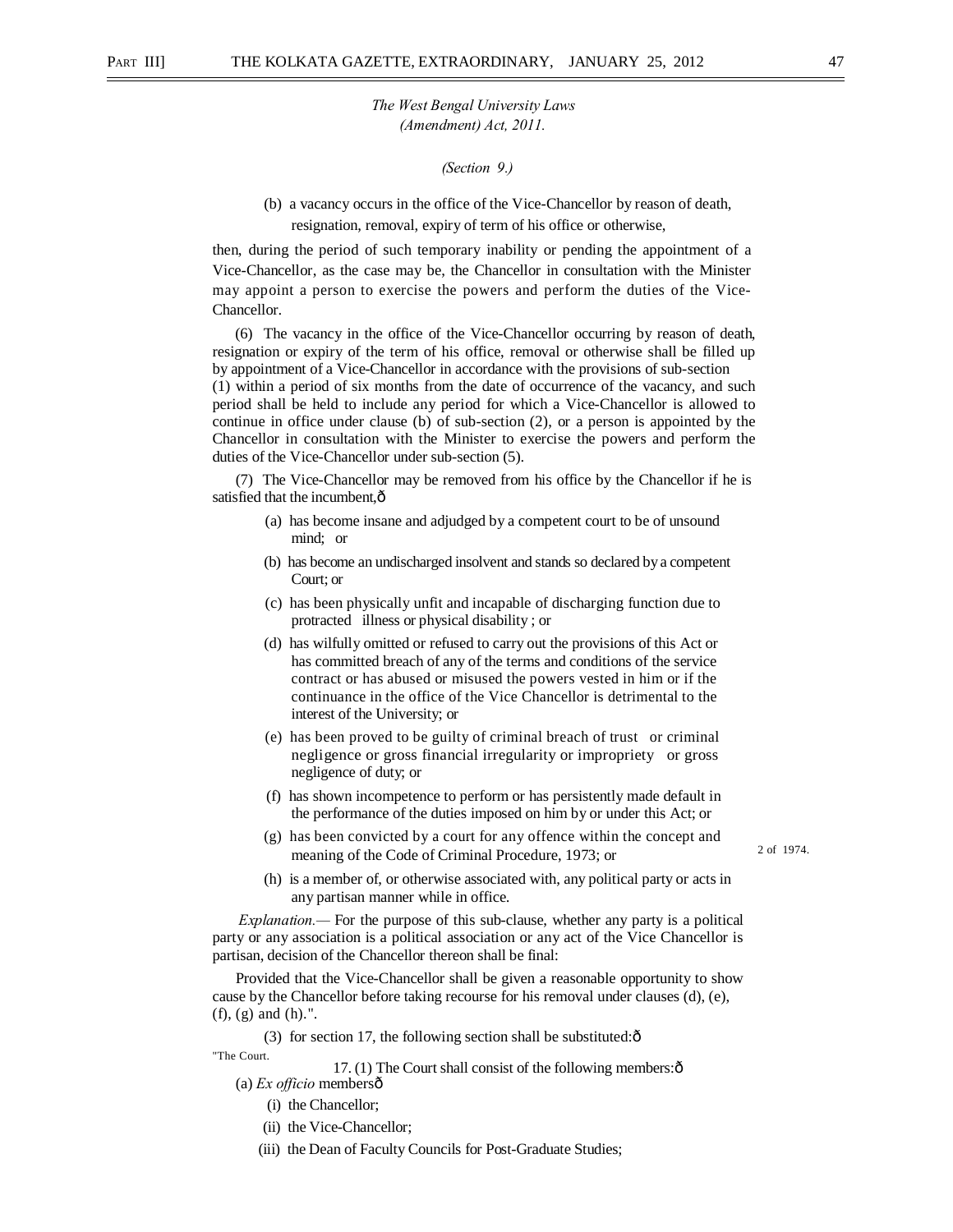*The West Bengal University Laws (Amendment) Act, 2011.*

*(Section 9.)*

(b) a vacancy occurs in the office of the Vice-Chancellor by reason of death, resignation, removal, expiry of term of his office or otherwise,

then, during the period of such temporary inability or pending the appointment of a Vice-Chancellor, as the case may be, the Chancellor in consultation with the Minister may appoint a person to exercise the powers and perform the duties of the Vice-Chancellor.

(6) The vacancy in the office of the Vice-Chancellor occurring by reason of death, resignation or expiry of the term of his office, removal or otherwise shall be filled up by appointment of a Vice-Chancellor in accordance with the provisions of sub-section (1) within a period of six months from the date of occurrence of the vacancy, and such period shall be held to include any period for which a Vice-Chancellor is allowed to continue in office under clause (b) of sub-section (2), or a person is appointed by the Chancellor in consultation with the Minister to exercise the powers and perform the duties of the Vice-Chancellor under sub-section (5).

(7) The Vice-Chancellor may be removed from his office by the Chancellor if he is satisfied that the incumbent,ô

(a) has become insane and adjudged by a competent court to be of unsound mind; or

(b) has become an undischarged insolvent and stands so declared by a competent Court; or

(c) has been physically unfit and incapable of discharging function due to protracted illness or physical disability ; or

(d) has wilfully omitted or refused to carry out the provisions of this Act or has committed breach of any of the terms and conditions of the service contract or has abused or misused the powers vested in him or if the continuance in the office of the Vice Chancellor is detrimental to the interest of the University; or

(e) has been proved to be guilty of criminal breach of trust or criminal negligence or gross financial irregularity or impropriety or gross negligence of duty; or

(f) has shown incompetence to perform or has persistently made default in the performance of the duties imposed on him by or under this Act; or

(g) has been convicted by a court for any offence within the concept and meaning of the Code of Criminal Procedure, 1973; or 2 of 1974.

(h) is a member of, or otherwise associated with, any political party or acts in any partisan manner while in office.

*Explanation.*— For the purpose of this sub-clause, whether any party is a political party or any association is a political association or any act of the Vice Chancellor is partisan, decision of the Chancellor thereon shall be final:

Provided that the Vice-Chancellor shall be given a reasonable opportunity to show cause by the Chancellor before taking recourse for his removal under clauses (d), (e), (f), (g) and (h).".

(3) for section 17, the following section shall be substituted:ô

"The Court.

17. (1) The Court shall consist of the following members:ô

(a) *Ex officio* membersô

(i) the Chancellor;

(ii) the Vice-Chancellor;

(iii) the Dean of Faculty Councils for Post-Graduate Studies;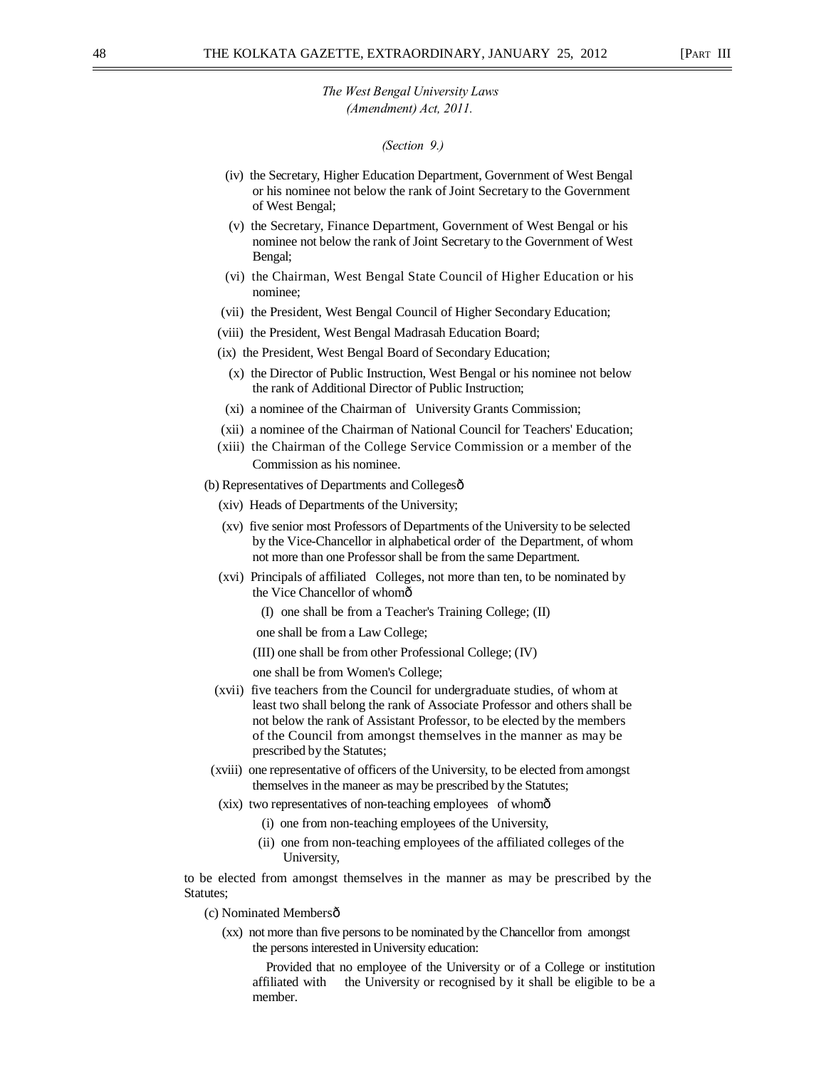*The West Bengal University Laws (Amendment) Act, 2011.*

*(Section 9.)*

(iv) the Secretary, Higher Education Department, Government of West Bengal or his nominee not below the rank of Joint Secretary to the Government of West Bengal;

(v) the Secretary, Finance Department, Government of West Bengal or his nominee not below the rank of Joint Secretary to the Government of West Bengal;

(vi) the Chairman, West Bengal State Council of Higher Education or his nominee;

(vii) the President, West Bengal Council of Higher Secondary Education;

(viii) the President, West Bengal Madrasah Education Board;

(ix) the President, West Bengal Board of Secondary Education;

(x) the Director of Public Instruction, West Bengal or his nominee not below the rank of Additional Director of Public Instruction;

(xi) a nominee of the Chairman of University Grants Commission;

(xii) a nominee of the Chairman of National Council for Teachers' Education;

(xiii) the Chairman of the College Service Commission or a member of the Commission as his nominee.

(b) Representatives of Departments and Collegesô

(xiv) Heads of Departments of the University;

(xv) five senior most Professors of Departments of the University to be selected by the Vice-Chancellor in alphabetical order of the Department, of whom not more than one Professor shall be from the same Department.

(xvi) Principals of affiliated Colleges, not more than ten, to be nominated by the Vice Chancellor of whomô

(I) one shall be from a Teacher's Training College; (II) one shall be from a Law College;

(III) one shall be from other Professional College; (IV) one shall be from Women's College;

(xvii) five teachers from the Council for undergraduate studies, of whom at least two shall belong the rank of Associate Professor and others shall be not below the rank of Assistant Professor, to be elected by the members of the Council from amongst themselves in the manner as may be prescribed by the Statutes;

(xviii) one representative of officers of the University, to be elected from amongst themselves in the maneer as may be prescribed by the Statutes;

(xix) two representatives of non-teaching employees of whomô

(i) one from non-teaching employees of the University,

(ii) one from non-teaching employees of the affiliated colleges of the University,

to be elected from amongst themselves in the manner as may be prescribed by the Statutes;

(c) Nominated Membersô

(xx) not more than five persons to be nominated by the Chancellor from amongst the persons interested in University education:

Provided that no employee of the University or of a College or institution affiliated with the University or recognised by it shall be eligible to be a member.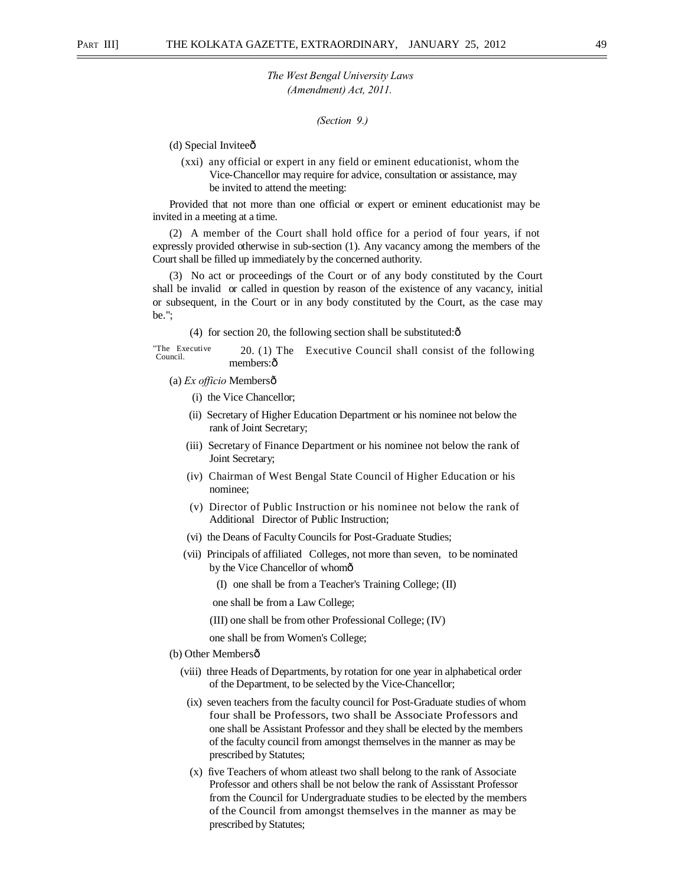*The West Bengal University Laws (Amendment) Act, 2011.*

*(Section 9.)*

(d) Special Inviteeô

(xxi) any official or expert in any field or eminent educationist, whom the Vice-Chancellor may require for advice, consultation or assistance, may be invited to attend the meeting:

Provided that not more than one official or expert or eminent educationist may be invited in a meeting at a time.

(2) A member of the Court shall hold office for a period of four years, if not expressly provided otherwise in sub-section (1). Any vacancy among the members of the Court shall be filled up immediately by the concerned authority.

(3) No act or proceedings of the Court or of any body constituted by the Court shall be invalid or called in question by reason of the existence of any vacancy, initial or subsequent, in the Court or in any body constituted by the Court, as the case may be.";

(4) for section 20, the following section shall be substituted:ô

"The Executive Council.

20. (1) The Executive Council shall consist of the following members:ô

(a) *Ex officio* Membersô

(i) the Vice Chancellor;

(ii) Secretary of Higher Education Department or his nominee not below the rank of Joint Secretary;

(iii) Secretary of Finance Department or his nominee not below the rank of Joint Secretary;

(iv) Chairman of West Bengal State Council of Higher Education or his nominee;

(v) Director of Public Instruction or his nominee not below the rank of Additional Director of Public Instruction;

(vi) the Deans of Faculty Councils for Post-Graduate Studies;

(vii) Principals of affiliated Colleges, not more than seven, to be nominated by the Vice Chancellor of whomô

(I) one shall be from a Teacher's Training College; (II)

one shall be from a Law College;

(III) one shall be from other Professional College; (IV)

one shall be from Women's College;

(b) Other Membersô

(viii) three Heads of Departments, by rotation for one year in alphabetical order of the Department, to be selected by the Vice-Chancellor;

(ix) seven teachers from the faculty council for Post-Graduate studies of whom four shall be Professors, two shall be Associate Professors and one shall be Assistant Professor and they shall be elected by the members of the faculty council from amongst themselves in the manner as may be prescribed by Statutes;

(x) five Teachers of whom atleast two shall belong to the rank of Associate Professor and others shall be not below the rank of Assisstant Professor from the Council for Undergraduate studies to be elected by the members of the Council from amongst themselves in the manner as may be prescribed by Statutes;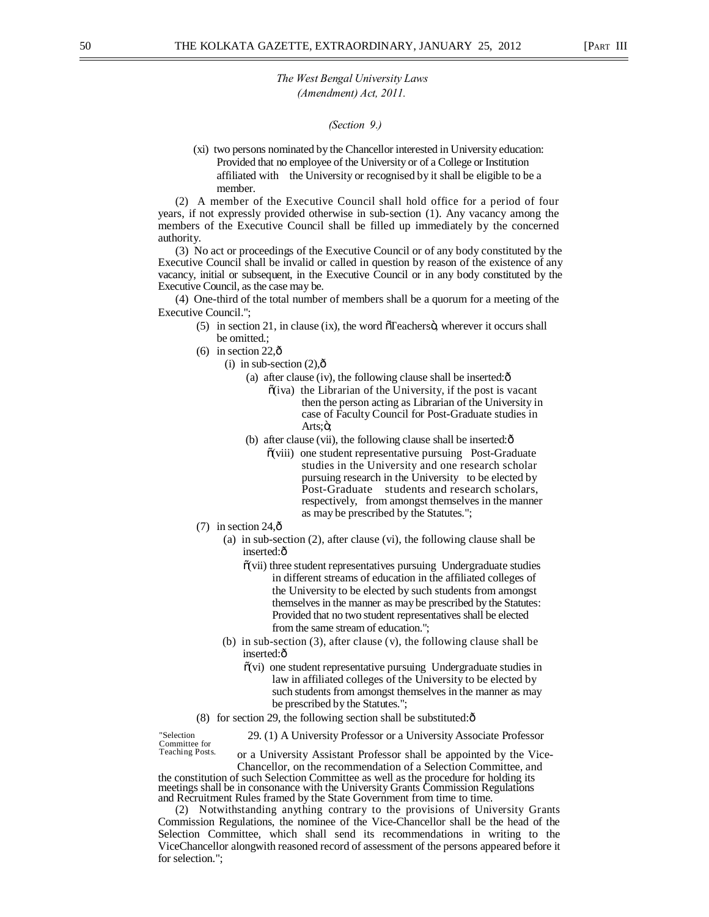*The West Bengal University Laws (Amendment) Act, 2011.*

*(Section 9.)*

(xi) two persons nominated by the Chancellor interested in University education:
Provided that no employee of the University or of a College or Institution affiliated with the University or recognised by it shall be eligible to be a member.

(2) A member of the Executive Council shall hold office for a period of four years, if not expressly provided otherwise in sub-section (1). Any vacancy among the members of the Executive Council shall be filled up immediately by the concerned authority.

(3) No act or proceedings of the Executive Council or of any body constituted by the Executive Council shall be invalid or called in question by reason of the existence of any vacancy, initial or subsequent, in the Executive Council or in any body constituted by the Executive Council, as the case may be.

(4) One-third of the total number of members shall be a quorum for a meeting of the Executive Council.";

(5) in section 21, in clause (ix), the word õTeachersö, wherever it occurs shall be omitted.;

(6) in section 22,ô

(i) in sub-section (2),ô

(a) after clause (iv), the following clause shall be inserted:ô

õ(iva) the Librarian of the University, if the post is vacant then the person acting as Librarian of the University in case of Faculty Council for Post-Graduate studies in Arts;ö;

(b) after clause (vii), the following clause shall be inserted:ô

õ(viii) one student representative pursuing Post-Graduate studies in the University and one research scholar pursuing research in the University to be elected by Post-Graduate students and research scholars, respectively, from amongst themselves in the manner as may be prescribed by the Statutes.";

(7) in section 24,ô

(a) in sub-section (2), after clause (vi), the following clause shall be inserted:ô

õ(vii) three student representatives pursuing Undergraduate studies in different streams of education in the affiliated colleges of the University to be elected by such students from amongst themselves in the manner as may be prescribed by the Statutes:
Provided that no two student representatives shall be elected from the same stream of education.";

(b) in sub-section (3), after clause (v), the following clause shall be inserted:ô

õ(vi) one student representative pursuing Undergraduate studies in law in affiliated colleges of the University to be elected by such students from amongst themselves in the manner as may be prescribed by the Statutes.";

(8) for section 29, the following section shall be substituted:ô

"Selection Committee for Teaching Posts.

29. (1) A University Professor or a University Associate Professor or a University Assistant Professor shall be appointed by the Vice-Chancellor, on the recommendation of a Selection Committee, and the constitution of such Selection Committee as well as the procedure for holding its meetings shall be in consonance with the University Grants Commission Regulations and Recruitment Rules framed by the State Government from time to time.

(2) Notwithstanding anything contrary to the provisions of University Grants Commission Regulations, the nominee of the Vice-Chancellor shall be the head of the Selection Committee, which shall send its recommendations in writing to the ViceChancellor alongwith reasoned record of assessment of the persons appeared before it for selection.";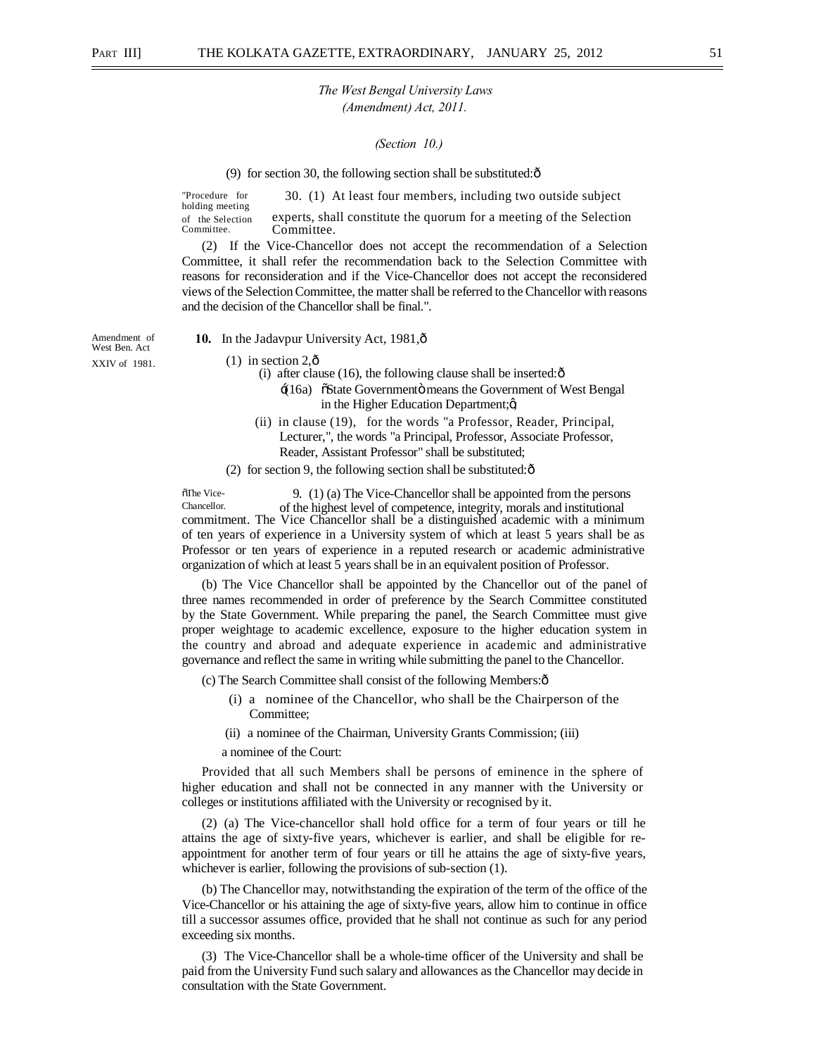*The West Bengal University Laws (Amendment) Act, 2011.*

*(Section 10.)*

(9) for section 30, the following section shall be substituted:—

"Procedure for holding meeting of the Selection Committee.

30. (1) At least four members, including two outside subject experts, shall constitute the quorum for a meeting of the Selection Committee.

(2) If the Vice-Chancellor does not accept the recommendation of a Selection Committee, it shall refer the recommendation back to the Selection Committee with reasons for reconsideration and if the Vice-Chancellor does not accept the reconsidered views of the Selection Committee, the matter shall be referred to the Chancellor with reasons and the decision of the Chancellor shall be final.".

Amendment of West Ben. Act XXIV of 1981.

**10.** In the Jadavpur University Act, 1981,—

(1) in section 2,—

(i) after clause (16), the following clause shall be inserted:—

'(16a) "State Government" means the Government of West Bengal in the Higher Education Department;';

(ii) in clause (19), for the words "a Professor, Reader, Principal, Lecturer,", the words "a Principal, Professor, Associate Professor, Reader, Assistant Professor" shall be substituted;

(2) for section 9, the following section shall be substituted:—

"The Vice-Chancellor.

9. (1) (a) The Vice-Chancellor shall be appointed from the persons of the highest level of competence, integrity, morals and institutional commitment. The Vice Chancellor shall be a distinguished academic with a minimum of ten years of experience in a University system of which at least 5 years shall be as Professor or ten years of experience in a reputed research or academic administrative organization of which at least 5 years shall be in an equivalent position of Professor.

(b) The Vice Chancellor shall be appointed by the Chancellor out of the panel of three names recommended in order of preference by the Search Committee constituted by the State Government. While preparing the panel, the Search Committee must give proper weightage to academic excellence, exposure to the higher education system in the country and abroad and adequate experience in academic and administrative governance and reflect the same in writing while submitting the panel to the Chancellor.

(c) The Search Committee shall consist of the following Members:—

(i) a nominee of the Chancellor, who shall be the Chairperson of the Committee;

(ii) a nominee of the Chairman, University Grants Commission; (iii) a nominee of the Court:

Provided that all such Members shall be persons of eminence in the sphere of higher education and shall not be connected in any manner with the University or colleges or institutions affiliated with the University or recognised by it.

(2) (a) The Vice-chancellor shall hold office for a term of four years or till he attains the age of sixty-five years, whichever is earlier, and shall be eligible for re-appointment for another term of four years or till he attains the age of sixty-five years, whichever is earlier, following the provisions of sub-section (1).

(b) The Chancellor may, notwithstanding the expiration of the term of the office of the Vice-Chancellor or his attaining the age of sixty-five years, allow him to continue in office till a successor assumes office, provided that he shall not continue as such for any period exceeding six months.

(3) The Vice-Chancellor shall be a whole-time officer of the University and shall be paid from the University Fund such salary and allowances as the Chancellor may decide in consultation with the State Government.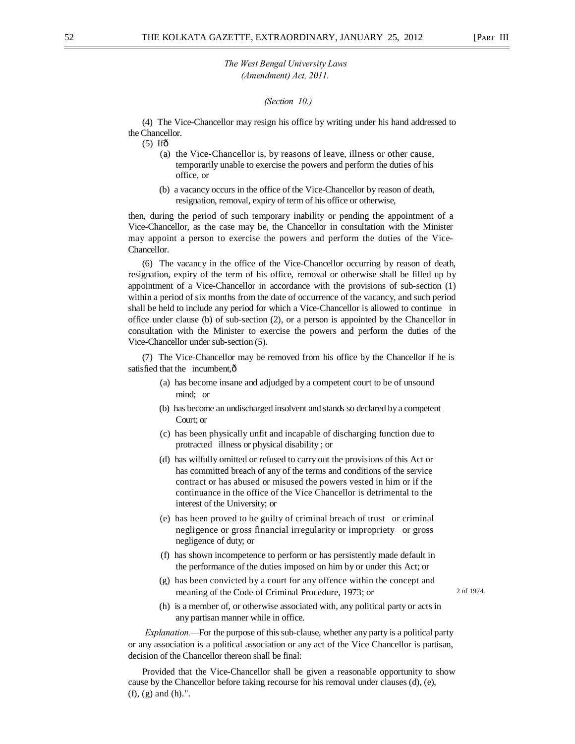*The West Bengal University Laws (Amendment) Act, 2011.*

*(Section 10.)*

(4) The Vice-Chancellor may resign his office by writing under his hand addressed to the Chancellor.

(5) Ifð

(a) the Vice-Chancellor is, by reasons of leave, illness or other cause, temporarily unable to exercise the powers and perform the duties of his office, or

(b) a vacancy occurs in the office of the Vice-Chancellor by reason of death, resignation, removal, expiry of term of his office or otherwise,

then, during the period of such temporary inability or pending the appointment of a Vice-Chancellor, as the case may be, the Chancellor in consultation with the Minister may appoint a person to exercise the powers and perform the duties of the Vice-Chancellor.

(6) The vacancy in the office of the Vice-Chancellor occurring by reason of death, resignation, expiry of the term of his office, removal or otherwise shall be filled up by appointment of a Vice-Chancellor in accordance with the provisions of sub-section (1) within a period of six months from the date of occurrence of the vacancy, and such period shall be held to include any period for which a Vice-Chancellor is allowed to continue in office under clause (b) of sub-section (2), or a person is appointed by the Chancellor in consultation with the Minister to exercise the powers and perform the duties of the Vice-Chancellor under sub-section (5).

(7) The Vice-Chancellor may be removed from his office by the Chancellor if he is satisfied that the incumbent,ð

(a) has become insane and adjudged by a competent court to be of unsound mind; or

(b) has become an undischarged insolvent and stands so declared by a competent Court; or

(c) has been physically unfit and incapable of discharging function due to protracted illness or physical disability ; or

(d) has wilfully omitted or refused to carry out the provisions of this Act or has committed breach of any of the terms and conditions of the service contract or has abused or misused the powers vested in him or if the continuance in the office of the Vice Chancellor is detrimental to the interest of the University; or

(e) has been proved to be guilty of criminal breach of trust or criminal negligence or gross financial irregularity or impropriety or gross negligence of duty; or

(f) has shown incompetence to perform or has persistently made default in the performance of the duties imposed on him by or under this Act; or

(g) has been convicted by a court for any offence within the concept and meaning of the Code of Criminal Procedure, 1973; or — 2 of 1974.

(h) is a member of, or otherwise associated with, any political party or acts in any partisan manner while in office.

*Explanation.*—For the purpose of this sub-clause, whether any party is a political party or any association is a political association or any act of the Vice Chancellor is partisan, decision of the Chancellor thereon shall be final:

Provided that the Vice-Chancellor shall be given a reasonable opportunity to show cause by the Chancellor before taking recourse for his removal under clauses (d), (e), (f), (g) and (h).".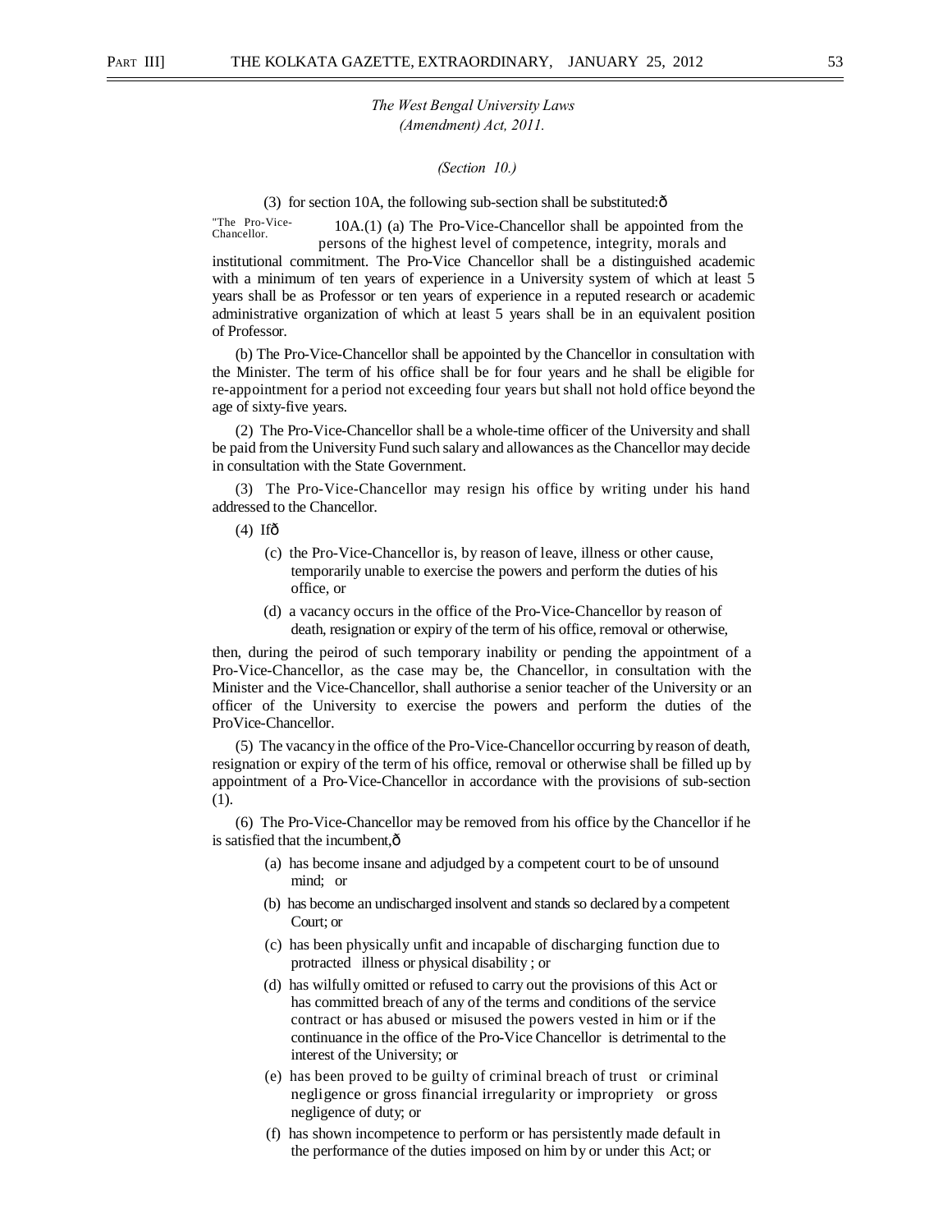*The West Bengal University Laws (Amendment) Act, 2011.*

*(Section 10.)*

(3) for section 10A, the following sub-section shall be substituted:ð

"The Pro-Vice-Chancellor.

10A.(1) (a) The Pro-Vice-Chancellor shall be appointed from the persons of the highest level of competence, integrity, morals and institutional commitment. The Pro-Vice Chancellor shall be a distinguished academic with a minimum of ten years of experience in a University system of which at least 5 years shall be as Professor or ten years of experience in a reputed research or academic administrative organization of which at least 5 years shall be in an equivalent position of Professor.

(b) The Pro-Vice-Chancellor shall be appointed by the Chancellor in consultation with the Minister. The term of his office shall be for four years and he shall be eligible for re-appointment for a period not exceeding four years but shall not hold office beyond the age of sixty-five years.

(2) The Pro-Vice-Chancellor shall be a whole-time officer of the University and shall be paid from the University Fund such salary and allowances as the Chancellor may decide in consultation with the State Government.

(3) The Pro-Vice-Chancellor may resign his office by writing under his hand addressed to the Chancellor.

(4) Ifð

(c) the Pro-Vice-Chancellor is, by reason of leave, illness or other cause, temporarily unable to exercise the powers and perform the duties of his office, or

(d) a vacancy occurs in the office of the Pro-Vice-Chancellor by reason of death, resignation or expiry of the term of his office, removal or otherwise,

then, during the peirod of such temporary inability or pending the appointment of a Pro-Vice-Chancellor, as the case may be, the Chancellor, in consultation with the Minister and the Vice-Chancellor, shall authorise a senior teacher of the University or an officer of the University to exercise the powers and perform the duties of the ProVice-Chancellor.

(5) The vacancy in the office of the Pro-Vice-Chancellor occurring by reason of death, resignation or expiry of the term of his office, removal or otherwise shall be filled up by appointment of a Pro-Vice-Chancellor in accordance with the provisions of sub-section (1).

(6) The Pro-Vice-Chancellor may be removed from his office by the Chancellor if he is satisfied that the incumbent,ð

(a) has become insane and adjudged by a competent court to be of unsound mind; or

(b) has become an undischarged insolvent and stands so declared by a competent Court; or

(c) has been physically unfit and incapable of discharging function due to protracted illness or physical disability ; or

(d) has wilfully omitted or refused to carry out the provisions of this Act or has committed breach of any of the terms and conditions of the service contract or has abused or misused the powers vested in him or if the continuance in the office of the Pro-Vice Chancellor is detrimental to the interest of the University; or

(e) has been proved to be guilty of criminal breach of trust or criminal negligence or gross financial irregularity or impropriety or gross negligence of duty; or

(f) has shown incompetence to perform or has persistently made default in the performance of the duties imposed on him by or under this Act; or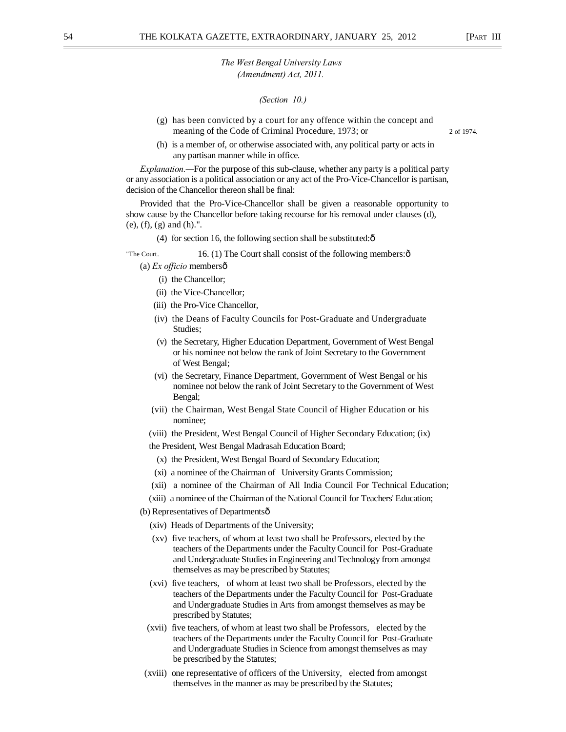*The West Bengal University Laws (Amendment) Act, 2011.*

*(Section 10.)*

(g) has been convicted by a court for any offence within the concept and meaning of the Code of Criminal Procedure, 1973; or 2 of 1974.

(h) is a member of, or otherwise associated with, any political party or acts in any partisan manner while in office.

*Explanation.*—For the purpose of this sub-clause, whether any party is a political party or any association is a political association or any act of the Pro-Vice-Chancellor is partisan, decision of the Chancellor thereon shall be final:

Provided that the Pro-Vice-Chancellor shall be given a reasonable opportunity to show cause by the Chancellor before taking recourse for his removal under clauses (d), (e), (f), (g) and (h).".

(4) for section 16, the following section shall be substituted:ô

"The Court. 16. (1) The Court shall consist of the following members:ô

(a) *Ex officio* membersô

(i) the Chancellor;

(ii) the Vice-Chancellor;

(iii) the Pro-Vice Chancellor,

(iv) the Deans of Faculty Councils for Post-Graduate and Undergraduate Studies;

(v) the Secretary, Higher Education Department, Government of West Bengal or his nominee not below the rank of Joint Secretary to the Government of West Bengal;

(vi) the Secretary, Finance Department, Government of West Bengal or his nominee not below the rank of Joint Secretary to the Government of West Bengal;

(vii) the Chairman, West Bengal State Council of Higher Education or his nominee;

(viii) the President, West Bengal Council of Higher Secondary Education; (ix) the President, West Bengal Madrasah Education Board;

(x) the President, West Bengal Board of Secondary Education;

(xi) a nominee of the Chairman of University Grants Commission;

(xii) a nominee of the Chairman of All India Council For Technical Education;

(xiii) a nominee of the Chairman of the National Council for Teachers' Education;

(b) Representatives of Departmentsô

(xiv) Heads of Departments of the University;

(xv) five teachers, of whom at least two shall be Professors, elected by the teachers of the Departments under the Faculty Council for Post-Graduate and Undergraduate Studies in Engineering and Technology from amongst themselves as may be prescribed by Statutes;

(xvi) five teachers, of whom at least two shall be Professors, elected by the teachers of the Departments under the Faculty Council for Post-Graduate and Undergraduate Studies in Arts from amongst themselves as may be prescribed by Statutes;

(xvii) five teachers, of whom at least two shall be Professors, elected by the teachers of the Departments under the Faculty Council for Post-Graduate and Undergraduate Studies in Science from amongst themselves as may be prescribed by the Statutes;

(xviii) one representative of officers of the University, elected from amongst themselves in the manner as may be prescribed by the Statutes;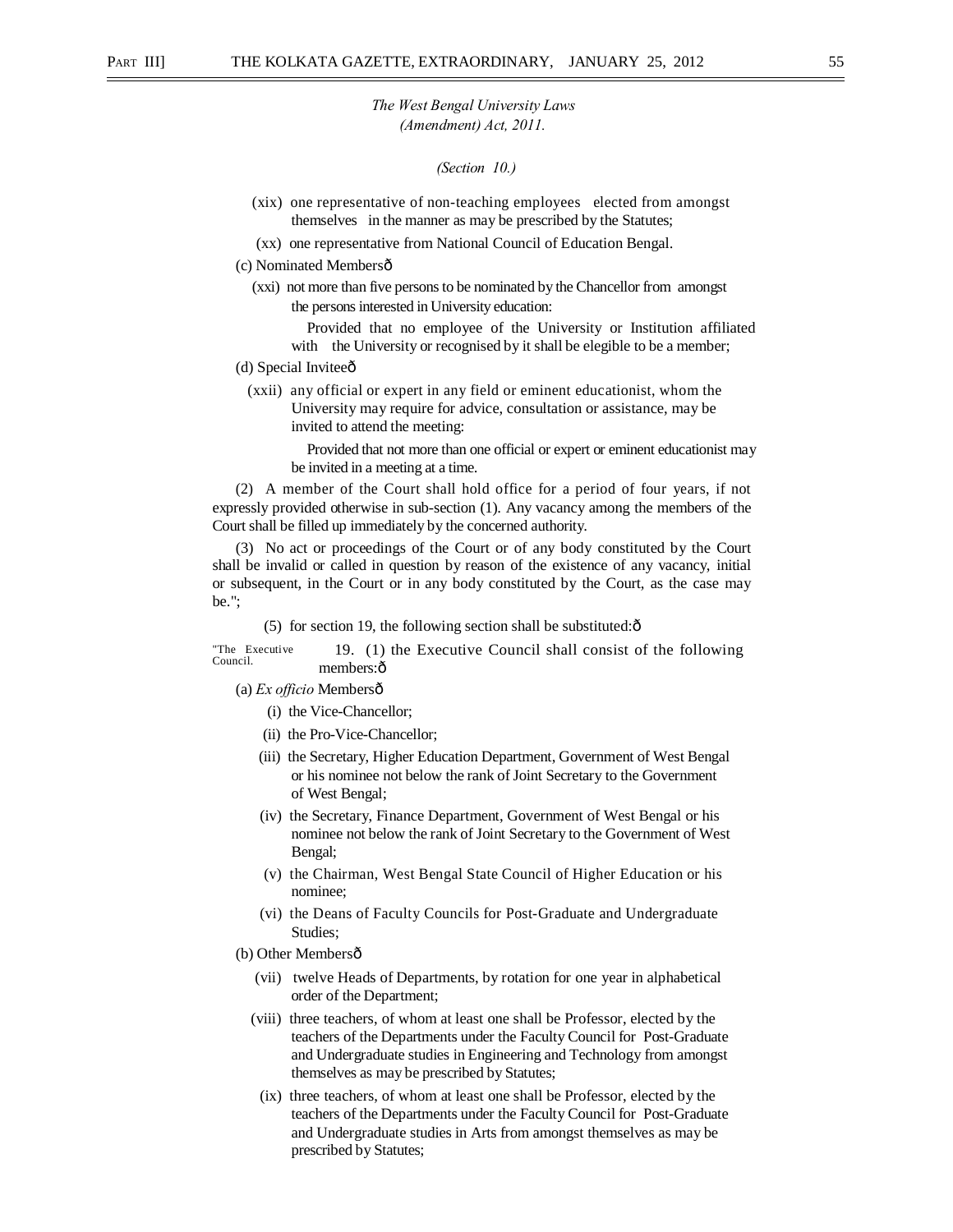*The West Bengal University Laws (Amendment) Act, 2011.*

*(Section 10.)*

(xix) one representative of non-teaching employees elected from amongst themselves in the manner as may be prescribed by the Statutes;

(xx) one representative from National Council of Education Bengal.

(c) Nominated Membersô

(xxi) not more than five persons to be nominated by the Chancellor from amongst the persons interested in University education:

Provided that no employee of the University or Institution affiliated with the University or recognised by it shall be elegible to be a member;

(d) Special Inviteeô

(xxii) any official or expert in any field or eminent educationist, whom the University may require for advice, consultation or assistance, may be invited to attend the meeting:

Provided that not more than one official or expert or eminent educationist may be invited in a meeting at a time.

(2) A member of the Court shall hold office for a period of four years, if not expressly provided otherwise in sub-section (1). Any vacancy among the members of the Court shall be filled up immediately by the concerned authority.

(3) No act or proceedings of the Court or of any body constituted by the Court shall be invalid or called in question by reason of the existence of any vacancy, initial or subsequent, in the Court or in any body constituted by the Court, as the case may be.";

(5) for section 19, the following section shall be substituted:ô

"The Executive Council.

19. (1) the Executive Council shall consist of the following members:ô

(a) *Ex officio* Membersô

(i) the Vice-Chancellor;

(ii) the Pro-Vice-Chancellor;

(iii) the Secretary, Higher Education Department, Government of West Bengal or his nominee not below the rank of Joint Secretary to the Government of West Bengal;

(iv) the Secretary, Finance Department, Government of West Bengal or his nominee not below the rank of Joint Secretary to the Government of West Bengal;

(v) the Chairman, West Bengal State Council of Higher Education or his nominee;

(vi) the Deans of Faculty Councils for Post-Graduate and Undergraduate Studies;

(b) Other Membersô

(vii) twelve Heads of Departments, by rotation for one year in alphabetical order of the Department;

(viii) three teachers, of whom at least one shall be Professor, elected by the teachers of the Departments under the Faculty Council for Post-Graduate and Undergraduate studies in Engineering and Technology from amongst themselves as may be prescribed by Statutes;

(ix) three teachers, of whom at least one shall be Professor, elected by the teachers of the Departments under the Faculty Council for Post-Graduate and Undergraduate studies in Arts from amongst themselves as may be prescribed by Statutes;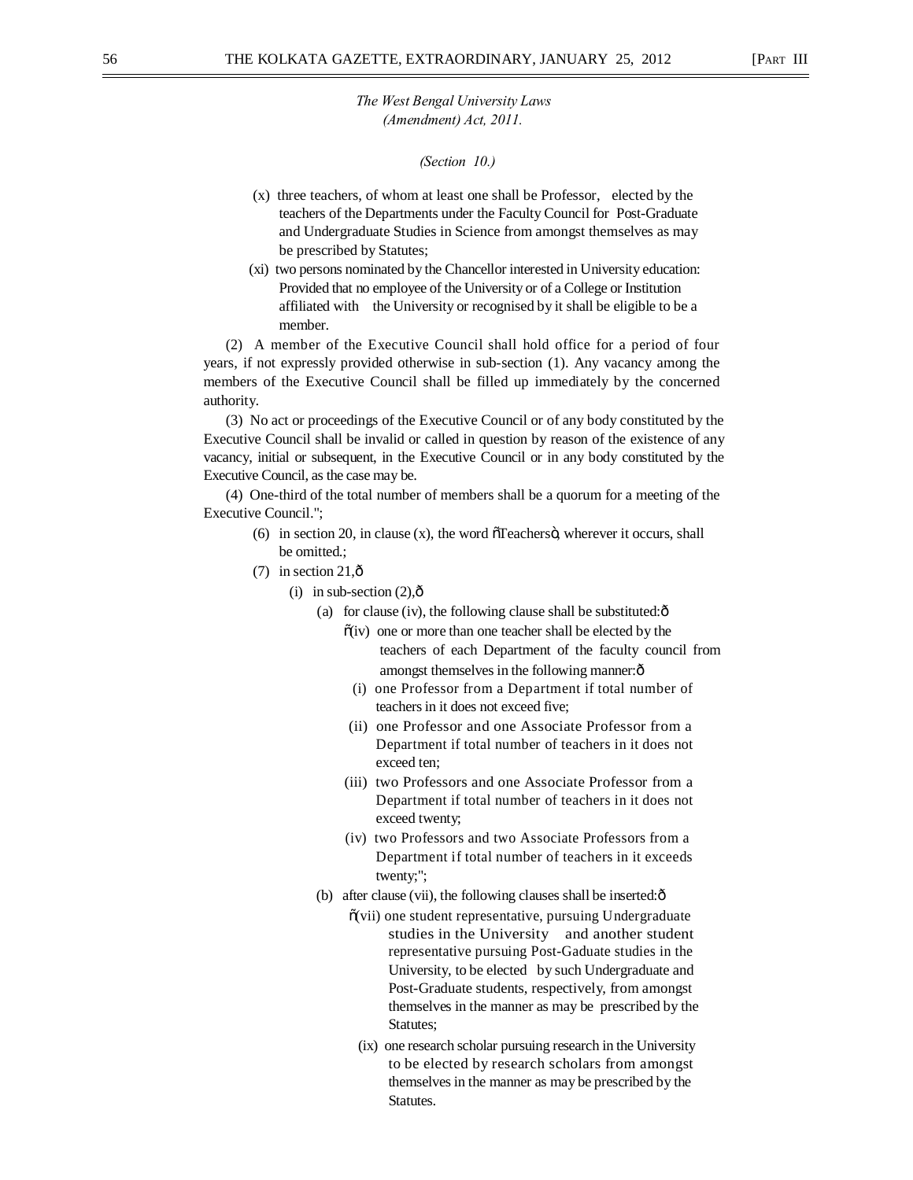*The West Bengal University Laws (Amendment) Act, 2011.*

*(Section 10.)*

(x) three teachers, of whom at least one shall be Professor, elected by the teachers of the Departments under the Faculty Council for Post-Graduate and Undergraduate Studies in Science from amongst themselves as may be prescribed by Statutes;

(xi) two persons nominated by the Chancellor interested in University education:
Provided that no employee of the University or of a College or Institution affiliated with the University or recognised by it shall be eligible to be a member.

(2) A member of the Executive Council shall hold office for a period of four years, if not expressly provided otherwise in sub-section (1). Any vacancy among the members of the Executive Council shall be filled up immediately by the concerned authority.

(3) No act or proceedings of the Executive Council or of any body constituted by the Executive Council shall be invalid or called in question by reason of the existence of any vacancy, initial or subsequent, in the Executive Council or in any body constituted by the Executive Council, as the case may be.

(4) One-third of the total number of members shall be a quorum for a meeting of the Executive Council.";

(6) in section 20, in clause (x), the word "Teachers", wherever it occurs, shall be omitted.;

(7) in section 21,—

(i) in sub-section (2),—

(a) for clause (iv), the following clause shall be substituted:—

"(iv) one or more than one teacher shall be elected by the teachers of each Department of the faculty council from amongst themselves in the following manner:—

(i) one Professor from a Department if total number of teachers in it does not exceed five;

(ii) one Professor and one Associate Professor from a Department if total number of teachers in it does not exceed ten;

(iii) two Professors and one Associate Professor from a Department if total number of teachers in it does not exceed twenty;

(iv) two Professors and two Associate Professors from a Department if total number of teachers in it exceeds twenty;";

(b) after clause (vii), the following clauses shall be inserted:—

"(vii) one student representative, pursuing Undergraduate studies in the University and another student representative pursuing Post-Gaduate studies in the University, to be elected by such Undergraduate and Post-Graduate students, respectively, from amongst themselves in the manner as may be prescribed by the Statutes;

(ix) one research scholar pursuing research in the University to be elected by research scholars from amongst themselves in the manner as may be prescribed by the Statutes.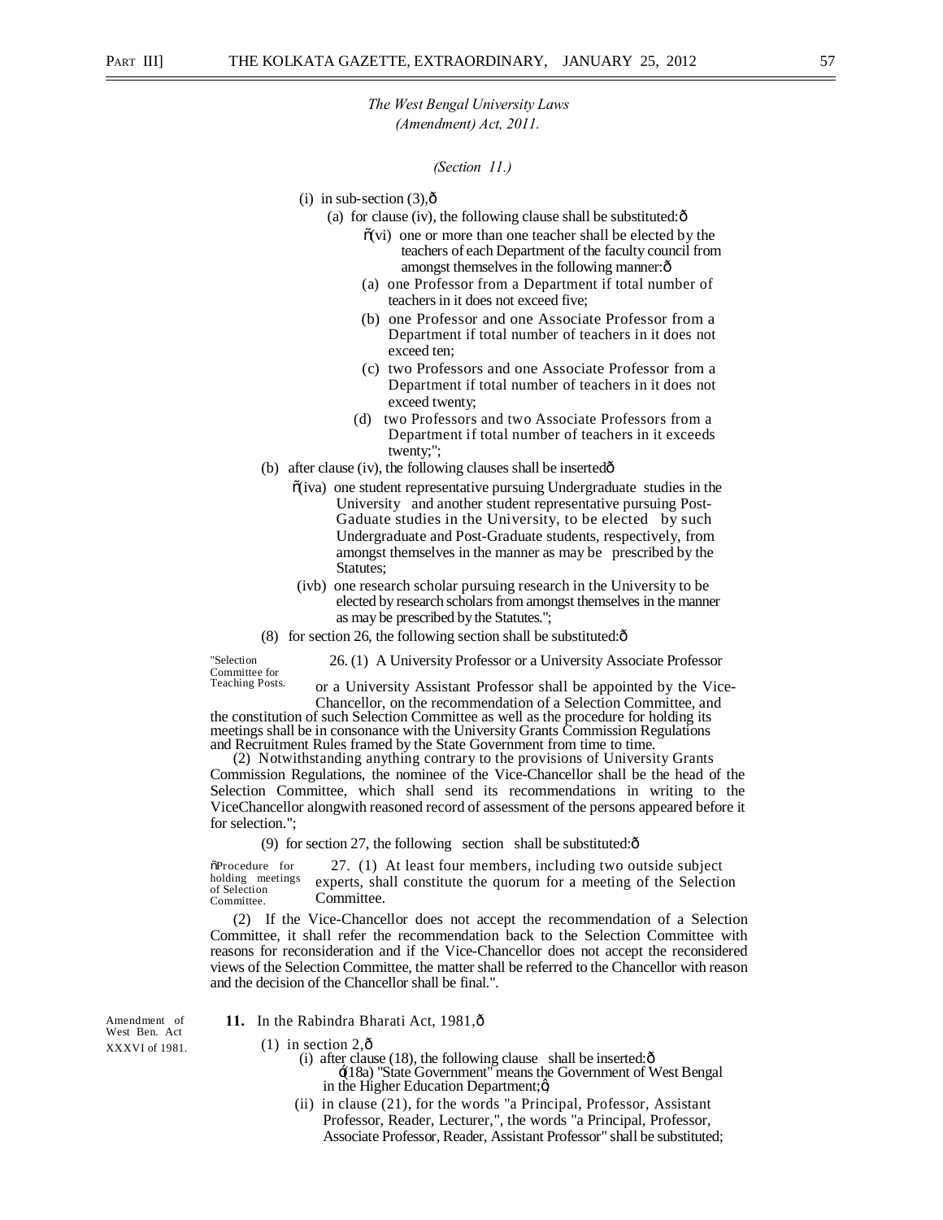*The West Bengal University Laws (Amendment) Act, 2011.*

*(Section 11.)*

(i) in sub-section (3),ô

(a) for clause (iv), the following clause shall be substituted:ô

õ(vi) one or more than one teacher shall be elected by the teachers of each Department of the faculty council from amongst themselves in the following manner:ô

(a) one Professor from a Department if total number of teachers in it does not exceed five;

(b) one Professor and one Associate Professor from a Department if total number of teachers in it does not exceed ten;

(c) two Professors and one Associate Professor from a Department if total number of teachers in it does not exceed twenty;

(d) two Professors and two Associate Professors from a Department if total number of teachers in it exceeds twenty;";

(b) after clause (iv), the following clauses shall be insertedô

õ(iva) one student representative pursuing Undergraduate studies in the University and another student representative pursuing Post-Gaduate studies in the University, to be elected by such Undergraduate and Post-Graduate students, respectively, from amongst themselves in the manner as may be prescribed by the Statutes;

(ivb) one research scholar pursuing research in the University to be elected by research scholars from amongst themselves in the manner as may be prescribed by the Statutes.";

(8) for section 26, the following section shall be substituted:ô

"Selection Committee for Teaching Posts.

26. (1) A University Professor or a University Associate Professor or a University Assistant Professor shall be appointed by the Vice-Chancellor, on the recommendation of a Selection Committee, and the constitution of such Selection Committee as well as the procedure for holding its meetings shall be in consonance with the University Grants Commission Regulations and Recruitment Rules framed by the State Government from time to time.

(2) Notwithstanding anything contrary to the provisions of University Grants Commission Regulations, the nominee of the Vice-Chancellor shall be the head of the Selection Committee, which shall send its recommendations in writing to the ViceChancellor alongwith reasoned record of assessment of the persons appeared before it for selection.";

(9) for section 27, the following section shall be substituted:ô

ñProcedure for holding meetings of Selection Committee.

27. (1) At least four members, including two outside subject experts, shall constitute the quorum for a meeting of the Selection Committee.

(2) If the Vice-Chancellor does not accept the recommendation of a Selection Committee, it shall refer the recommendation back to the Selection Committee with reasons for reconsideration and if the Vice-Chancellor does not accept the reconsidered views of the Selection Committee, the matter shall be referred to the Chancellor with reason and the decision of the Chancellor shall be final.".

Amendment of West Ben. Act XXXVI of 1981.

**11.** In the Rabindra Bharati Act, 1981,ô

(1) in section 2,ô

(i) after clause (18), the following clause shall be inserted:ô

ó(18a) "State Government" means the Government of West Bengal in the Higher Education Department;ö

(ii) in clause (21), for the words "a Principal, Professor, Assistant Professor, Reader, Lecturer,", the words "a Principal, Professor, Associate Professor, Reader, Assistant Professor" shall be substituted;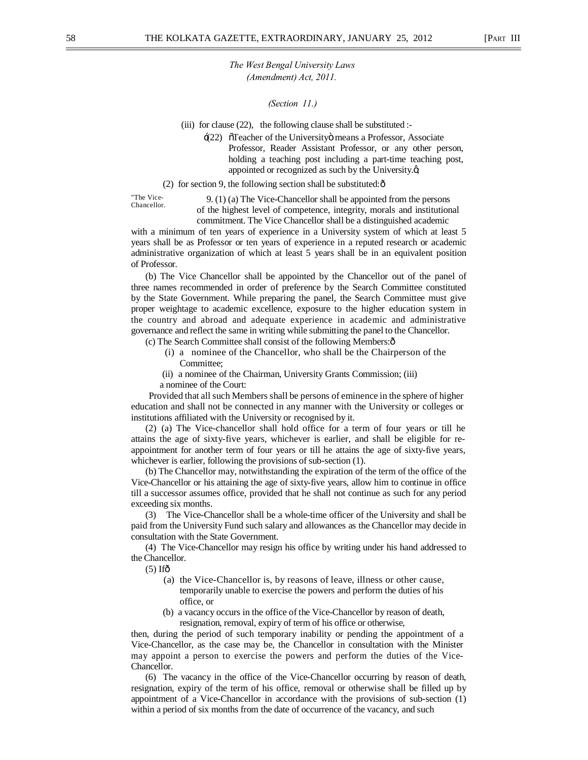*The West Bengal University Laws (Amendment) Act, 2011.*

*(Section 11.)*

(iii) for clause (22), the following clause shall be substituted :-

'(22) "Teacher of the University" means a Professor, Associate Professor, Reader Assistant Professor, or any other person, holding a teaching post including a part-time teaching post, appointed or recognized as such by the University.';

(2) for section 9, the following section shall be substituted:—

"The Vice-Chancellor.

9. (1) (a) The Vice-Chancellor shall be appointed from the persons of the highest level of competence, integrity, morals and institutional commitment. The Vice Chancellor shall be a distinguished academic with a minimum of ten years of experience in a University system of which at least 5 years shall be as Professor or ten years of experience in a reputed research or academic administrative organization of which at least 5 years shall be in an equivalent position of Professor.

(b) The Vice Chancellor shall be appointed by the Chancellor out of the panel of three names recommended in order of preference by the Search Committee constituted by the State Government. While preparing the panel, the Search Committee must give proper weightage to academic excellence, exposure to the higher education system in the country and abroad and adequate experience in academic and administrative governance and reflect the same in writing while submitting the panel to the Chancellor.

(c) The Search Committee shall consist of the following Members:—

(i) a nominee of the Chancellor, who shall be the Chairperson of the Committee;

(ii) a nominee of the Chairman, University Grants Commission; (iii) a nominee of the Court:

Provided that all such Members shall be persons of eminence in the sphere of higher education and shall not be connected in any manner with the University or colleges or institutions affiliated with the University or recognised by it.

(2) (a) The Vice-chancellor shall hold office for a term of four years or till he attains the age of sixty-five years, whichever is earlier, and shall be eligible for re-appointment for another term of four years or till he attains the age of sixty-five years, whichever is earlier, following the provisions of sub-section (1).

(b) The Chancellor may, notwithstanding the expiration of the term of the office of the Vice-Chancellor or his attaining the age of sixty-five years, allow him to continue in office till a successor assumes office, provided that he shall not continue as such for any period exceeding six months.

(3) The Vice-Chancellor shall be a whole-time officer of the University and shall be paid from the University Fund such salary and allowances as the Chancellor may decide in consultation with the State Government.

(4) The Vice-Chancellor may resign his office by writing under his hand addressed to the Chancellor.

(5) If—

(a) the Vice-Chancellor is, by reasons of leave, illness or other cause, temporarily unable to exercise the powers and perform the duties of his office, or

(b) a vacancy occurs in the office of the Vice-Chancellor by reason of death, resignation, removal, expiry of term of his office or otherwise,

then, during the period of such temporary inability or pending the appointment of a Vice-Chancellor, as the case may be, the Chancellor in consultation with the Minister may appoint a person to exercise the powers and perform the duties of the Vice-Chancellor.

(6) The vacancy in the office of the Vice-Chancellor occurring by reason of death, resignation, expiry of the term of his office, removal or otherwise shall be filled up by appointment of a Vice-Chancellor in accordance with the provisions of sub-section (1) within a period of six months from the date of occurrence of the vacancy, and such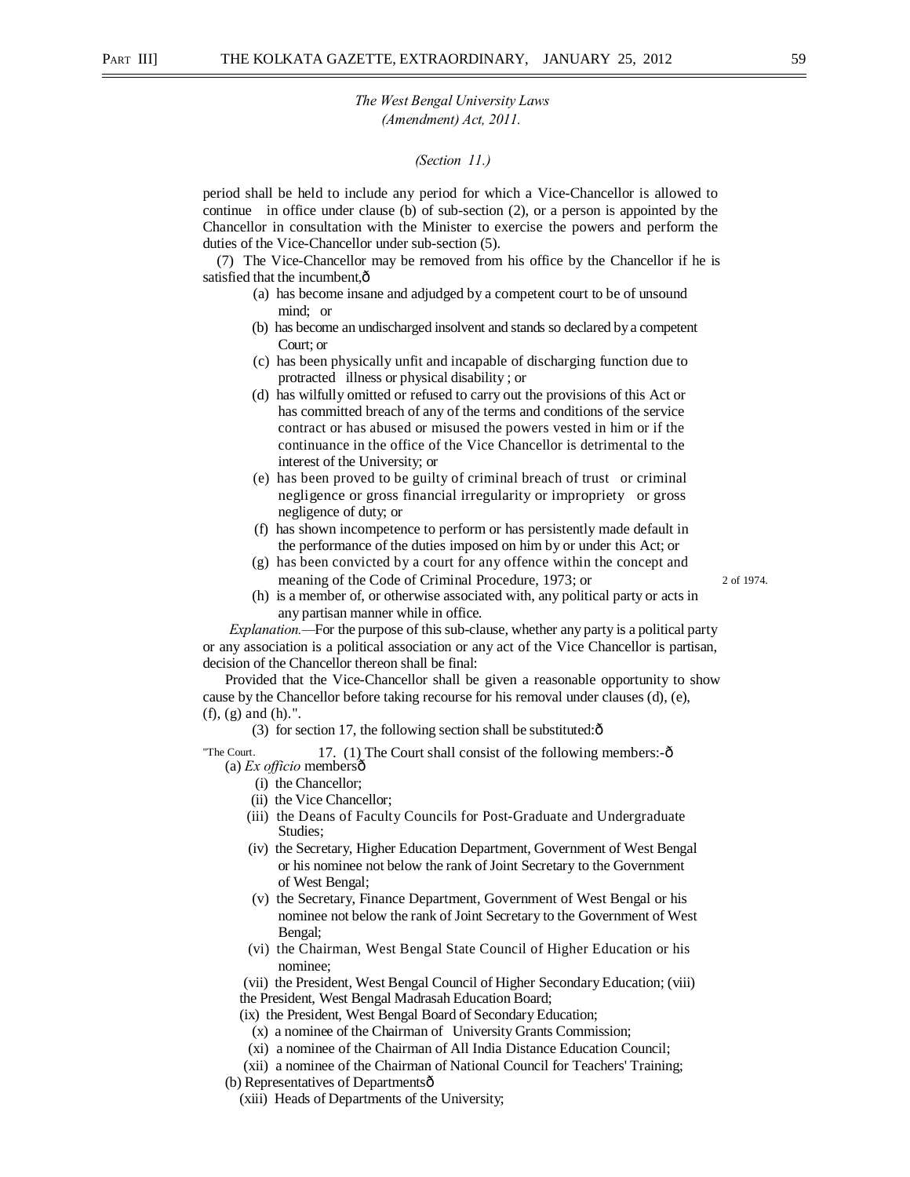*The West Bengal University Laws (Amendment) Act, 2011.*

*(Section 11.)*

period shall be held to include any period for which a Vice-Chancellor is allowed to continue in office under clause (b) of sub-section (2), or a person is appointed by the Chancellor in consultation with the Minister to exercise the powers and perform the duties of the Vice-Chancellor under sub-section (5).

(7) The Vice-Chancellor may be removed from his office by the Chancellor if he is satisfied that the incumbent,—

(a) has become insane and adjudged by a competent court to be of unsound mind; or

(b) has become an undischarged insolvent and stands so declared by a competent Court; or

(c) has been physically unfit and incapable of discharging function due to protracted illness or physical disability ; or

(d) has wilfully omitted or refused to carry out the provisions of this Act or has committed breach of any of the terms and conditions of the service contract or has abused or misused the powers vested in him or if the continuance in the office of the Vice Chancellor is detrimental to the interest of the University; or

(e) has been proved to be guilty of criminal breach of trust or criminal negligence or gross financial irregularity or impropriety or gross negligence of duty; or

(f) has shown incompetence to perform or has persistently made default in the performance of the duties imposed on him by or under this Act; or

(g) has been convicted by a court for any offence within the concept and meaning of the Code of Criminal Procedure, 1973; or — 2 of 1974.

(h) is a member of, or otherwise associated with, any political party or acts in any partisan manner while in office.

*Explanation.*—For the purpose of this sub-clause, whether any party is a political party or any association is a political association or any act of the Vice Chancellor is partisan, decision of the Chancellor thereon shall be final:

Provided that the Vice-Chancellor shall be given a reasonable opportunity to show cause by the Chancellor before taking recourse for his removal under clauses (d), (e), (f), (g) and (h).".

(3) for section 17, the following section shall be substituted:—

"The Court. 17. (1) The Court shall consist of the following members:-—

(a) *Ex officio* members—

(i) the Chancellor;

(ii) the Vice Chancellor;

(iii) the Deans of Faculty Councils for Post-Graduate and Undergraduate Studies;

(iv) the Secretary, Higher Education Department, Government of West Bengal or his nominee not below the rank of Joint Secretary to the Government of West Bengal;

(v) the Secretary, Finance Department, Government of West Bengal or his nominee not below the rank of Joint Secretary to the Government of West Bengal;

(vi) the Chairman, West Bengal State Council of Higher Education or his nominee;

(vii) the President, West Bengal Council of Higher Secondary Education;

(viii) the President, West Bengal Madrasah Education Board;

(ix) the President, West Bengal Board of Secondary Education;

(x) a nominee of the Chairman of University Grants Commission;

(xi) a nominee of the Chairman of All India Distance Education Council;

(xii) a nominee of the Chairman of National Council for Teachers' Training;

(b) Representatives of Departments—

(xiii) Heads of Departments of the University;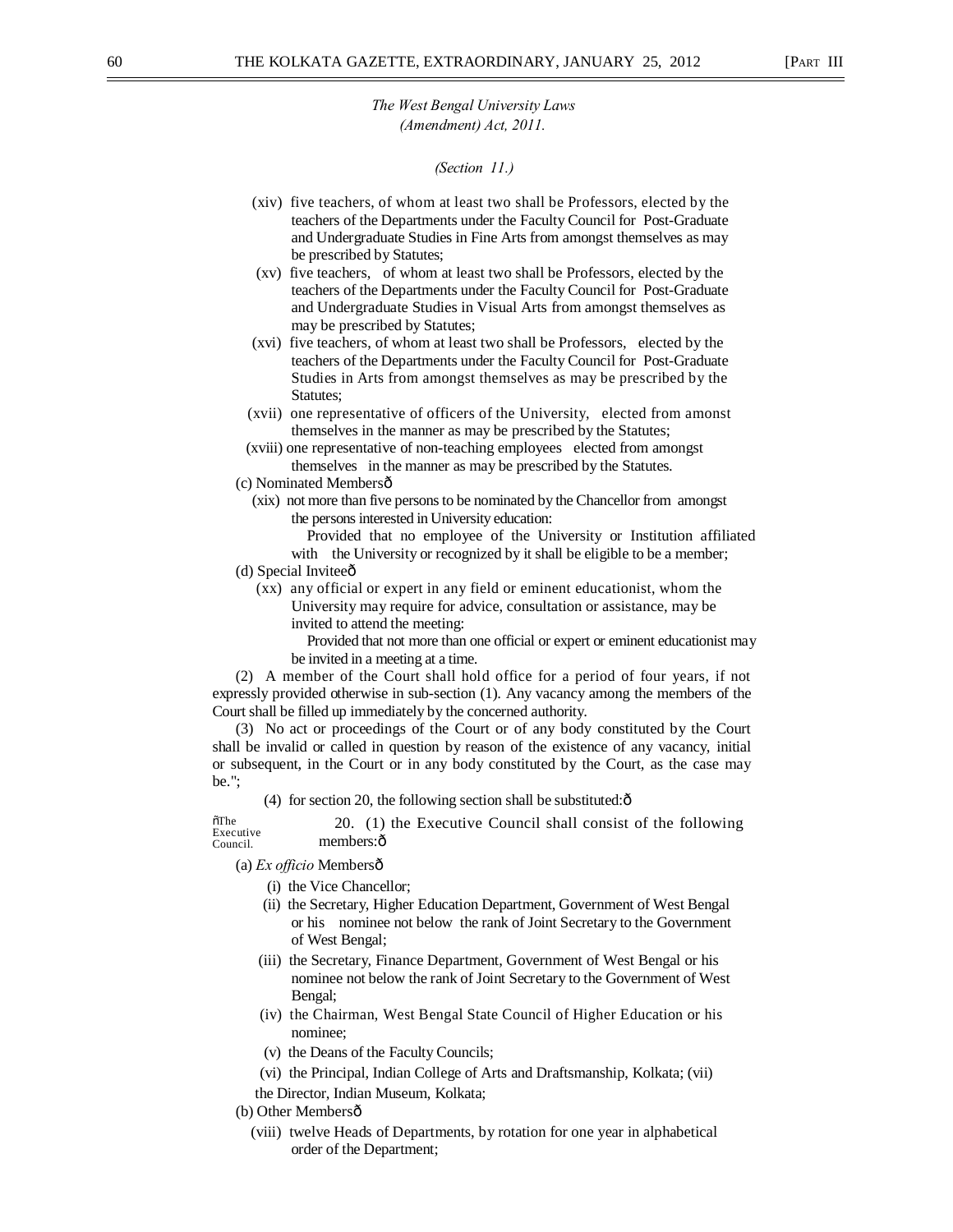*The West Bengal University Laws (Amendment) Act, 2011.*

*(Section 11.)*

(xiv) five teachers, of whom at least two shall be Professors, elected by the teachers of the Departments under the Faculty Council for Post-Graduate and Undergraduate Studies in Fine Arts from amongst themselves as may be prescribed by Statutes;

(xv) five teachers, of whom at least two shall be Professors, elected by the teachers of the Departments under the Faculty Council for Post-Graduate and Undergraduate Studies in Visual Arts from amongst themselves as may be prescribed by Statutes;

(xvi) five teachers, of whom at least two shall be Professors, elected by the teachers of the Departments under the Faculty Council for Post-Graduate Studies in Arts from amongst themselves as may be prescribed by the Statutes;

(xvii) one representative of officers of the University, elected from amonst themselves in the manner as may be prescribed by the Statutes;

(xviii) one representative of non-teaching employees elected from amongst themselves in the manner as may be prescribed by the Statutes.

(c) Nominated Members—

(xix) not more than five persons to be nominated by the Chancellor from amongst the persons interested in University education:

Provided that no employee of the University or Institution affiliated with the University or recognized by it shall be eligible to be a member;

(d) Special Invitee—

(xx) any official or expert in any field or eminent educationist, whom the University may require for advice, consultation or assistance, may be invited to attend the meeting:

Provided that not more than one official or expert or eminent educationist may be invited in a meeting at a time.

(2) A member of the Court shall hold office for a period of four years, if not expressly provided otherwise in sub-section (1). Any vacancy among the members of the Court shall be filled up immediately by the concerned authority.

(3) No act or proceedings of the Court or of any body constituted by the Court shall be invalid or called in question by reason of the existence of any vacancy, initial or subsequent, in the Court or in any body constituted by the Court, as the case may be.";

(4) for section 20, the following section shall be substituted:—

"The Executive Council.

20. (1) the Executive Council shall consist of the following members:—

(a) *Ex officio* Members—

(i) the Vice Chancellor;

(ii) the Secretary, Higher Education Department, Government of West Bengal or his nominee not below the rank of Joint Secretary to the Government of West Bengal;

(iii) the Secretary, Finance Department, Government of West Bengal or his nominee not below the rank of Joint Secretary to the Government of West Bengal;

(iv) the Chairman, West Bengal State Council of Higher Education or his nominee;

(v) the Deans of the Faculty Councils;

(vi) the Principal, Indian College of Arts and Draftsmanship, Kolkata;

(vii) the Director, Indian Museum, Kolkata;

(b) Other Members—

(viii) twelve Heads of Departments, by rotation for one year in alphabetical order of the Department;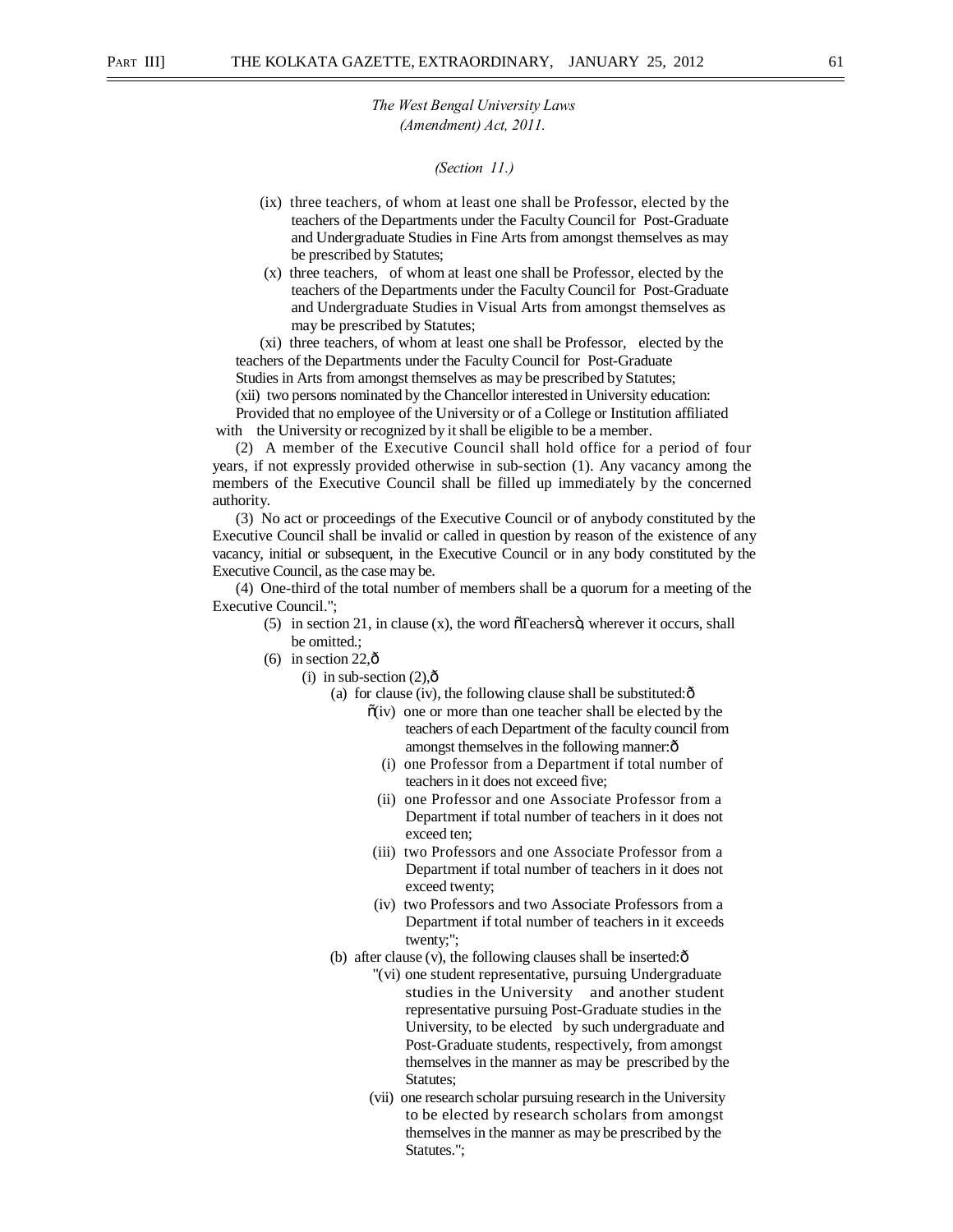*The West Bengal University Laws (Amendment) Act, 2011.*

*(Section 11.)*

(ix) three teachers, of whom at least one shall be Professor, elected by the teachers of the Departments under the Faculty Council for Post-Graduate and Undergraduate Studies in Fine Arts from amongst themselves as may be prescribed by Statutes;

(x) three teachers, of whom at least one shall be Professor, elected by the teachers of the Departments under the Faculty Council for Post-Graduate and Undergraduate Studies in Visual Arts from amongst themselves as may be prescribed by Statutes;

(xi) three teachers, of whom at least one shall be Professor, elected by the teachers of the Departments under the Faculty Council for Post-Graduate Studies in Arts from amongst themselves as may be prescribed by Statutes;

(xii) two persons nominated by the Chancellor interested in University education:

Provided that no employee of the University or of a College or Institution affiliated with the University or recognized by it shall be eligible to be a member.

(2) A member of the Executive Council shall hold office for a period of four years, if not expressly provided otherwise in sub-section (1). Any vacancy among the members of the Executive Council shall be filled up immediately by the concerned authority.

(3) No act or proceedings of the Executive Council or of anybody constituted by the Executive Council shall be invalid or called in question by reason of the existence of any vacancy, initial or subsequent, in the Executive Council or in any body constituted by the Executive Council, as the case may be.

(4) One-third of the total number of members shall be a quorum for a meeting of the Executive Council.";

(5) in section 21, in clause (x), the word "Teachers", wherever it occurs, shall be omitted.;

(6) in section 22,—

(i) in sub-section (2),—

(a) for clause (iv), the following clause shall be substituted:—

"(iv) one or more than one teacher shall be elected by the teachers of each Department of the faculty council from amongst themselves in the following manner:—

(i) one Professor from a Department if total number of teachers in it does not exceed five;

(ii) one Professor and one Associate Professor from a Department if total number of teachers in it does not exceed ten;

(iii) two Professors and one Associate Professor from a Department if total number of teachers in it does not exceed twenty;

(iv) two Professors and two Associate Professors from a Department if total number of teachers in it exceeds twenty;";

(b) after clause (v), the following clauses shall be inserted:—

"(vi) one student representative, pursuing Undergraduate studies in the University and another student representative pursuing Post-Graduate studies in the University, to be elected by such undergraduate and Post-Graduate students, respectively, from amongst themselves in the manner as may be prescribed by the Statutes;

(vii) one research scholar pursuing research in the University to be elected by research scholars from amongst themselves in the manner as may be prescribed by the Statutes.";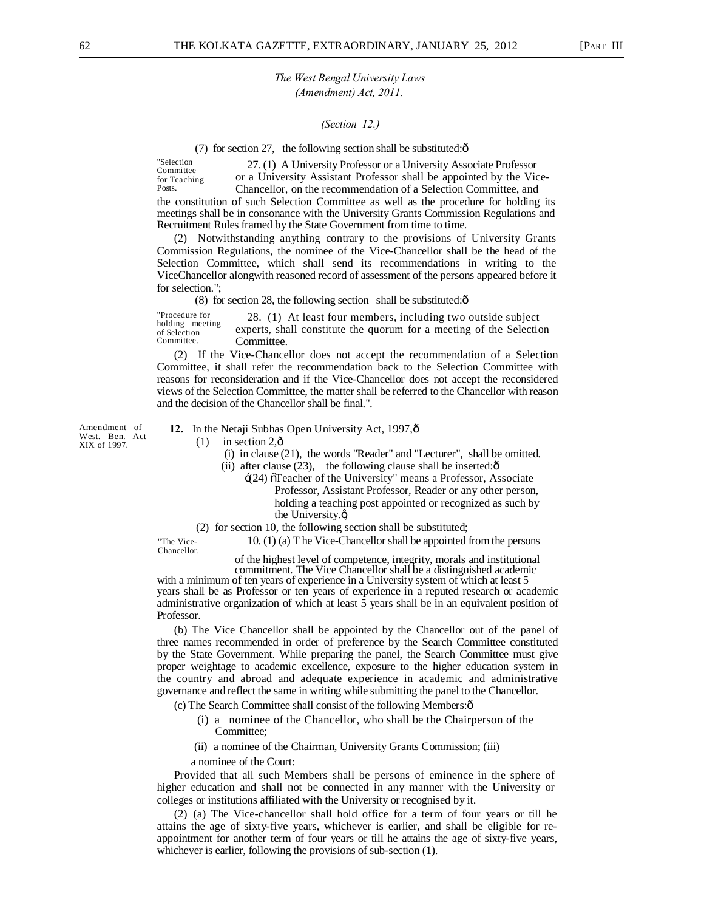*The West Bengal University Laws (Amendment) Act, 2011.*

*(Section 12.)*

(7) for section 27, the following section shall be substituted:—

"Selection Committee for Teaching Posts.

27. (1) A University Professor or a University Associate Professor or a University Assistant Professor shall be appointed by the Vice-Chancellor, on the recommendation of a Selection Committee, and the constitution of such Selection Committee as well as the procedure for holding its meetings shall be in consonance with the University Grants Commission Regulations and Recruitment Rules framed by the State Government from time to time.

(2) Notwithstanding anything contrary to the provisions of University Grants Commission Regulations, the nominee of the Vice-Chancellor shall be the head of the Selection Committee, which shall send its recommendations in writing to the ViceChancellor alongwith reasoned record of assessment of the persons appeared before it for selection.";

(8) for section 28, the following section shall be substituted:—

"Procedure for holding meeting of Selection Committee.

28. (1) At least four members, including two outside subject experts, shall constitute the quorum for a meeting of the Selection Committee.

(2) If the Vice-Chancellor does not accept the recommendation of a Selection Committee, it shall refer the recommendation back to the Selection Committee with reasons for reconsideration and if the Vice-Chancellor does not accept the reconsidered views of the Selection Committee, the matter shall be referred to the Chancellor with reason and the decision of the Chancellor shall be final.".

Amendment of West. Ben. Act XIX of 1997.

**12.** In the Netaji Subhas Open University Act, 1997,—

(1) in section 2,—

(i) in clause (21), the words "Reader" and "Lecturer", shall be omitted.

(ii) after clause (23), the following clause shall be inserted:—

'(24) "Teacher of the University" means a Professor, Associate Professor, Assistant Professor, Reader or any other person, holding a teaching post appointed or recognized as such by the University.';

(2) for section 10, the following section shall be substituted;

"The Vice-Chancellor.

10. (1) (a) T he Vice-Chancellor shall be appointed from the persons of the highest level of competence, integrity, morals and institutional commitment. The Vice Chancellor shall be a distinguished academic with a minimum of ten years of experience in a University system of which at least 5 years shall be as Professor or ten years of experience in a reputed research or academic administrative organization of which at least 5 years shall be in an equivalent position of Professor.

(b) The Vice Chancellor shall be appointed by the Chancellor out of the panel of three names recommended in order of preference by the Search Committee constituted by the State Government. While preparing the panel, the Search Committee must give proper weightage to academic excellence, exposure to the higher education system in the country and abroad and adequate experience in academic and administrative governance and reflect the same in writing while submitting the panel to the Chancellor.

(c) The Search Committee shall consist of the following Members:—

(i) a nominee of the Chancellor, who shall be the Chairperson of the Committee;

(ii) a nominee of the Chairman, University Grants Commission; (iii) a nominee of the Court:

Provided that all such Members shall be persons of eminence in the sphere of higher education and shall not be connected in any manner with the University or colleges or institutions affiliated with the University or recognised by it.

(2) (a) The Vice-chancellor shall hold office for a term of four years or till he attains the age of sixty-five years, whichever is earlier, and shall be eligible for re-appointment for another term of four years or till he attains the age of sixty-five years, whichever is earlier, following the provisions of sub-section (1).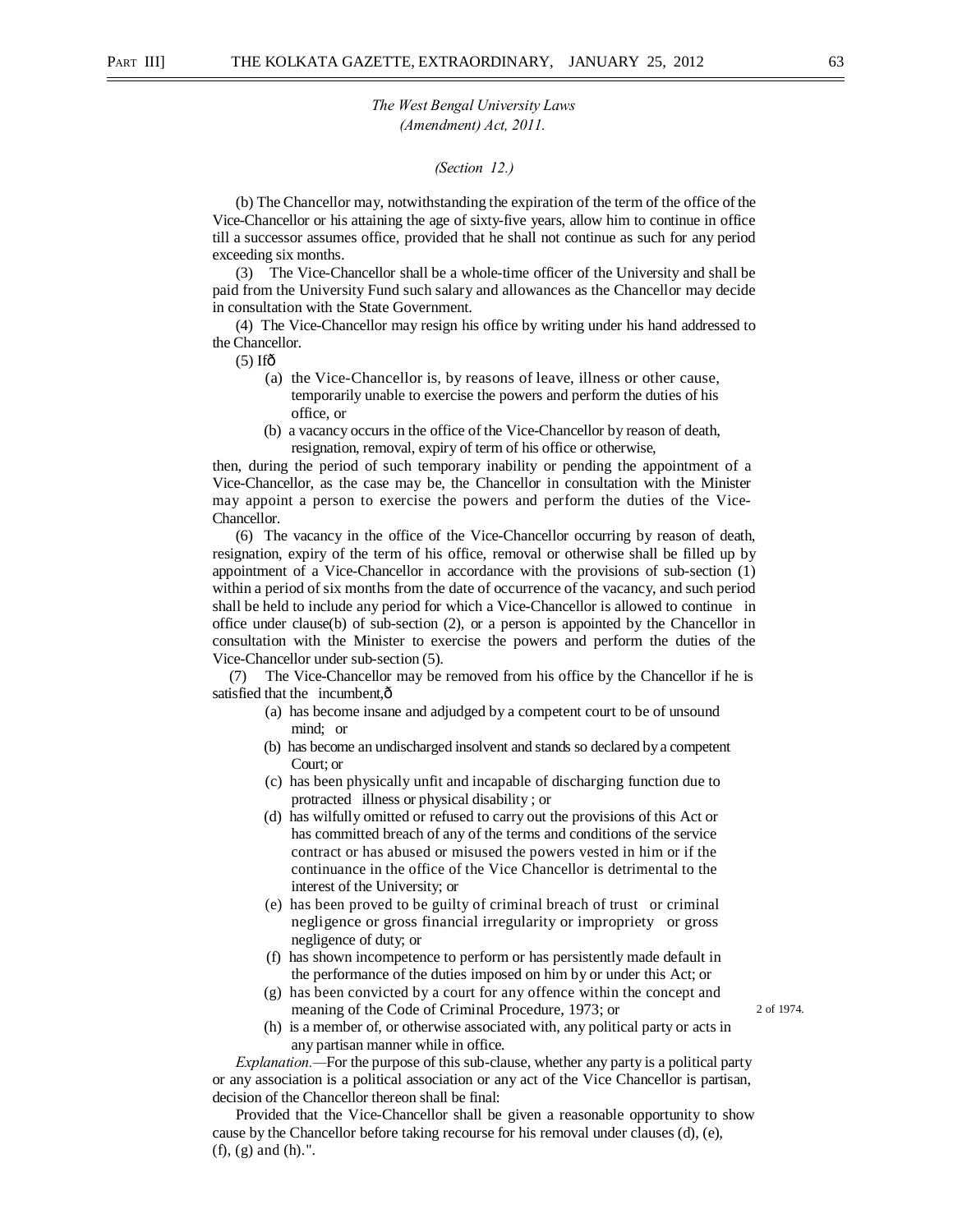*The West Bengal University Laws (Amendment) Act, 2011.*

*(Section 12.)*

(b) The Chancellor may, notwithstanding the expiration of the term of the office of the Vice-Chancellor or his attaining the age of sixty-five years, allow him to continue in office till a successor assumes office, provided that he shall not continue as such for any period exceeding six months.

(3) The Vice-Chancellor shall be a whole-time officer of the University and shall be paid from the University Fund such salary and allowances as the Chancellor may decide in consultation with the State Government.

(4) The Vice-Chancellor may resign his office by writing under his hand addressed to the Chancellor.

(5) If—

(a) the Vice-Chancellor is, by reasons of leave, illness or other cause, temporarily unable to exercise the powers and perform the duties of his office, or

(b) a vacancy occurs in the office of the Vice-Chancellor by reason of death, resignation, removal, expiry of term of his office or otherwise,

then, during the period of such temporary inability or pending the appointment of a Vice-Chancellor, as the case may be, the Chancellor in consultation with the Minister may appoint a person to exercise the powers and perform the duties of the Vice-Chancellor.

(6) The vacancy in the office of the Vice-Chancellor occurring by reason of death, resignation, expiry of the term of his office, removal or otherwise shall be filled up by appointment of a Vice-Chancellor in accordance with the provisions of sub-section (1) within a period of six months from the date of occurrence of the vacancy, and such period shall be held to include any period for which a Vice-Chancellor is allowed to continue in office under clause(b) of sub-section (2), or a person is appointed by the Chancellor in consultation with the Minister to exercise the powers and perform the duties of the Vice-Chancellor under sub-section (5).

(7) The Vice-Chancellor may be removed from his office by the Chancellor if he is satisfied that the incumbent,—

(a) has become insane and adjudged by a competent court to be of unsound mind; or

(b) has become an undischarged insolvent and stands so declared by a competent Court; or

(c) has been physically unfit and incapable of discharging function due to protracted illness or physical disability ; or

(d) has wilfully omitted or refused to carry out the provisions of this Act or has committed breach of any of the terms and conditions of the service contract or has abused or misused the powers vested in him or if the continuance in the office of the Vice Chancellor is detrimental to the interest of the University; or

(e) has been proved to be guilty of criminal breach of trust or criminal negligence or gross financial irregularity or impropriety or gross negligence of duty; or

(f) has shown incompetence to perform or has persistently made default in the performance of the duties imposed on him by or under this Act; or

(g) has been convicted by a court for any offence within the concept and meaning of the Code of Criminal Procedure, 1973; or (2 of 1974.)

(h) is a member of, or otherwise associated with, any political party or acts in any partisan manner while in office.

*Explanation.*—For the purpose of this sub-clause, whether any party is a political party or any association is a political association or any act of the Vice Chancellor is partisan, decision of the Chancellor thereon shall be final:

Provided that the Vice-Chancellor shall be given a reasonable opportunity to show cause by the Chancellor before taking recourse for his removal under clauses (d), (e), (f), (g) and (h).".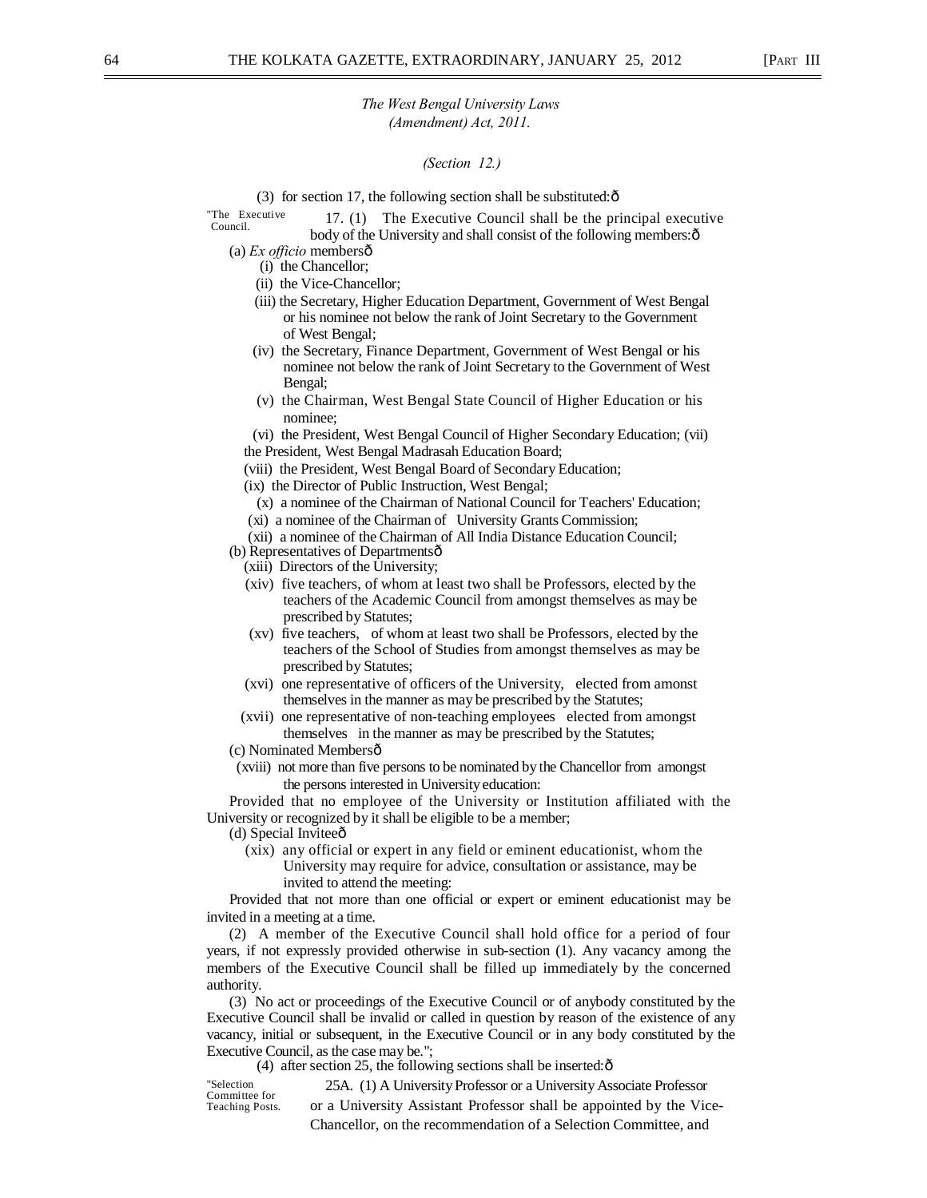*The West Bengal University Laws (Amendment) Act, 2011.*

*(Section 12.)*

(3) for section 17, the following section shall be substituted:—

"The Executive Council.

17. (1) The Executive Council shall be the principal executive body of the University and shall consist of the following members:—

(a) *Ex officio* members—

(i) the Chancellor;

(ii) the Vice-Chancellor;

(iii) the Secretary, Higher Education Department, Government of West Bengal or his nominee not below the rank of Joint Secretary to the Government of West Bengal;

(iv) the Secretary, Finance Department, Government of West Bengal or his nominee not below the rank of Joint Secretary to the Government of West Bengal;

(v) the Chairman, West Bengal State Council of Higher Education or his nominee;

(vi) the President, West Bengal Council of Higher Secondary Education;

(vii) the President, West Bengal Madrasah Education Board;

(viii) the President, West Bengal Board of Secondary Education;

(ix) the Director of Public Instruction, West Bengal;

(x) a nominee of the Chairman of National Council for Teachers' Education;

(xi) a nominee of the Chairman of University Grants Commission;

(xii) a nominee of the Chairman of All India Distance Education Council;

(b) Representatives of Departments—

(xiii) Directors of the University;

(xiv) five teachers, of whom at least two shall be Professors, elected by the teachers of the Academic Council from amongst themselves as may be prescribed by Statutes;

(xv) five teachers, of whom at least two shall be Professors, elected by the teachers of the School of Studies from amongst themselves as may be prescribed by Statutes;

(xvi) one representative of officers of the University, elected from amonst themselves in the manner as may be prescribed by the Statutes;

(xvii) one representative of non-teaching employees elected from amongst themselves in the manner as may be prescribed by the Statutes;

(c) Nominated Members—

(xviii) not more than five persons to be nominated by the Chancellor from amongst the persons interested in University education:

Provided that no employee of the University or Institution affiliated with the University or recognized by it shall be eligible to be a member;

(d) Special Invitee—

(xix) any official or expert in any field or eminent educationist, whom the University may require for advice, consultation or assistance, may be invited to attend the meeting:

Provided that not more than one official or expert or eminent educationist may be invited in a meeting at a time.

(2) A member of the Executive Council shall hold office for a period of four years, if not expressly provided otherwise in sub-section (1). Any vacancy among the members of the Executive Council shall be filled up immediately by the concerned authority.

(3) No act or proceedings of the Executive Council or of anybody constituted by the Executive Council shall be invalid or called in question by reason of the existence of any vacancy, initial or subsequent, in the Executive Council or in any body constituted by the Executive Council, as the case may be.";

(4) after section 25, the following sections shall be inserted:—

"Selection Committee for Teaching Posts.

25A. (1) A University Professor or a University Associate Professor or a University Assistant Professor shall be appointed by the Vice-Chancellor, on the recommendation of a Selection Committee, and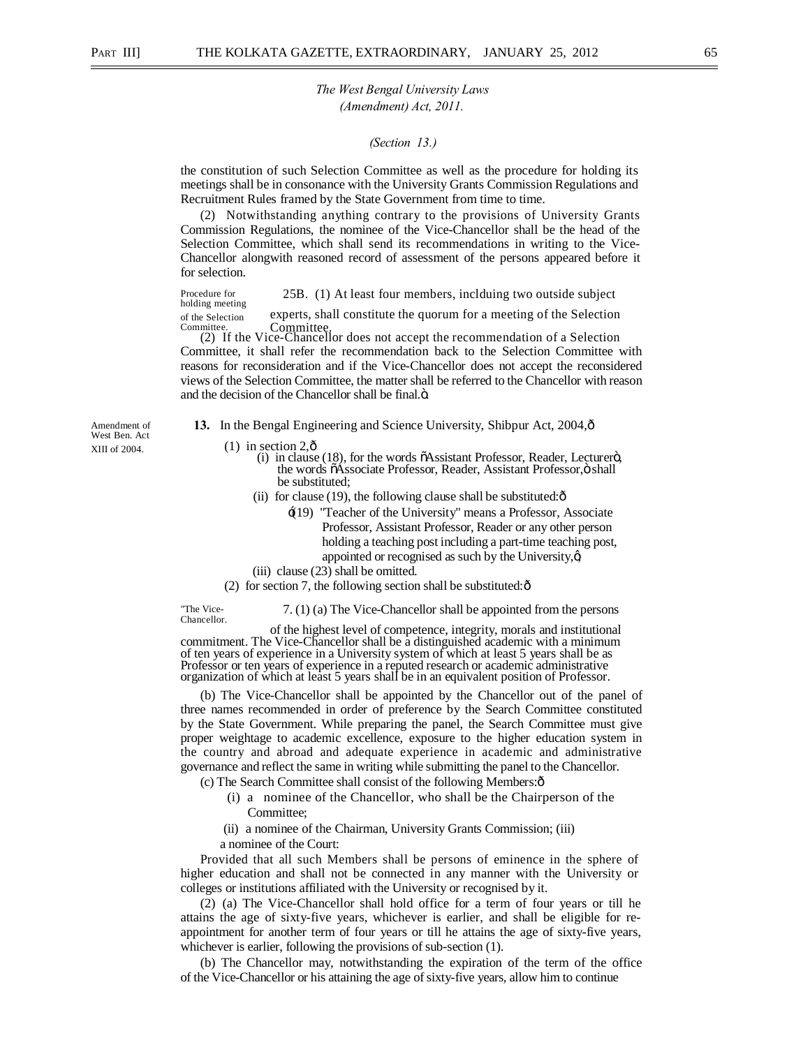*The West Bengal University Laws (Amendment) Act, 2011.*

*(Section 13.)*

the constitution of such Selection Committee as well as the procedure for holding its meetings shall be in consonance with the University Grants Commission Regulations and Recruitment Rules framed by the State Government from time to time.

(2) Notwithstanding anything contrary to the provisions of University Grants Commission Regulations, the nominee of the Vice-Chancellor shall be the head of the Selection Committee, which shall send its recommendations in writing to the Vice-Chancellor alongwith reasoned record of assessment of the persons appeared before it for selection.

Procedure for holding meeting of the Selection Committee.

25B. (1) At least four members, inclduing two outside subject experts, shall constitute the quorum for a meeting of the Selection Committee.

(2) If the Vice-Chancellor does not accept the recommendation of a Selection Committee, it shall refer the recommendation back to the Selection Committee with reasons for reconsideration and if the Vice-Chancellor does not accept the reconsidered views of the Selection Committee, the matter shall be referred to the Chancellor with reason and the decision of the Chancellor shall be final.".

Amendment of West Ben. Act XIII of 2004.

**13.** In the Bengal Engineering and Science University, Shibpur Act, 2004,—

(1) in section 2,—

(i) in clause (18), for the words "Assistant Professor, Reader, Lecturer", the words "Associate Professor, Reader, Assistant Professor," shall be substituted;

(ii) for clause (19), the following clause shall be substituted:—

'(19) "Teacher of the University" means a Professor, Associate Professor, Assistant Professor, Reader or any other person holding a teaching post including a part-time teaching post, appointed or recognised as such by the University,';

(iii) clause (23) shall be omitted.

(2) for section 7, the following section shall be substituted:—

"The Vice-Chancellor.

7. (1) (a) The Vice-Chancellor shall be appointed from the persons of the highest level of competence, integrity, morals and institutional commitment. The Vice-Chancellor shall be a distinguished academic with a minimum of ten years of experience in a University system of which at least 5 years shall be as Professor or ten years of experience in a reputed research or academic administrative organization of which at least 5 years shall be in an equivalent position of Professor.

(b) The Vice-Chancellor shall be appointed by the Chancellor out of the panel of three names recommended in order of preference by the Search Committee constituted by the State Government. While preparing the panel, the Search Committee must give proper weightage to academic excellence, exposure to the higher education system in the country and abroad and adequate experience in academic and administrative governance and reflect the same in writing while submitting the panel to the Chancellor.

(c) The Search Committee shall consist of the following Members:—

(i) a nominee of the Chancellor, who shall be the Chairperson of the Committee;

(ii) a nominee of the Chairman, University Grants Commission; (iii) a nominee of the Court:

Provided that all such Members shall be persons of eminence in the sphere of higher education and shall not be connected in any manner with the University or colleges or institutions affiliated with the University or recognised by it.

(2) (a) The Vice-Chancellor shall hold office for a term of four years or till he attains the age of sixty-five years, whichever is earlier, and shall be eligible for re-appointment for another term of four years or till he attains the age of sixty-five years, whichever is earlier, following the provisions of sub-section (1).

(b) The Chancellor may, notwithstanding the expiration of the term of the office of the Vice-Chancellor or his attaining the age of sixty-five years, allow him to continue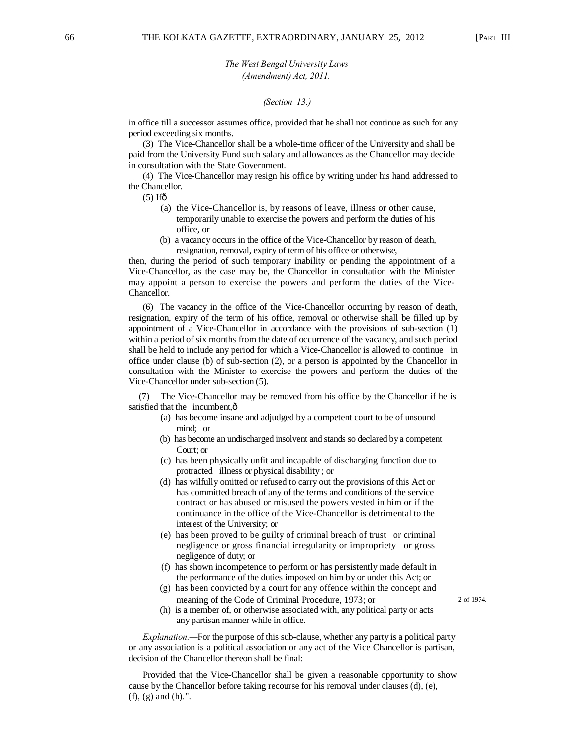*The West Bengal University Laws (Amendment) Act, 2011.*

*(Section 13.)*

in office till a successor assumes office, provided that he shall not continue as such for any period exceeding six months.

(3) The Vice-Chancellor shall be a whole-time officer of the University and shall be paid from the University Fund such salary and allowances as the Chancellor may decide in consultation with the State Government.

(4) The Vice-Chancellor may resign his office by writing under his hand addressed to the Chancellor.

(5) Ifð

(a) the Vice-Chancellor is, by reasons of leave, illness or other cause, temporarily unable to exercise the powers and perform the duties of his office, or

(b) a vacancy occurs in the office of the Vice-Chancellor by reason of death, resignation, removal, expiry of term of his office or otherwise,

then, during the period of such temporary inability or pending the appointment of a Vice-Chancellor, as the case may be, the Chancellor in consultation with the Minister may appoint a person to exercise the powers and perform the duties of the Vice-Chancellor.

(6) The vacancy in the office of the Vice-Chancellor occurring by reason of death, resignation, expiry of the term of his office, removal or otherwise shall be filled up by appointment of a Vice-Chancellor in accordance with the provisions of sub-section (1) within a period of six months from the date of occurrence of the vacancy, and such period shall be held to include any period for which a Vice-Chancellor is allowed to continue in office under clause (b) of sub-section (2), or a person is appointed by the Chancellor in consultation with the Minister to exercise the powers and perform the duties of the Vice-Chancellor under sub-section (5).

(7) The Vice-Chancellor may be removed from his office by the Chancellor if he is satisfied that the incumbent,ð

(a) has become insane and adjudged by a competent court to be of unsound mind; or

(b) has become an undischarged insolvent and stands so declared by a competent Court; or

(c) has been physically unfit and incapable of discharging function due to protracted illness or physical disability ; or

(d) has wilfully omitted or refused to carry out the provisions of this Act or has committed breach of any of the terms and conditions of the service contract or has abused or misused the powers vested in him or if the continuance in the office of the Vice-Chancellor is detrimental to the interest of the University; or

(e) has been proved to be guilty of criminal breach of trust or criminal negligence or gross financial irregularity or impropriety or gross negligence of duty; or

(f) has shown incompetence to perform or has persistently made default in the performance of the duties imposed on him by or under this Act; or

(g) has been convicted by a court for any offence within the concept and meaning of the Code of Criminal Procedure, 1973; or — 2 of 1974.

(h) is a member of, or otherwise associated with, any political party or acts any partisan manner while in office.

*Explanation.*—For the purpose of this sub-clause, whether any party is a political party or any association is a political association or any act of the Vice Chancellor is partisan, decision of the Chancellor thereon shall be final:

Provided that the Vice-Chancellor shall be given a reasonable opportunity to show cause by the Chancellor before taking recourse for his removal under clauses (d), (e), (f), (g) and (h).".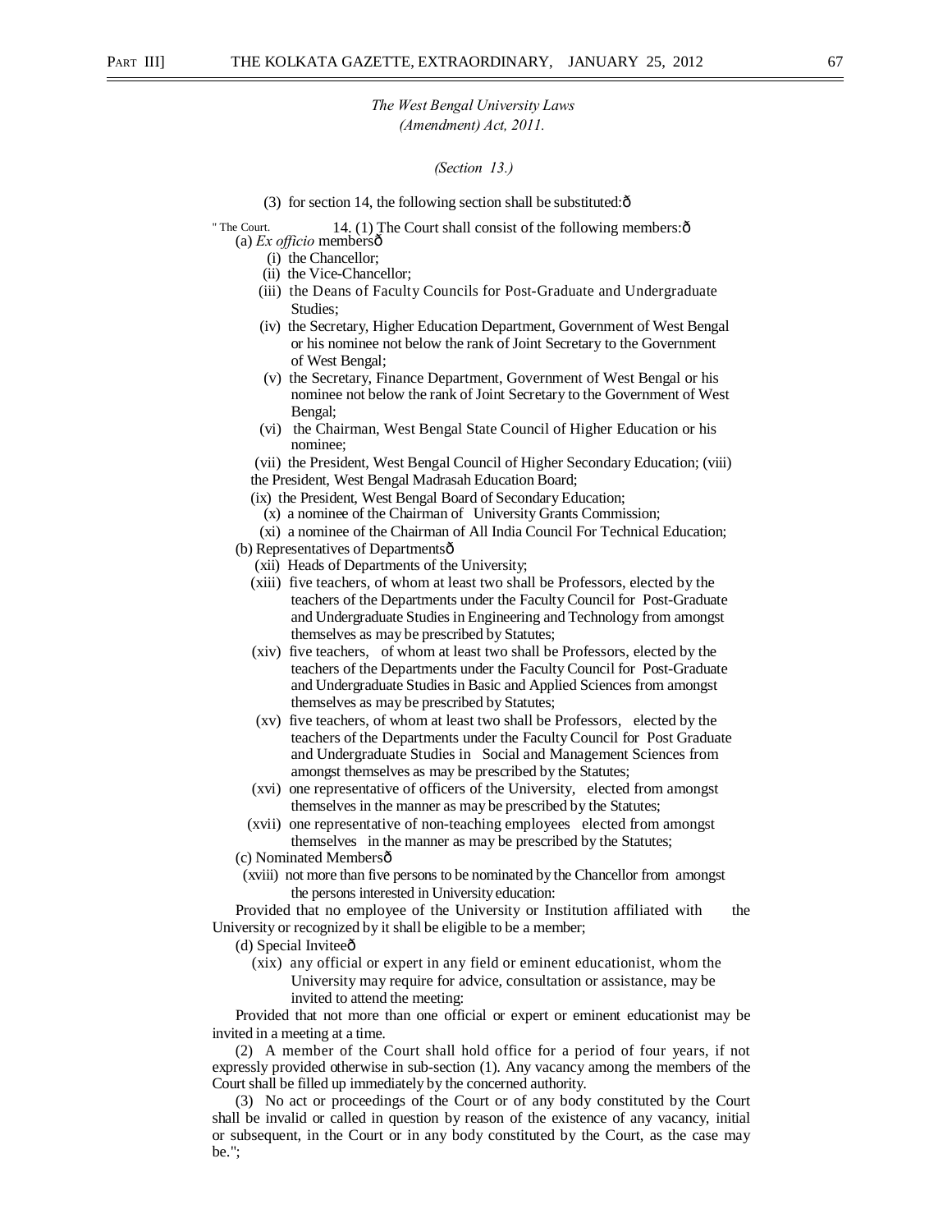*The West Bengal University Laws (Amendment) Act, 2011.*

*(Section 13.)*

(3) for section 14, the following section shall be substituted:—

"The Court. 14. (1) The Court shall consist of the following members:—

(a) *Ex officio* members—

(i) the Chancellor;

(ii) the Vice-Chancellor;

(iii) the Deans of Faculty Councils for Post-Graduate and Undergraduate Studies;

(iv) the Secretary, Higher Education Department, Government of West Bengal or his nominee not below the rank of Joint Secretary to the Government of West Bengal;

(v) the Secretary, Finance Department, Government of West Bengal or his nominee not below the rank of Joint Secretary to the Government of West Bengal;

(vi) the Chairman, West Bengal State Council of Higher Education or his nominee;

(vii) the President, West Bengal Council of Higher Secondary Education;

(viii) the President, West Bengal Madrasah Education Board;

(ix) the President, West Bengal Board of Secondary Education;

(x) a nominee of the Chairman of University Grants Commission;

(xi) a nominee of the Chairman of All India Council For Technical Education;

(b) Representatives of Departments—

(xii) Heads of Departments of the University;

(xiii) five teachers, of whom at least two shall be Professors, elected by the teachers of the Departments under the Faculty Council for Post-Graduate and Undergraduate Studies in Engineering and Technology from amongst themselves as may be prescribed by Statutes;

(xiv) five teachers, of whom at least two shall be Professors, elected by the teachers of the Departments under the Faculty Council for Post-Graduate and Undergraduate Studies in Basic and Applied Sciences from amongst themselves as may be prescribed by Statutes;

(xv) five teachers, of whom at least two shall be Professors, elected by the teachers of the Departments under the Faculty Council for Post Graduate and Undergraduate Studies in Social and Management Sciences from amongst themselves as may be prescribed by the Statutes;

(xvi) one representative of officers of the University, elected from amongst themselves in the manner as may be prescribed by the Statutes;

(xvii) one representative of non-teaching employees elected from amongst themselves in the manner as may be prescribed by the Statutes;

(c) Nominated Members—

(xviii) not more than five persons to be nominated by the Chancellor from amongst the persons interested in University education:

Provided that no employee of the University or Institution affiliated with the University or recognized by it shall be eligible to be a member;

(d) Special Invitee—

(xix) any official or expert in any field or eminent educationist, whom the University may require for advice, consultation or assistance, may be invited to attend the meeting:

Provided that not more than one official or expert or eminent educationist may be invited in a meeting at a time.

(2) A member of the Court shall hold office for a period of four years, if not expressly provided otherwise in sub-section (1). Any vacancy among the members of the Court shall be filled up immediately by the concerned authority.

(3) No act or proceedings of the Court or of any body constituted by the Court shall be invalid or called in question by reason of the existence of any vacancy, initial or subsequent, in the Court or in any body constituted by the Court, as the case may be.";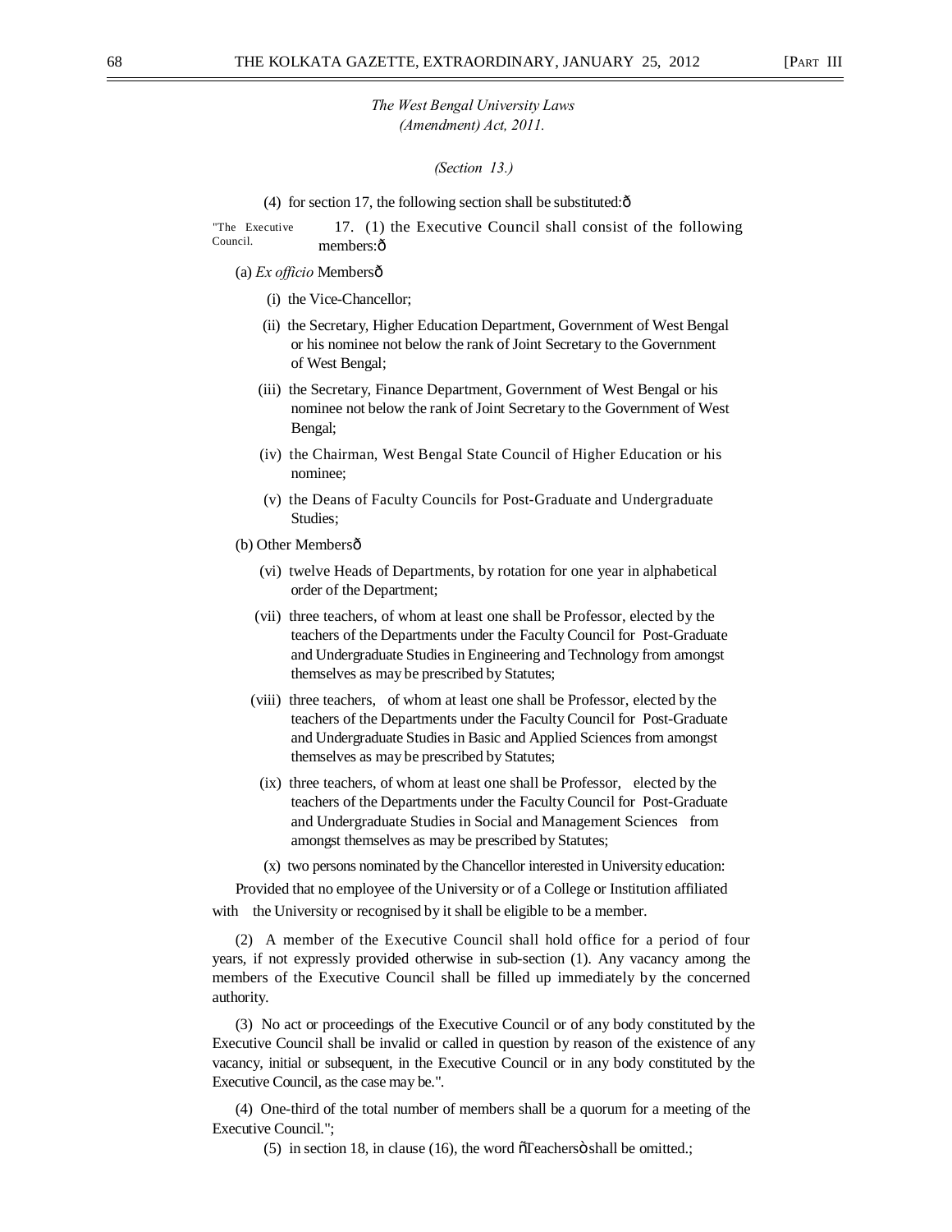*The West Bengal University Laws (Amendment) Act, 2011.*

*(Section 13.)*

(4) for section 17, the following section shall be substituted:ô

"The Executive Council.

17. (1) the Executive Council shall consist of the following members:ô

(a) *Ex officio* Membersô

(i) the Vice-Chancellor;

(ii) the Secretary, Higher Education Department, Government of West Bengal or his nominee not below the rank of Joint Secretary to the Government of West Bengal;

(iii) the Secretary, Finance Department, Government of West Bengal or his nominee not below the rank of Joint Secretary to the Government of West Bengal;

(iv) the Chairman, West Bengal State Council of Higher Education or his nominee;

(v) the Deans of Faculty Councils for Post-Graduate and Undergraduate Studies;

(b) Other Membersô

(vi) twelve Heads of Departments, by rotation for one year in alphabetical order of the Department;

(vii) three teachers, of whom at least one shall be Professor, elected by the teachers of the Departments under the Faculty Council for Post-Graduate and Undergraduate Studies in Engineering and Technology from amongst themselves as may be prescribed by Statutes;

(viii) three teachers, of whom at least one shall be Professor, elected by the teachers of the Departments under the Faculty Council for Post-Graduate and Undergraduate Studies in Basic and Applied Sciences from amongst themselves as may be prescribed by Statutes;

(ix) three teachers, of whom at least one shall be Professor, elected by the teachers of the Departments under the Faculty Council for Post-Graduate and Undergraduate Studies in Social and Management Sciences from amongst themselves as may be prescribed by Statutes;

(x) two persons nominated by the Chancellor interested in University education:

Provided that no employee of the University or of a College or Institution affiliated with the University or recognised by it shall be eligible to be a member.

(2) A member of the Executive Council shall hold office for a period of four years, if not expressly provided otherwise in sub-section (1). Any vacancy among the members of the Executive Council shall be filled up immediately by the concerned authority.

(3) No act or proceedings of the Executive Council or of any body constituted by the Executive Council shall be invalid or called in question by reason of the existence of any vacancy, initial or subsequent, in the Executive Council or in any body constituted by the Executive Council, as the case may be.".

(4) One-third of the total number of members shall be a quorum for a meeting of the Executive Council.";

(5) in section 18, in clause (16), the word õTeachersö shall be omitted.;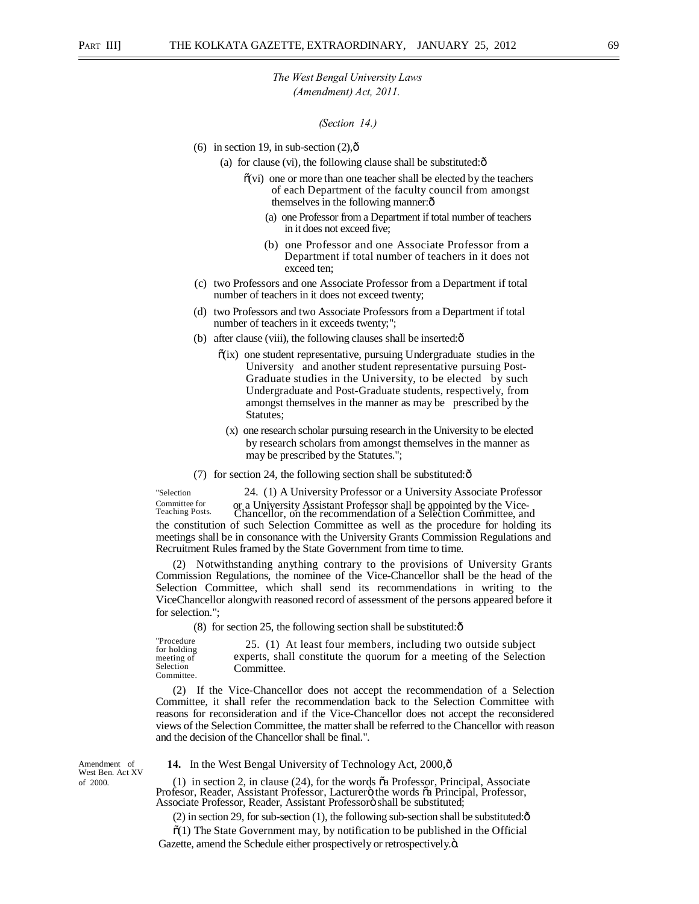*The West Bengal University Laws (Amendment) Act, 2011.*

*(Section 14.)*

(6) in section 19, in sub-section (2),—

(a) for clause (vi), the following clause shall be substituted:—

"(vi) one or more than one teacher shall be elected by the teachers of each Department of the faculty council from amongst themselves in the following manner:—

(a) one Professor from a Department if total number of teachers in it does not exceed five;

(b) one Professor and one Associate Professor from a Department if total number of teachers in it does not exceed ten;

(c) two Professors and one Associate Professor from a Department if total number of teachers in it does not exceed twenty;

(d) two Professors and two Associate Professors from a Department if total number of teachers in it exceeds twenty;";

(b) after clause (viii), the following clauses shall be inserted:—

"(ix) one student representative, pursuing Undergraduate studies in the University and another student representative pursuing Post-Graduate studies in the University, to be elected by such Undergraduate and Post-Graduate students, respectively, from amongst themselves in the manner as may be prescribed by the Statutes;

(x) one research scholar pursuing research in the University to be elected by research scholars from amongst themselves in the manner as may be prescribed by the Statutes.";

(7) for section 24, the following section shall be substituted:—

"Selection Committee for Teaching Posts.

24. (1) A University Professor or a University Associate Professor or a University Assistant Professor shall be appointed by the Vice-Chancellor, on the recommendation of a Selection Committee, and the constitution of such Selection Committee as well as the procedure for holding its meetings shall be in consonance with the University Grants Commission Regulations and Recruitment Rules framed by the State Government from time to time.

(2) Notwithstanding anything contrary to the provisions of University Grants Commission Regulations, the nominee of the Vice-Chancellor shall be the head of the Selection Committee, which shall send its recommendations in writing to the ViceChancellor alongwith reasoned record of assessment of the persons appeared before it for selection.";

(8) for section 25, the following section shall be substituted:—

"Procedure for holding meeting of Selection Committee.

25. (1) At least four members, including two outside subject experts, shall constitute the quorum for a meeting of the Selection Committee.

(2) If the Vice-Chancellor does not accept the recommendation of a Selection Committee, it shall refer the recommendation back to the Selection Committee with reasons for reconsideration and if the Vice-Chancellor does not accept the reconsidered views of the Selection Committee, the matter shall be referred to the Chancellor with reason and the decision of the Chancellor shall be final.".

Amendment of West Ben. Act XV of 2000.

**14.** In the West Bengal University of Technology Act, 2000,—

(1) in section 2, in clause (24), for the words "a Professor, Principal, Associate Profesor, Reader, Assistant Professor, Lacturer" the words "a Principal, Professor, Associate Professor, Reader, Assistant Professor" shall be substituted;

(2) in section 29, for sub-section (1), the following sub-section shall be substituted:—

"(1) The State Government may, by notification to be published in the Official Gazette, amend the Schedule either prospectively or retrospectively.".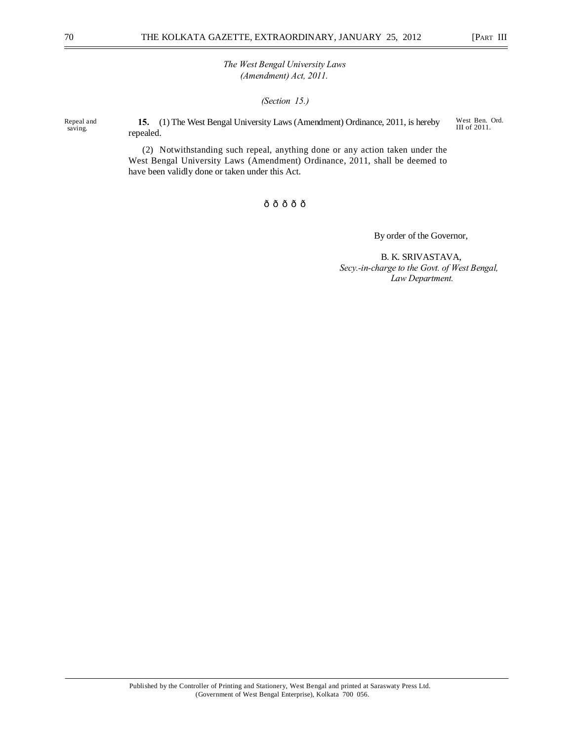*The West Bengal University Laws (Amendment) Act, 2011.*

*(Section 15.)*

Repeal and saving.

**15.** (1) The West Bengal University Laws (Amendment) Ordinance, 2011, is hereby repealed.

West Ben. Ord. III of 2011.

(2) Notwithstanding such repeal, anything done or any action taken under the West Bengal University Laws (Amendment) Ordinance, 2011, shall be deemed to have been validly done or taken under this Act.

ð ð ð ð ð

By order of the Governor,

B. K. SRIVASTAVA,
*Secy.-in-charge to the Govt. of West Bengal,*
*Law Department.*

Published by the Controller of Printing and Stationery, West Bengal and printed at Saraswaty Press Ltd. (Government of West Bengal Enterprise), Kolkata 700 056.